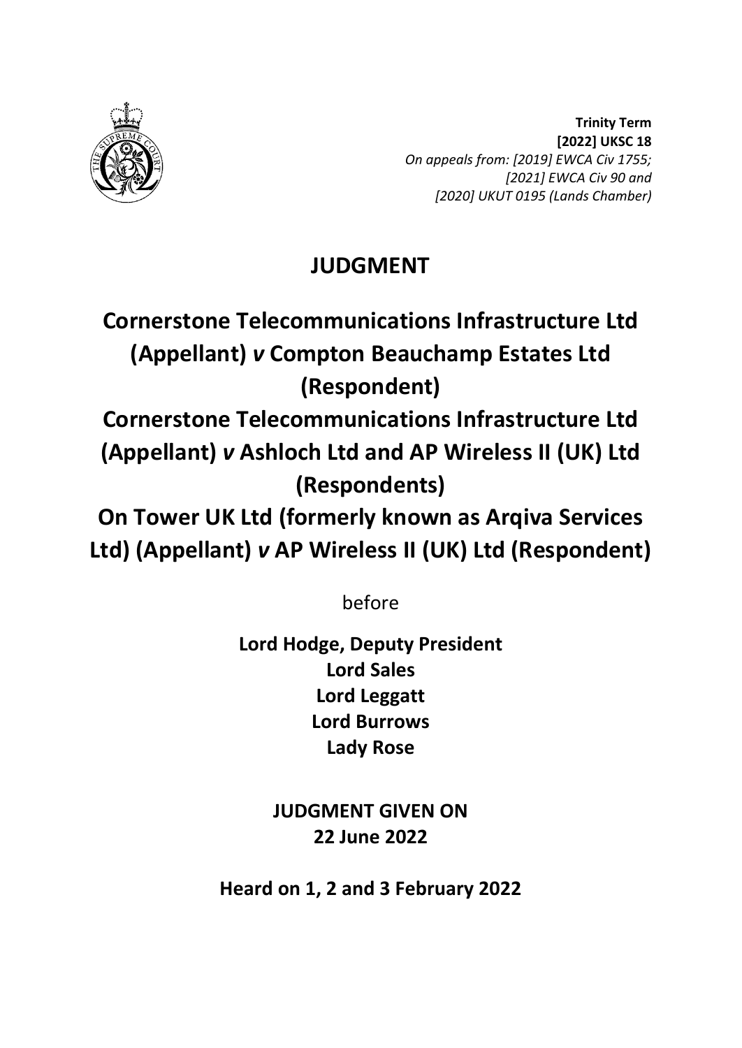**Trinity Term**
**[2022] UKSC 18**
*On appeals from: [2019] EWCA Civ 1755; [2021] EWCA Civ 90 and [2020] UKUT 0195 (Lands Chamber)*

# JUDGMENT

## Cornerstone Telecommunications Infrastructure Ltd (Appellant) *v* Compton Beauchamp Estates Ltd (Respondent)

## Cornerstone Telecommunications Infrastructure Ltd (Appellant) *v* Ashloch Ltd and AP Wireless II (UK) Ltd (Respondents)

## On Tower UK Ltd (formerly known as Arqiva Services Ltd) (Appellant) *v* AP Wireless II (UK) Ltd (Respondent)

before

**Lord Hodge, Deputy President**
**Lord Sales**
**Lord Leggatt**
**Lord Burrows**
**Lady Rose**

**JUDGMENT GIVEN ON**
**22 June 2022**

**Heard on 1, 2 and 3 February 2022**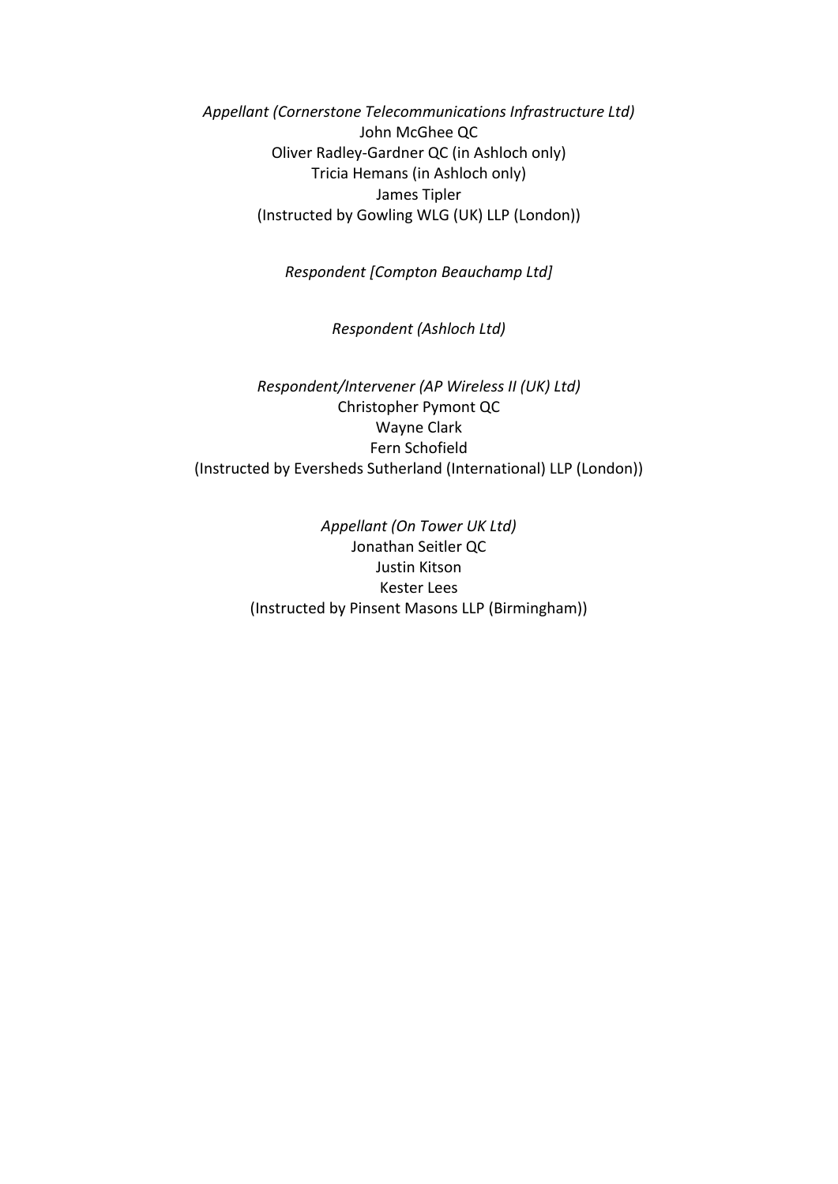*Appellant (Cornerstone Telecommunications Infrastructure Ltd)*
John McGhee QC
Oliver Radley-Gardner QC (in Ashloch only)
Tricia Hemans (in Ashloch only)
James Tipler
(Instructed by Gowling WLG (UK) LLP (London))

*Respondent [Compton Beauchamp Ltd]*

*Respondent (Ashloch Ltd)*

*Respondent/Intervener (AP Wireless II (UK) Ltd)*
Christopher Pymont QC
Wayne Clark
Fern Schofield
(Instructed by Eversheds Sutherland (International) LLP (London))

*Appellant (On Tower UK Ltd)*
Jonathan Seitler QC
Justin Kitson
Kester Lees
(Instructed by Pinsent Masons LLP (Birmingham))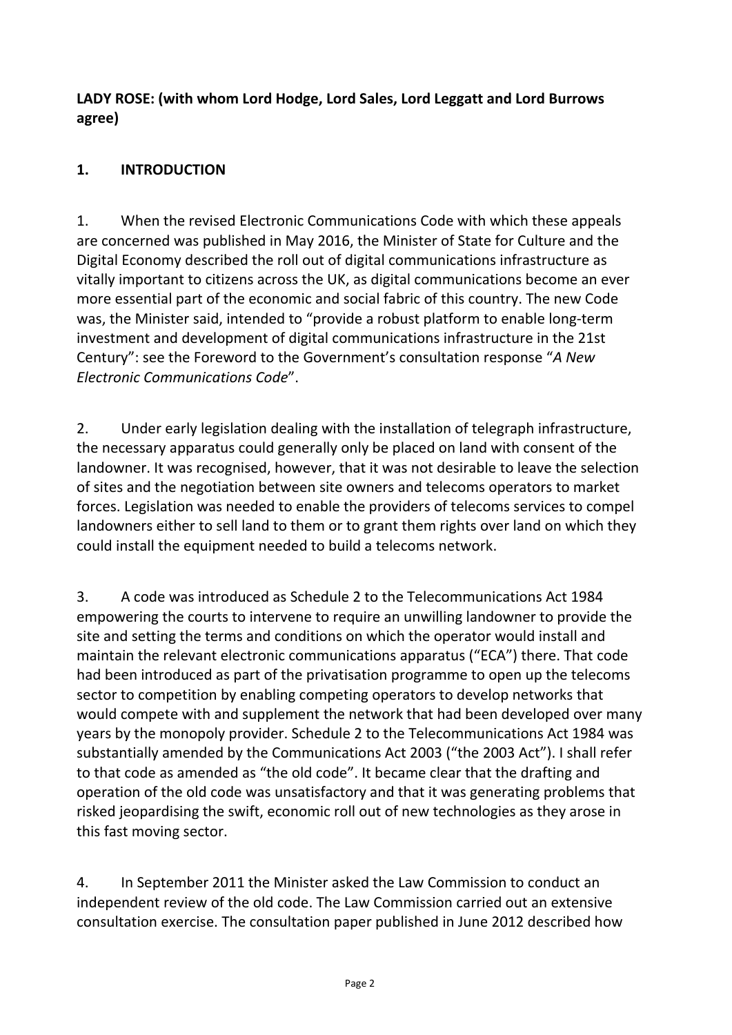**LADY ROSE: (with whom Lord Hodge, Lord Sales, Lord Leggatt and Lord Burrows agree)**

## 1. INTRODUCTION

1. When the revised Electronic Communications Code with which these appeals are concerned was published in May 2016, the Minister of State for Culture and the Digital Economy described the roll out of digital communications infrastructure as vitally important to citizens across the UK, as digital communications become an ever more essential part of the economic and social fabric of this country. The new Code was, the Minister said, intended to "provide a robust platform to enable long-term investment and development of digital communications infrastructure in the 21st Century": see the Foreword to the Government's consultation response "*A New Electronic Communications Code*".

2. Under early legislation dealing with the installation of telegraph infrastructure, the necessary apparatus could generally only be placed on land with consent of the landowner. It was recognised, however, that it was not desirable to leave the selection of sites and the negotiation between site owners and telecoms operators to market forces. Legislation was needed to enable the providers of telecoms services to compel landowners either to sell land to them or to grant them rights over land on which they could install the equipment needed to build a telecoms network.

3. A code was introduced as Schedule 2 to the Telecommunications Act 1984 empowering the courts to intervene to require an unwilling landowner to provide the site and setting the terms and conditions on which the operator would install and maintain the relevant electronic communications apparatus ("ECA") there. That code had been introduced as part of the privatisation programme to open up the telecoms sector to competition by enabling competing operators to develop networks that would compete with and supplement the network that had been developed over many years by the monopoly provider. Schedule 2 to the Telecommunications Act 1984 was substantially amended by the Communications Act 2003 ("the 2003 Act"). I shall refer to that code as amended as "the old code". It became clear that the drafting and operation of the old code was unsatisfactory and that it was generating problems that risked jeopardising the swift, economic roll out of new technologies as they arose in this fast moving sector.

4. In September 2011 the Minister asked the Law Commission to conduct an independent review of the old code. The Law Commission carried out an extensive consultation exercise. The consultation paper published in June 2012 described how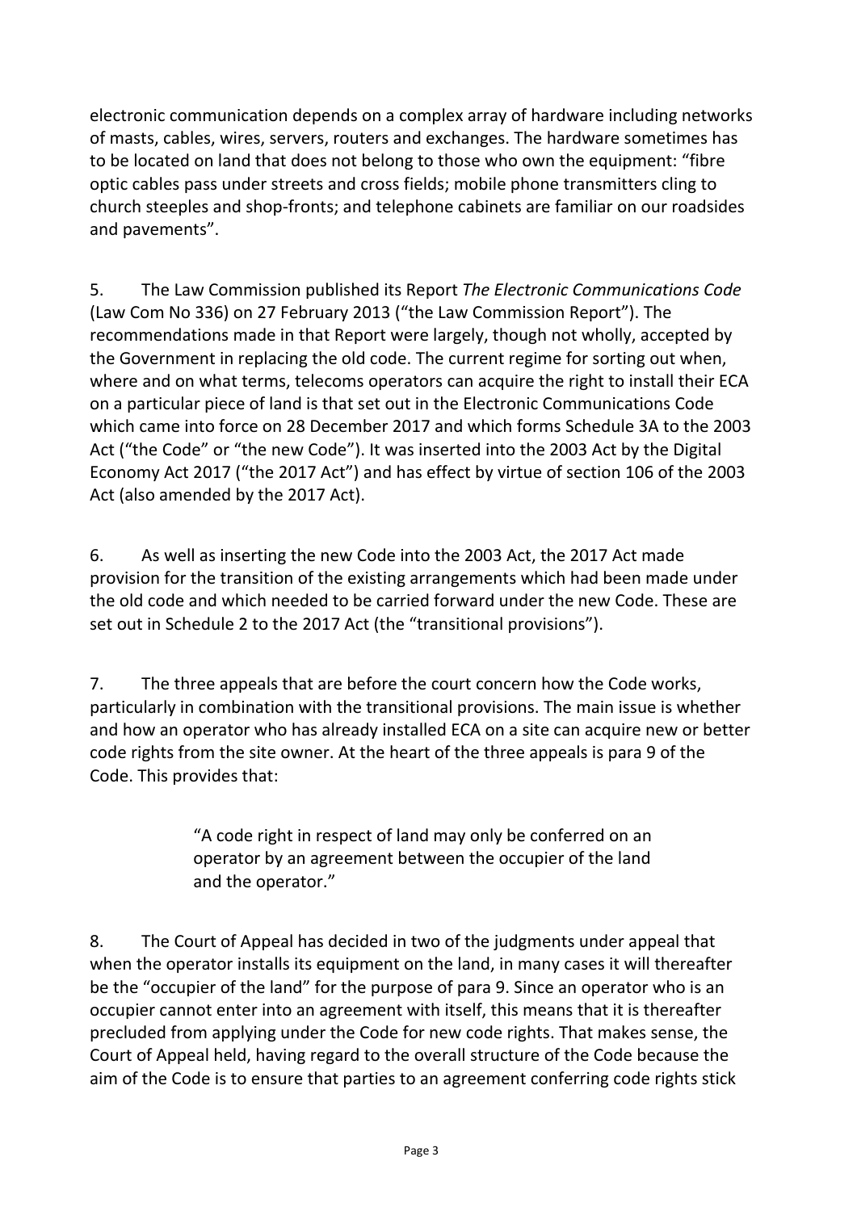electronic communication depends on a complex array of hardware including networks of masts, cables, wires, servers, routers and exchanges. The hardware sometimes has to be located on land that does not belong to those who own the equipment: "fibre optic cables pass under streets and cross fields; mobile phone transmitters cling to church steeples and shop-fronts; and telephone cabinets are familiar on our roadsides and pavements".

5. The Law Commission published its Report *The Electronic Communications Code* (Law Com No 336) on 27 February 2013 ("the Law Commission Report"). The recommendations made in that Report were largely, though not wholly, accepted by the Government in replacing the old code. The current regime for sorting out when, where and on what terms, telecoms operators can acquire the right to install their ECA on a particular piece of land is that set out in the Electronic Communications Code which came into force on 28 December 2017 and which forms Schedule 3A to the 2003 Act ("the Code" or "the new Code"). It was inserted into the 2003 Act by the Digital Economy Act 2017 ("the 2017 Act") and has effect by virtue of section 106 of the 2003 Act (also amended by the 2017 Act).

6. As well as inserting the new Code into the 2003 Act, the 2017 Act made provision for the transition of the existing arrangements which had been made under the old code and which needed to be carried forward under the new Code. These are set out in Schedule 2 to the 2017 Act (the "transitional provisions").

7. The three appeals that are before the court concern how the Code works, particularly in combination with the transitional provisions. The main issue is whether and how an operator who has already installed ECA on a site can acquire new or better code rights from the site owner. At the heart of the three appeals is para 9 of the Code. This provides that:

> "A code right in respect of land may only be conferred on an operator by an agreement between the occupier of the land and the operator."

8. The Court of Appeal has decided in two of the judgments under appeal that when the operator installs its equipment on the land, in many cases it will thereafter be the "occupier of the land" for the purpose of para 9. Since an operator who is an occupier cannot enter into an agreement with itself, this means that it is thereafter precluded from applying under the Code for new code rights. That makes sense, the Court of Appeal held, having regard to the overall structure of the Code because the aim of the Code is to ensure that parties to an agreement conferring code rights stick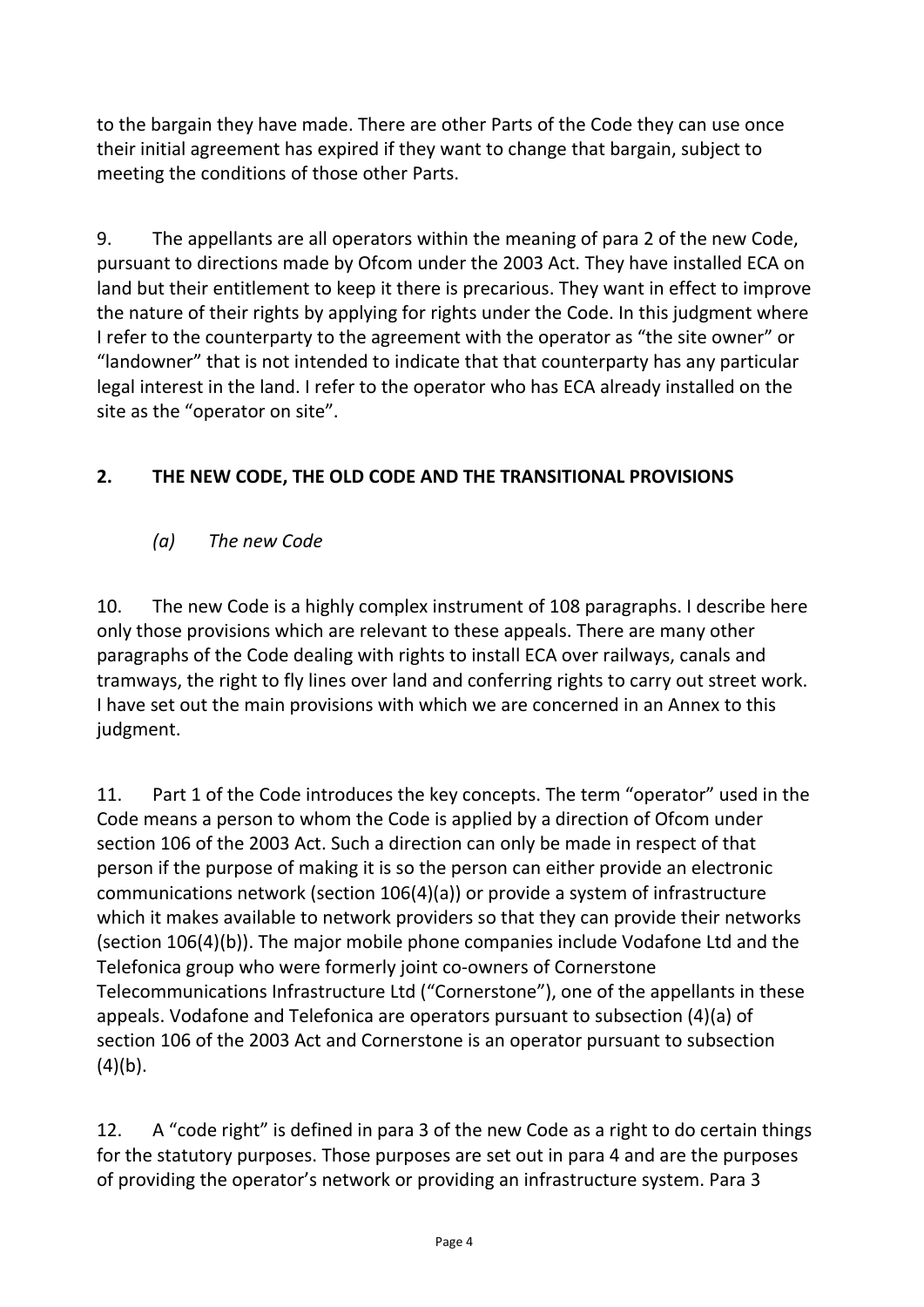to the bargain they have made. There are other Parts of the Code they can use once their initial agreement has expired if they want to change that bargain, subject to meeting the conditions of those other Parts.

9. The appellants are all operators within the meaning of para 2 of the new Code, pursuant to directions made by Ofcom under the 2003 Act. They have installed ECA on land but their entitlement to keep it there is precarious. They want in effect to improve the nature of their rights by applying for rights under the Code. In this judgment where I refer to the counterparty to the agreement with the operator as "the site owner" or "landowner" that is not intended to indicate that that counterparty has any particular legal interest in the land. I refer to the operator who has ECA already installed on the site as the "operator on site".

## 2. THE NEW CODE, THE OLD CODE AND THE TRANSITIONAL PROVISIONS

### *(a) The new Code*

10. The new Code is a highly complex instrument of 108 paragraphs. I describe here only those provisions which are relevant to these appeals. There are many other paragraphs of the Code dealing with rights to install ECA over railways, canals and tramways, the right to fly lines over land and conferring rights to carry out street work. I have set out the main provisions with which we are concerned in an Annex to this judgment.

11. Part 1 of the Code introduces the key concepts. The term "operator" used in the Code means a person to whom the Code is applied by a direction of Ofcom under section 106 of the 2003 Act. Such a direction can only be made in respect of that person if the purpose of making it is so the person can either provide an electronic communications network (section 106(4)(a)) or provide a system of infrastructure which it makes available to network providers so that they can provide their networks (section 106(4)(b)). The major mobile phone companies include Vodafone Ltd and the Telefonica group who were formerly joint co-owners of Cornerstone Telecommunications Infrastructure Ltd ("Cornerstone"), one of the appellants in these appeals. Vodafone and Telefonica are operators pursuant to subsection (4)(a) of section 106 of the 2003 Act and Cornerstone is an operator pursuant to subsection (4)(b).

12. A "code right" is defined in para 3 of the new Code as a right to do certain things for the statutory purposes. Those purposes are set out in para 4 and are the purposes of providing the operator's network or providing an infrastructure system. Para 3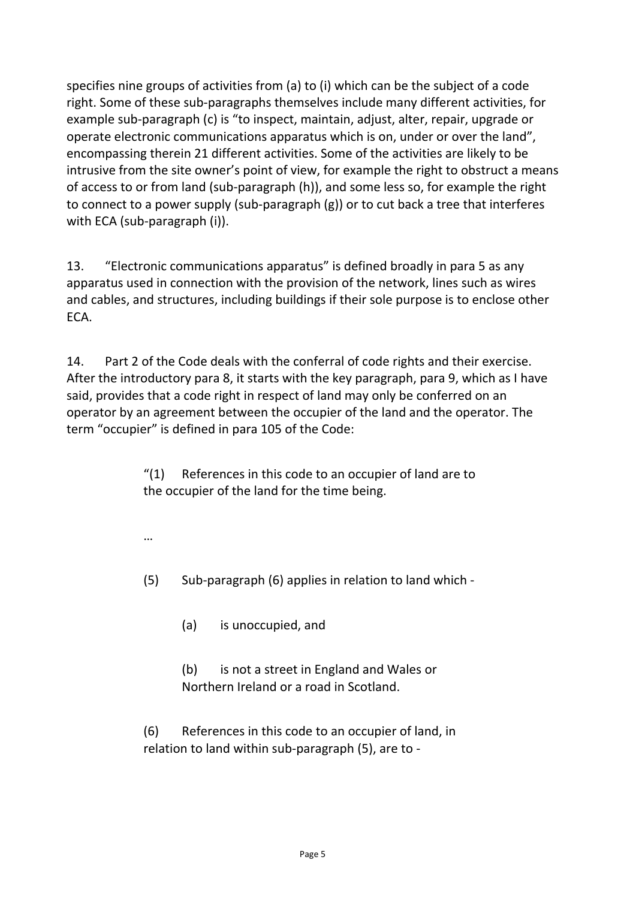specifies nine groups of activities from (a) to (i) which can be the subject of a code right. Some of these sub-paragraphs themselves include many different activities, for example sub-paragraph (c) is "to inspect, maintain, adjust, alter, repair, upgrade or operate electronic communications apparatus which is on, under or over the land", encompassing therein 21 different activities. Some of the activities are likely to be intrusive from the site owner's point of view, for example the right to obstruct a means of access to or from land (sub-paragraph (h)), and some less so, for example the right to connect to a power supply (sub-paragraph (g)) or to cut back a tree that interferes with ECA (sub-paragraph (i)).

13. "Electronic communications apparatus" is defined broadly in para 5 as any apparatus used in connection with the provision of the network, lines such as wires and cables, and structures, including buildings if their sole purpose is to enclose other ECA.

14. Part 2 of the Code deals with the conferral of code rights and their exercise. After the introductory para 8, it starts with the key paragraph, para 9, which as I have said, provides that a code right in respect of land may only be conferred on an operator by an agreement between the occupier of the land and the operator. The term "occupier" is defined in para 105 of the Code:

> "(1) References in this code to an occupier of land are to the occupier of the land for the time being.
>
> …
>
> (5) Sub-paragraph (6) applies in relation to land which -
>
> (a) is unoccupied, and
>
> (b) is not a street in England and Wales or Northern Ireland or a road in Scotland.
>
> (6) References in this code to an occupier of land, in relation to land within sub-paragraph (5), are to -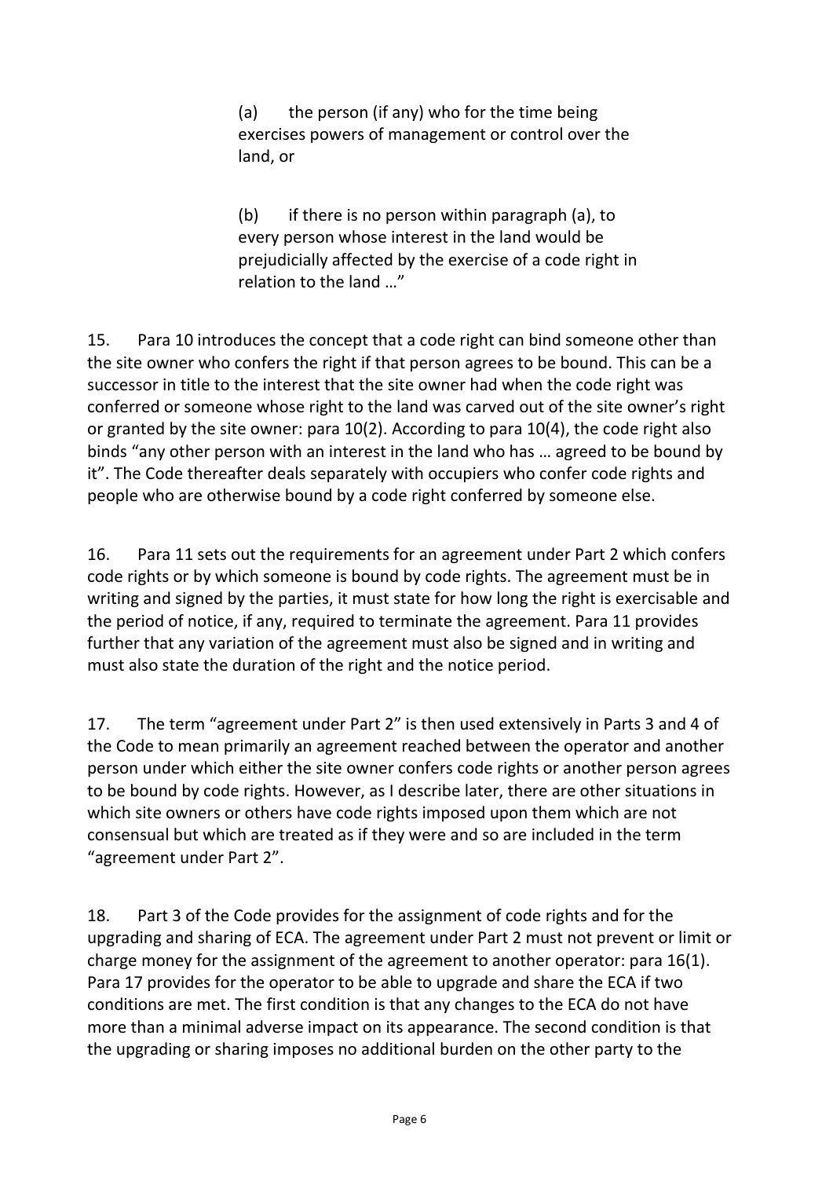> (a) the person (if any) who for the time being exercises powers of management or control over the land, or
>
> (b) if there is no person within paragraph (a), to every person whose interest in the land would be prejudicially affected by the exercise of a code right in relation to the land …"

15. Para 10 introduces the concept that a code right can bind someone other than the site owner who confers the right if that person agrees to be bound. This can be a successor in title to the interest that the site owner had when the code right was conferred or someone whose right to the land was carved out of the site owner's right or granted by the site owner: para 10(2). According to para 10(4), the code right also binds "any other person with an interest in the land who has … agreed to be bound by it". The Code thereafter deals separately with occupiers who confer code rights and people who are otherwise bound by a code right conferred by someone else.

16. Para 11 sets out the requirements for an agreement under Part 2 which confers code rights or by which someone is bound by code rights. The agreement must be in writing and signed by the parties, it must state for how long the right is exercisable and the period of notice, if any, required to terminate the agreement. Para 11 provides further that any variation of the agreement must also be signed and in writing and must also state the duration of the right and the notice period.

17. The term "agreement under Part 2" is then used extensively in Parts 3 and 4 of the Code to mean primarily an agreement reached between the operator and another person under which either the site owner confers code rights or another person agrees to be bound by code rights. However, as I describe later, there are other situations in which site owners or others have code rights imposed upon them which are not consensual but which are treated as if they were and so are included in the term "agreement under Part 2".

18. Part 3 of the Code provides for the assignment of code rights and for the upgrading and sharing of ECA. The agreement under Part 2 must not prevent or limit or charge money for the assignment of the agreement to another operator: para 16(1). Para 17 provides for the operator to be able to upgrade and share the ECA if two conditions are met. The first condition is that any changes to the ECA do not have more than a minimal adverse impact on its appearance. The second condition is that the upgrading or sharing imposes no additional burden on the other party to the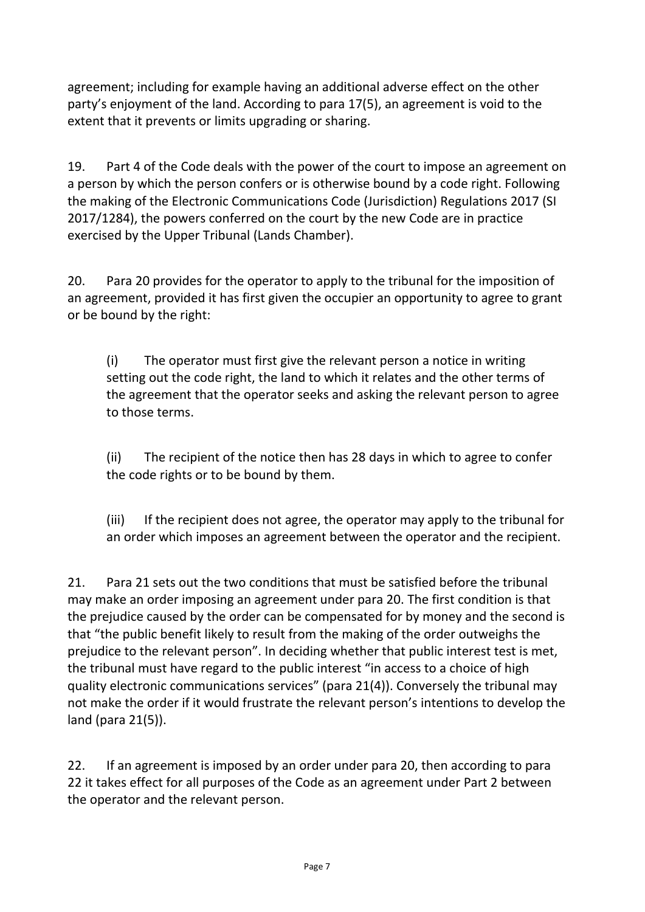agreement; including for example having an additional adverse effect on the other party's enjoyment of the land. According to para 17(5), an agreement is void to the extent that it prevents or limits upgrading or sharing.

19. Part 4 of the Code deals with the power of the court to impose an agreement on a person by which the person confers or is otherwise bound by a code right. Following the making of the Electronic Communications Code (Jurisdiction) Regulations 2017 (SI 2017/1284), the powers conferred on the court by the new Code are in practice exercised by the Upper Tribunal (Lands Chamber).

20. Para 20 provides for the operator to apply to the tribunal for the imposition of an agreement, provided it has first given the occupier an opportunity to agree to grant or be bound by the right:

> (i) The operator must first give the relevant person a notice in writing setting out the code right, the land to which it relates and the other terms of the agreement that the operator seeks and asking the relevant person to agree to those terms.
>
> (ii) The recipient of the notice then has 28 days in which to agree to confer the code rights or to be bound by them.
>
> (iii) If the recipient does not agree, the operator may apply to the tribunal for an order which imposes an agreement between the operator and the recipient.

21. Para 21 sets out the two conditions that must be satisfied before the tribunal may make an order imposing an agreement under para 20. The first condition is that the prejudice caused by the order can be compensated for by money and the second is that "the public benefit likely to result from the making of the order outweighs the prejudice to the relevant person". In deciding whether that public interest test is met, the tribunal must have regard to the public interest "in access to a choice of high quality electronic communications services" (para 21(4)). Conversely the tribunal may not make the order if it would frustrate the relevant person's intentions to develop the land (para 21(5)).

22. If an agreement is imposed by an order under para 20, then according to para 22 it takes effect for all purposes of the Code as an agreement under Part 2 between the operator and the relevant person.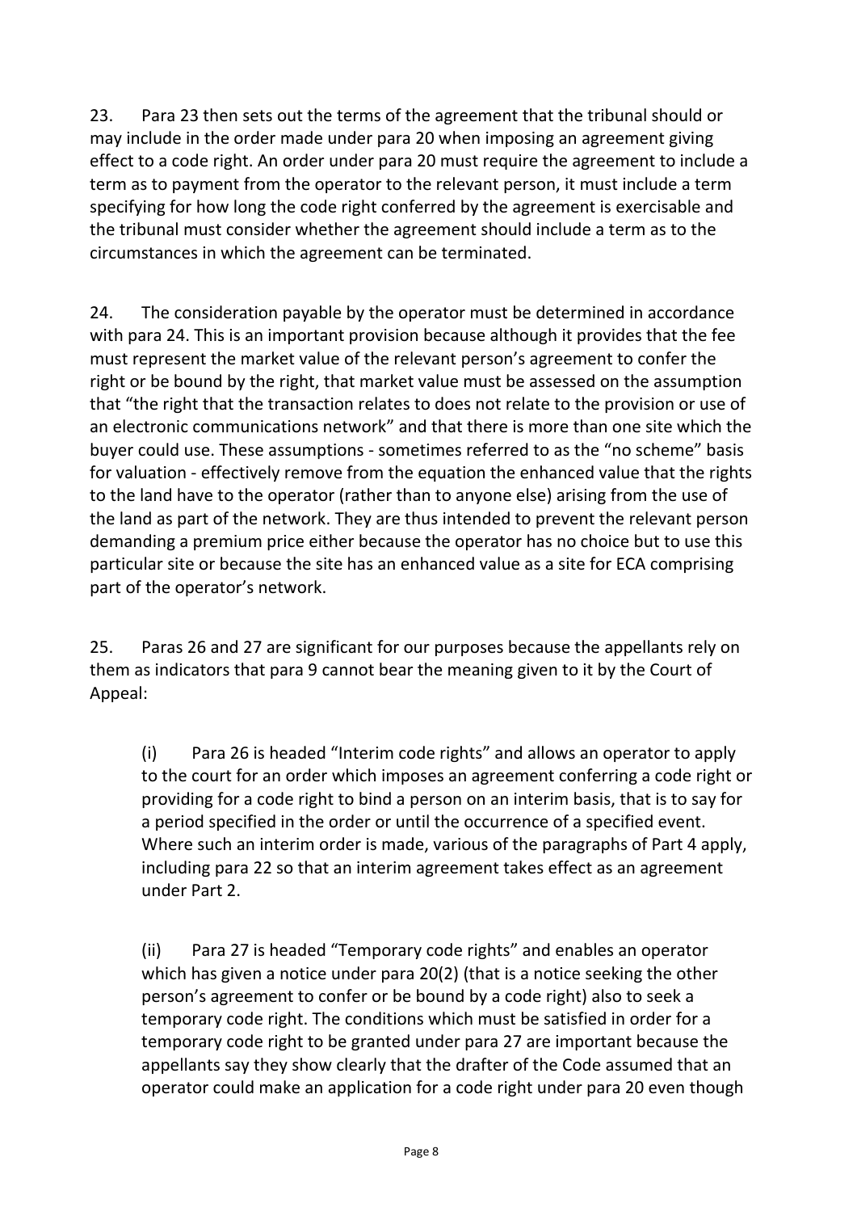23. Para 23 then sets out the terms of the agreement that the tribunal should or may include in the order made under para 20 when imposing an agreement giving effect to a code right. An order under para 20 must require the agreement to include a term as to payment from the operator to the relevant person, it must include a term specifying for how long the code right conferred by the agreement is exercisable and the tribunal must consider whether the agreement should include a term as to the circumstances in which the agreement can be terminated.

24. The consideration payable by the operator must be determined in accordance with para 24. This is an important provision because although it provides that the fee must represent the market value of the relevant person's agreement to confer the right or be bound by the right, that market value must be assessed on the assumption that "the right that the transaction relates to does not relate to the provision or use of an electronic communications network" and that there is more than one site which the buyer could use. These assumptions - sometimes referred to as the "no scheme" basis for valuation - effectively remove from the equation the enhanced value that the rights to the land have to the operator (rather than to anyone else) arising from the use of the land as part of the network. They are thus intended to prevent the relevant person demanding a premium price either because the operator has no choice but to use this particular site or because the site has an enhanced value as a site for ECA comprising part of the operator's network.

25. Paras 26 and 27 are significant for our purposes because the appellants rely on them as indicators that para 9 cannot bear the meaning given to it by the Court of Appeal:

(i) Para 26 is headed "Interim code rights" and allows an operator to apply to the court for an order which imposes an agreement conferring a code right or providing for a code right to bind a person on an interim basis, that is to say for a period specified in the order or until the occurrence of a specified event. Where such an interim order is made, various of the paragraphs of Part 4 apply, including para 22 so that an interim agreement takes effect as an agreement under Part 2.

(ii) Para 27 is headed "Temporary code rights" and enables an operator which has given a notice under para 20(2) (that is a notice seeking the other person's agreement to confer or be bound by a code right) also to seek a temporary code right. The conditions which must be satisfied in order for a temporary code right to be granted under para 27 are important because the appellants say they show clearly that the drafter of the Code assumed that an operator could make an application for a code right under para 20 even though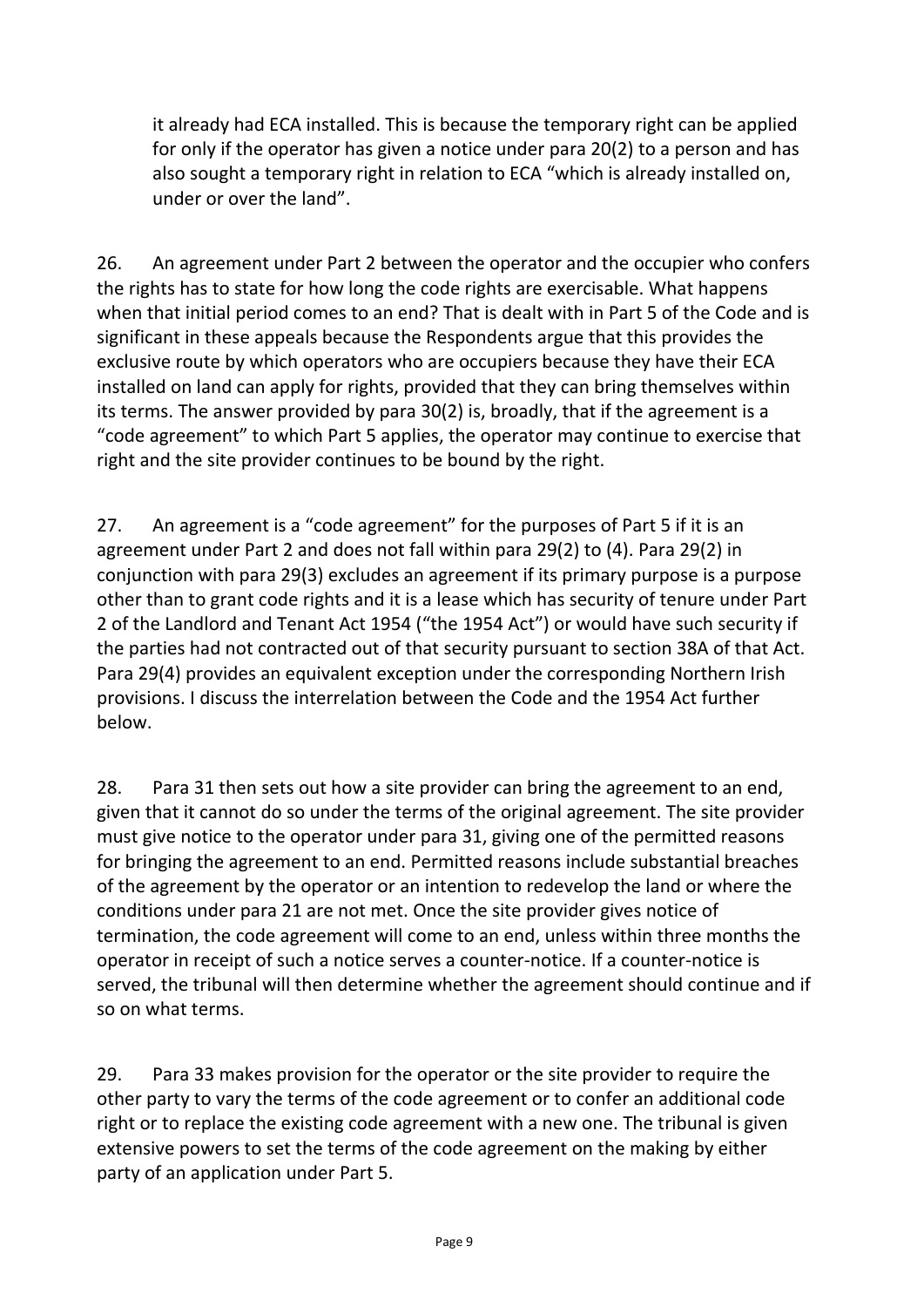it already had ECA installed. This is because the temporary right can be applied for only if the operator has given a notice under para 20(2) to a person and has also sought a temporary right in relation to ECA "which is already installed on, under or over the land".

26. An agreement under Part 2 between the operator and the occupier who confers the rights has to state for how long the code rights are exercisable. What happens when that initial period comes to an end? That is dealt with in Part 5 of the Code and is significant in these appeals because the Respondents argue that this provides the exclusive route by which operators who are occupiers because they have their ECA installed on land can apply for rights, provided that they can bring themselves within its terms. The answer provided by para 30(2) is, broadly, that if the agreement is a "code agreement" to which Part 5 applies, the operator may continue to exercise that right and the site provider continues to be bound by the right.

27. An agreement is a "code agreement" for the purposes of Part 5 if it is an agreement under Part 2 and does not fall within para 29(2) to (4). Para 29(2) in conjunction with para 29(3) excludes an agreement if its primary purpose is a purpose other than to grant code rights and it is a lease which has security of tenure under Part 2 of the Landlord and Tenant Act 1954 ("the 1954 Act") or would have such security if the parties had not contracted out of that security pursuant to section 38A of that Act. Para 29(4) provides an equivalent exception under the corresponding Northern Irish provisions. I discuss the interrelation between the Code and the 1954 Act further below.

28. Para 31 then sets out how a site provider can bring the agreement to an end, given that it cannot do so under the terms of the original agreement. The site provider must give notice to the operator under para 31, giving one of the permitted reasons for bringing the agreement to an end. Permitted reasons include substantial breaches of the agreement by the operator or an intention to redevelop the land or where the conditions under para 21 are not met. Once the site provider gives notice of termination, the code agreement will come to an end, unless within three months the operator in receipt of such a notice serves a counter-notice. If a counter-notice is served, the tribunal will then determine whether the agreement should continue and if so on what terms.

29. Para 33 makes provision for the operator or the site provider to require the other party to vary the terms of the code agreement or to confer an additional code right or to replace the existing code agreement with a new one. The tribunal is given extensive powers to set the terms of the code agreement on the making by either party of an application under Part 5.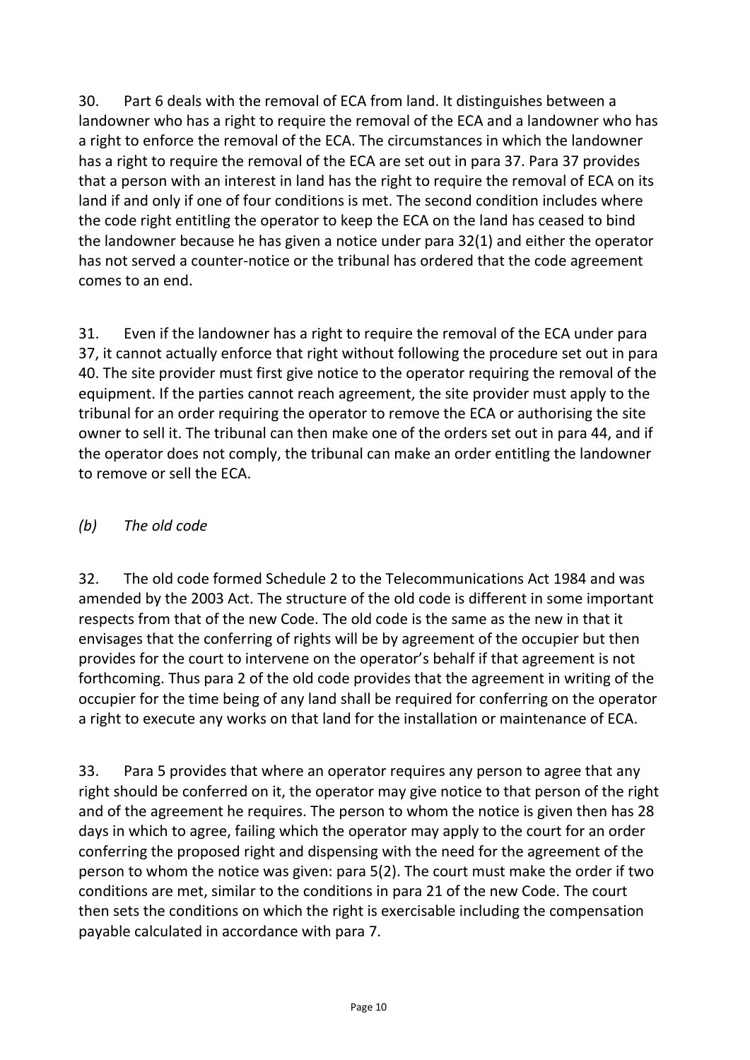30. Part 6 deals with the removal of ECA from land. It distinguishes between a landowner who has a right to require the removal of the ECA and a landowner who has a right to enforce the removal of the ECA. The circumstances in which the landowner has a right to require the removal of the ECA are set out in para 37. Para 37 provides that a person with an interest in land has the right to require the removal of ECA on its land if and only if one of four conditions is met. The second condition includes where the code right entitling the operator to keep the ECA on the land has ceased to bind the landowner because he has given a notice under para 32(1) and either the operator has not served a counter-notice or the tribunal has ordered that the code agreement comes to an end.

31. Even if the landowner has a right to require the removal of the ECA under para 37, it cannot actually enforce that right without following the procedure set out in para 40. The site provider must first give notice to the operator requiring the removal of the equipment. If the parties cannot reach agreement, the site provider must apply to the tribunal for an order requiring the operator to remove the ECA or authorising the site owner to sell it. The tribunal can then make one of the orders set out in para 44, and if the operator does not comply, the tribunal can make an order entitling the landowner to remove or sell the ECA.

### *(b) The old code*

32. The old code formed Schedule 2 to the Telecommunications Act 1984 and was amended by the 2003 Act. The structure of the old code is different in some important respects from that of the new Code. The old code is the same as the new in that it envisages that the conferring of rights will be by agreement of the occupier but then provides for the court to intervene on the operator's behalf if that agreement is not forthcoming. Thus para 2 of the old code provides that the agreement in writing of the occupier for the time being of any land shall be required for conferring on the operator a right to execute any works on that land for the installation or maintenance of ECA.

33. Para 5 provides that where an operator requires any person to agree that any right should be conferred on it, the operator may give notice to that person of the right and of the agreement he requires. The person to whom the notice is given then has 28 days in which to agree, failing which the operator may apply to the court for an order conferring the proposed right and dispensing with the need for the agreement of the person to whom the notice was given: para 5(2). The court must make the order if two conditions are met, similar to the conditions in para 21 of the new Code. The court then sets the conditions on which the right is exercisable including the compensation payable calculated in accordance with para 7.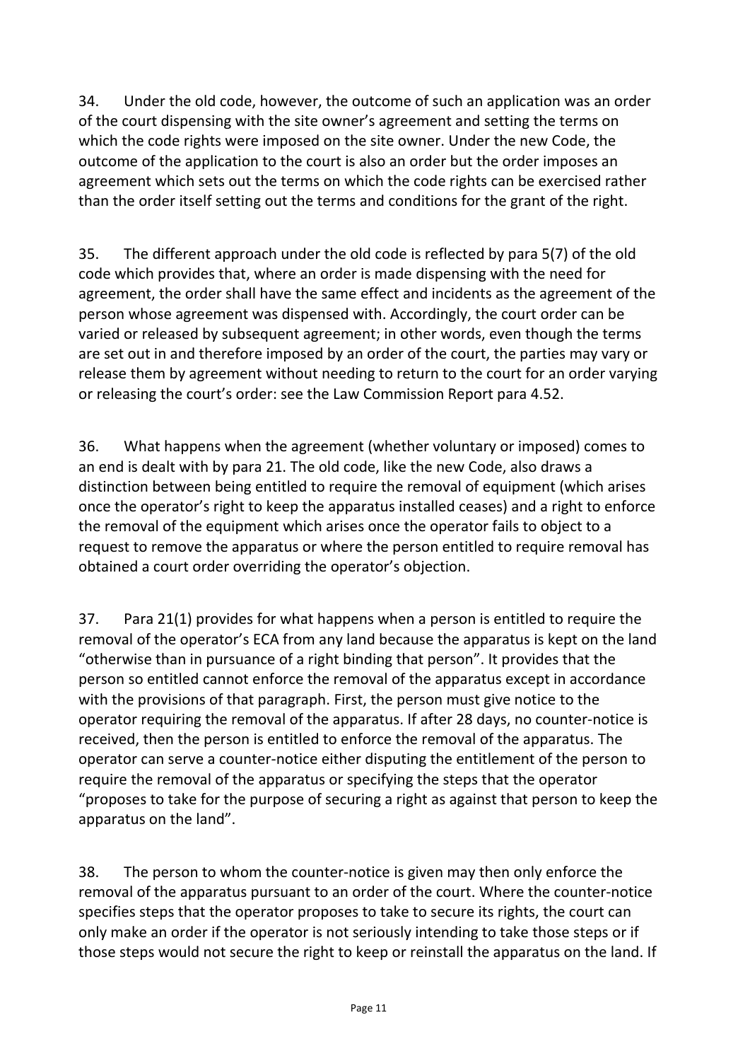34. Under the old code, however, the outcome of such an application was an order of the court dispensing with the site owner's agreement and setting the terms on which the code rights were imposed on the site owner. Under the new Code, the outcome of the application to the court is also an order but the order imposes an agreement which sets out the terms on which the code rights can be exercised rather than the order itself setting out the terms and conditions for the grant of the right.

35. The different approach under the old code is reflected by para 5(7) of the old code which provides that, where an order is made dispensing with the need for agreement, the order shall have the same effect and incidents as the agreement of the person whose agreement was dispensed with. Accordingly, the court order can be varied or released by subsequent agreement; in other words, even though the terms are set out in and therefore imposed by an order of the court, the parties may vary or release them by agreement without needing to return to the court for an order varying or releasing the court's order: see the Law Commission Report para 4.52.

36. What happens when the agreement (whether voluntary or imposed) comes to an end is dealt with by para 21. The old code, like the new Code, also draws a distinction between being entitled to require the removal of equipment (which arises once the operator's right to keep the apparatus installed ceases) and a right to enforce the removal of the equipment which arises once the operator fails to object to a request to remove the apparatus or where the person entitled to require removal has obtained a court order overriding the operator's objection.

37. Para 21(1) provides for what happens when a person is entitled to require the removal of the operator's ECA from any land because the apparatus is kept on the land "otherwise than in pursuance of a right binding that person". It provides that the person so entitled cannot enforce the removal of the apparatus except in accordance with the provisions of that paragraph. First, the person must give notice to the operator requiring the removal of the apparatus. If after 28 days, no counter-notice is received, then the person is entitled to enforce the removal of the apparatus. The operator can serve a counter-notice either disputing the entitlement of the person to require the removal of the apparatus or specifying the steps that the operator "proposes to take for the purpose of securing a right as against that person to keep the apparatus on the land".

38. The person to whom the counter-notice is given may then only enforce the removal of the apparatus pursuant to an order of the court. Where the counter-notice specifies steps that the operator proposes to take to secure its rights, the court can only make an order if the operator is not seriously intending to take those steps or if those steps would not secure the right to keep or reinstall the apparatus on the land. If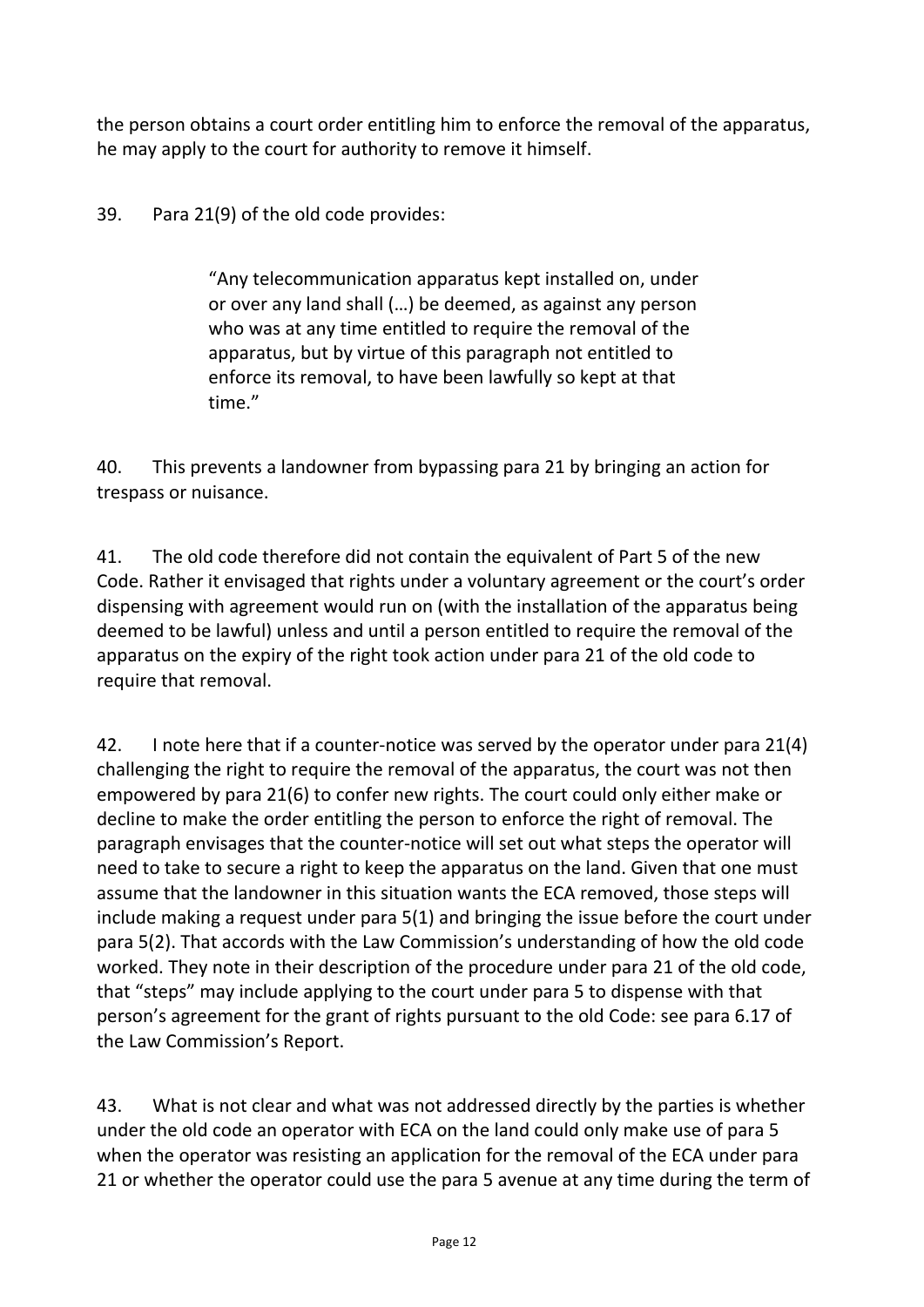the person obtains a court order entitling him to enforce the removal of the apparatus, he may apply to the court for authority to remove it himself.

39. Para 21(9) of the old code provides:

> "Any telecommunication apparatus kept installed on, under or over any land shall (…) be deemed, as against any person who was at any time entitled to require the removal of the apparatus, but by virtue of this paragraph not entitled to enforce its removal, to have been lawfully so kept at that time."

40. This prevents a landowner from bypassing para 21 by bringing an action for trespass or nuisance.

41. The old code therefore did not contain the equivalent of Part 5 of the new Code. Rather it envisaged that rights under a voluntary agreement or the court's order dispensing with agreement would run on (with the installation of the apparatus being deemed to be lawful) unless and until a person entitled to require the removal of the apparatus on the expiry of the right took action under para 21 of the old code to require that removal.

42. I note here that if a counter-notice was served by the operator under para 21(4) challenging the right to require the removal of the apparatus, the court was not then empowered by para 21(6) to confer new rights. The court could only either make or decline to make the order entitling the person to enforce the right of removal. The paragraph envisages that the counter-notice will set out what steps the operator will need to take to secure a right to keep the apparatus on the land. Given that one must assume that the landowner in this situation wants the ECA removed, those steps will include making a request under para 5(1) and bringing the issue before the court under para 5(2). That accords with the Law Commission's understanding of how the old code worked. They note in their description of the procedure under para 21 of the old code, that "steps" may include applying to the court under para 5 to dispense with that person's agreement for the grant of rights pursuant to the old Code: see para 6.17 of the Law Commission's Report.

43. What is not clear and what was not addressed directly by the parties is whether under the old code an operator with ECA on the land could only make use of para 5 when the operator was resisting an application for the removal of the ECA under para 21 or whether the operator could use the para 5 avenue at any time during the term of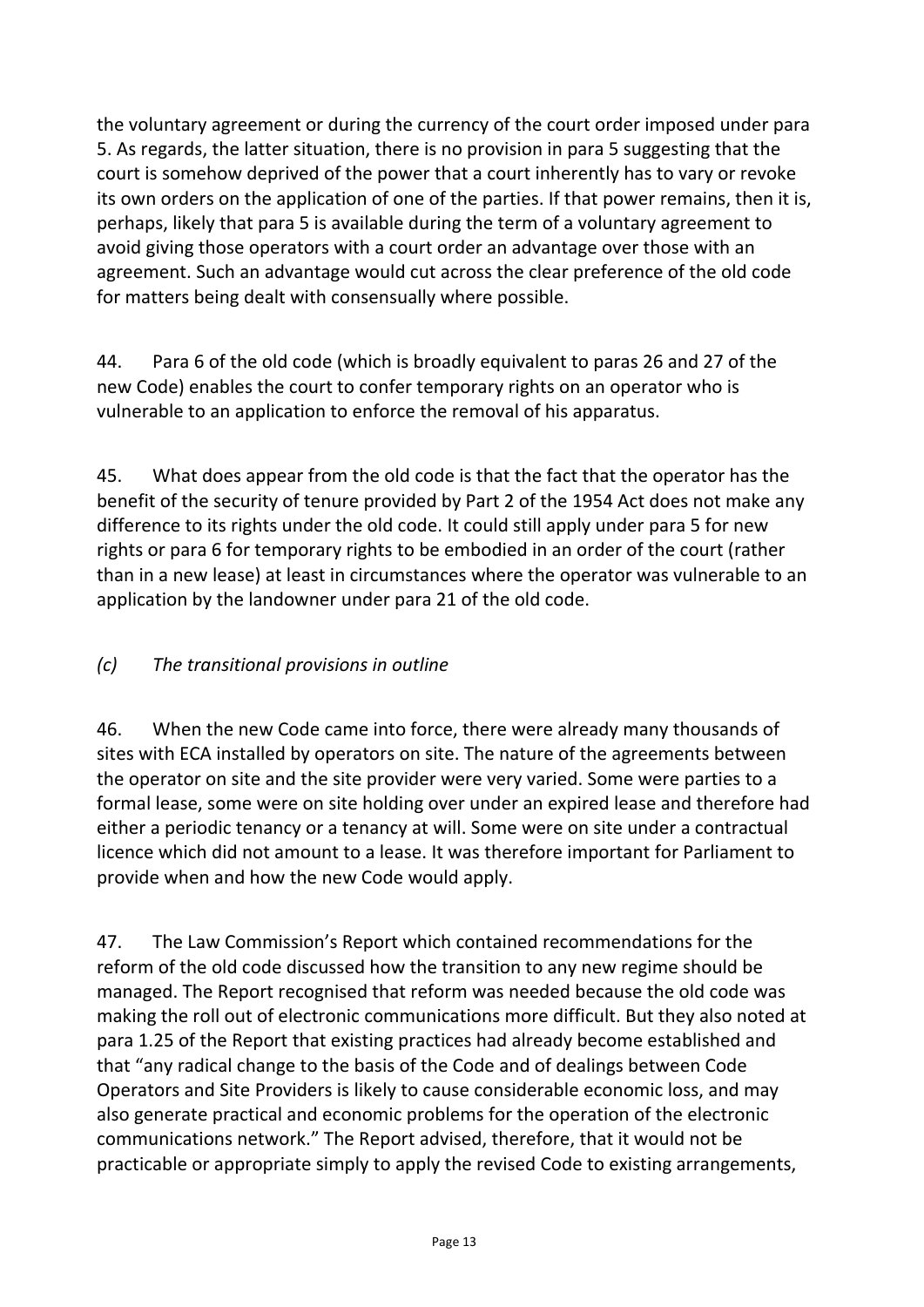the voluntary agreement or during the currency of the court order imposed under para 5. As regards, the latter situation, there is no provision in para 5 suggesting that the court is somehow deprived of the power that a court inherently has to vary or revoke its own orders on the application of one of the parties. If that power remains, then it is, perhaps, likely that para 5 is available during the term of a voluntary agreement to avoid giving those operators with a court order an advantage over those with an agreement. Such an advantage would cut across the clear preference of the old code for matters being dealt with consensually where possible.

44. Para 6 of the old code (which is broadly equivalent to paras 26 and 27 of the new Code) enables the court to confer temporary rights on an operator who is vulnerable to an application to enforce the removal of his apparatus.

45. What does appear from the old code is that the fact that the operator has the benefit of the security of tenure provided by Part 2 of the 1954 Act does not make any difference to its rights under the old code. It could still apply under para 5 for new rights or para 6 for temporary rights to be embodied in an order of the court (rather than in a new lease) at least in circumstances where the operator was vulnerable to an application by the landowner under para 21 of the old code.

*(c) The transitional provisions in outline*

46. When the new Code came into force, there were already many thousands of sites with ECA installed by operators on site. The nature of the agreements between the operator on site and the site provider were very varied. Some were parties to a formal lease, some were on site holding over under an expired lease and therefore had either a periodic tenancy or a tenancy at will. Some were on site under a contractual licence which did not amount to a lease. It was therefore important for Parliament to provide when and how the new Code would apply.

47. The Law Commission's Report which contained recommendations for the reform of the old code discussed how the transition to any new regime should be managed. The Report recognised that reform was needed because the old code was making the roll out of electronic communications more difficult. But they also noted at para 1.25 of the Report that existing practices had already become established and that "any radical change to the basis of the Code and of dealings between Code Operators and Site Providers is likely to cause considerable economic loss, and may also generate practical and economic problems for the operation of the electronic communications network." The Report advised, therefore, that it would not be practicable or appropriate simply to apply the revised Code to existing arrangements,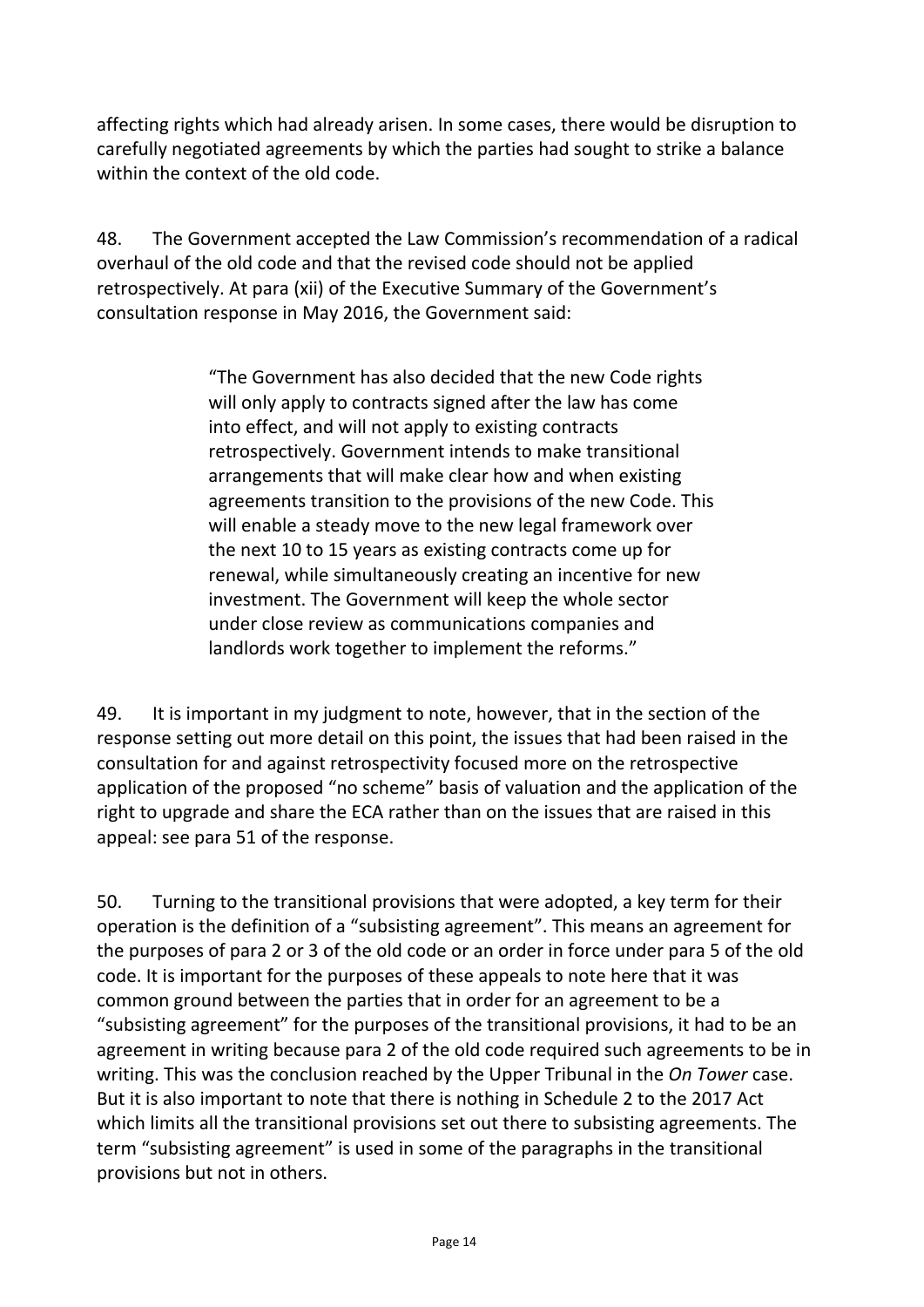affecting rights which had already arisen. In some cases, there would be disruption to carefully negotiated agreements by which the parties had sought to strike a balance within the context of the old code.

48. The Government accepted the Law Commission's recommendation of a radical overhaul of the old code and that the revised code should not be applied retrospectively. At para (xii) of the Executive Summary of the Government's consultation response in May 2016, the Government said:

> "The Government has also decided that the new Code rights will only apply to contracts signed after the law has come into effect, and will not apply to existing contracts retrospectively. Government intends to make transitional arrangements that will make clear how and when existing agreements transition to the provisions of the new Code. This will enable a steady move to the new legal framework over the next 10 to 15 years as existing contracts come up for renewal, while simultaneously creating an incentive for new investment. The Government will keep the whole sector under close review as communications companies and landlords work together to implement the reforms."

49. It is important in my judgment to note, however, that in the section of the response setting out more detail on this point, the issues that had been raised in the consultation for and against retrospectivity focused more on the retrospective application of the proposed "no scheme" basis of valuation and the application of the right to upgrade and share the ECA rather than on the issues that are raised in this appeal: see para 51 of the response.

50. Turning to the transitional provisions that were adopted, a key term for their operation is the definition of a "subsisting agreement". This means an agreement for the purposes of para 2 or 3 of the old code or an order in force under para 5 of the old code. It is important for the purposes of these appeals to note here that it was common ground between the parties that in order for an agreement to be a "subsisting agreement" for the purposes of the transitional provisions, it had to be an agreement in writing because para 2 of the old code required such agreements to be in writing. This was the conclusion reached by the Upper Tribunal in the *On Tower* case. But it is also important to note that there is nothing in Schedule 2 to the 2017 Act which limits all the transitional provisions set out there to subsisting agreements. The term "subsisting agreement" is used in some of the paragraphs in the transitional provisions but not in others.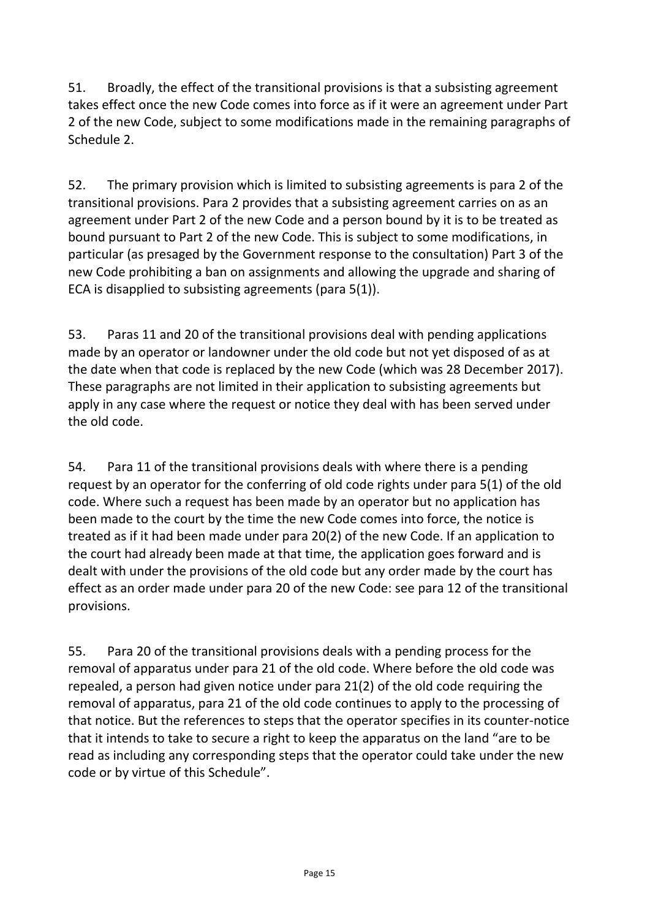51. Broadly, the effect of the transitional provisions is that a subsisting agreement takes effect once the new Code comes into force as if it were an agreement under Part 2 of the new Code, subject to some modifications made in the remaining paragraphs of Schedule 2.

52. The primary provision which is limited to subsisting agreements is para 2 of the transitional provisions. Para 2 provides that a subsisting agreement carries on as an agreement under Part 2 of the new Code and a person bound by it is to be treated as bound pursuant to Part 2 of the new Code. This is subject to some modifications, in particular (as presaged by the Government response to the consultation) Part 3 of the new Code prohibiting a ban on assignments and allowing the upgrade and sharing of ECA is disapplied to subsisting agreements (para 5(1)).

53. Paras 11 and 20 of the transitional provisions deal with pending applications made by an operator or landowner under the old code but not yet disposed of as at the date when that code is replaced by the new Code (which was 28 December 2017). These paragraphs are not limited in their application to subsisting agreements but apply in any case where the request or notice they deal with has been served under the old code.

54. Para 11 of the transitional provisions deals with where there is a pending request by an operator for the conferring of old code rights under para 5(1) of the old code. Where such a request has been made by an operator but no application has been made to the court by the time the new Code comes into force, the notice is treated as if it had been made under para 20(2) of the new Code. If an application to the court had already been made at that time, the application goes forward and is dealt with under the provisions of the old code but any order made by the court has effect as an order made under para 20 of the new Code: see para 12 of the transitional provisions.

55. Para 20 of the transitional provisions deals with a pending process for the removal of apparatus under para 21 of the old code. Where before the old code was repealed, a person had given notice under para 21(2) of the old code requiring the removal of apparatus, para 21 of the old code continues to apply to the processing of that notice. But the references to steps that the operator specifies in its counter-notice that it intends to take to secure a right to keep the apparatus on the land "are to be read as including any corresponding steps that the operator could take under the new code or by virtue of this Schedule".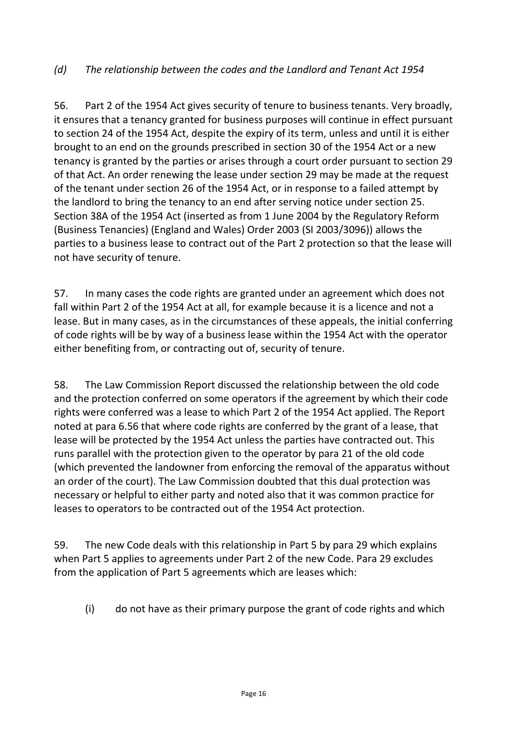### *(d) The relationship between the codes and the Landlord and Tenant Act 1954*

56. Part 2 of the 1954 Act gives security of tenure to business tenants. Very broadly, it ensures that a tenancy granted for business purposes will continue in effect pursuant to section 24 of the 1954 Act, despite the expiry of its term, unless and until it is either brought to an end on the grounds prescribed in section 30 of the 1954 Act or a new tenancy is granted by the parties or arises through a court order pursuant to section 29 of that Act. An order renewing the lease under section 29 may be made at the request of the tenant under section 26 of the 1954 Act, or in response to a failed attempt by the landlord to bring the tenancy to an end after serving notice under section 25. Section 38A of the 1954 Act (inserted as from 1 June 2004 by the Regulatory Reform (Business Tenancies) (England and Wales) Order 2003 (SI 2003/3096)) allows the parties to a business lease to contract out of the Part 2 protection so that the lease will not have security of tenure.

57. In many cases the code rights are granted under an agreement which does not fall within Part 2 of the 1954 Act at all, for example because it is a licence and not a lease. But in many cases, as in the circumstances of these appeals, the initial conferring of code rights will be by way of a business lease within the 1954 Act with the operator either benefiting from, or contracting out of, security of tenure.

58. The Law Commission Report discussed the relationship between the old code and the protection conferred on some operators if the agreement by which their code rights were conferred was a lease to which Part 2 of the 1954 Act applied. The Report noted at para 6.56 that where code rights are conferred by the grant of a lease, that lease will be protected by the 1954 Act unless the parties have contracted out. This runs parallel with the protection given to the operator by para 21 of the old code (which prevented the landowner from enforcing the removal of the apparatus without an order of the court). The Law Commission doubted that this dual protection was necessary or helpful to either party and noted also that it was common practice for leases to operators to be contracted out of the 1954 Act protection.

59. The new Code deals with this relationship in Part 5 by para 29 which explains when Part 5 applies to agreements under Part 2 of the new Code. Para 29 excludes from the application of Part 5 agreements which are leases which:

(i) do not have as their primary purpose the grant of code rights and which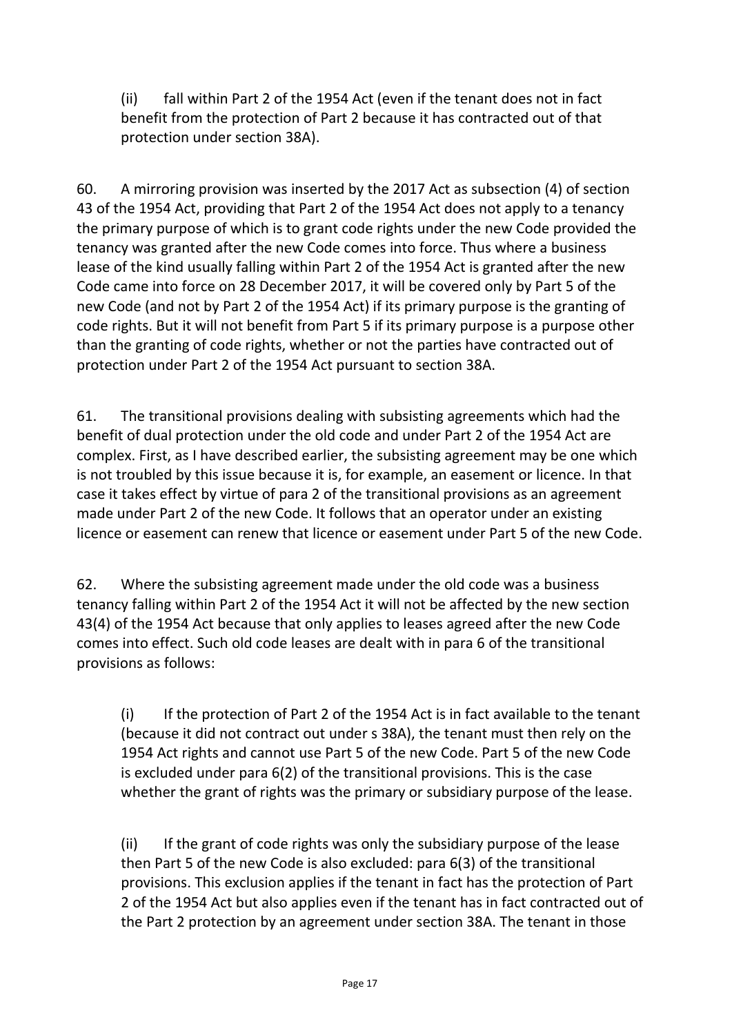(ii) fall within Part 2 of the 1954 Act (even if the tenant does not in fact benefit from the protection of Part 2 because it has contracted out of that protection under section 38A).

60. A mirroring provision was inserted by the 2017 Act as subsection (4) of section 43 of the 1954 Act, providing that Part 2 of the 1954 Act does not apply to a tenancy the primary purpose of which is to grant code rights under the new Code provided the tenancy was granted after the new Code comes into force. Thus where a business lease of the kind usually falling within Part 2 of the 1954 Act is granted after the new Code came into force on 28 December 2017, it will be covered only by Part 5 of the new Code (and not by Part 2 of the 1954 Act) if its primary purpose is the granting of code rights. But it will not benefit from Part 5 if its primary purpose is a purpose other than the granting of code rights, whether or not the parties have contracted out of protection under Part 2 of the 1954 Act pursuant to section 38A.

61. The transitional provisions dealing with subsisting agreements which had the benefit of dual protection under the old code and under Part 2 of the 1954 Act are complex. First, as I have described earlier, the subsisting agreement may be one which is not troubled by this issue because it is, for example, an easement or licence. In that case it takes effect by virtue of para 2 of the transitional provisions as an agreement made under Part 2 of the new Code. It follows that an operator under an existing licence or easement can renew that licence or easement under Part 5 of the new Code.

62. Where the subsisting agreement made under the old code was a business tenancy falling within Part 2 of the 1954 Act it will not be affected by the new section 43(4) of the 1954 Act because that only applies to leases agreed after the new Code comes into effect. Such old code leases are dealt with in para 6 of the transitional provisions as follows:

(i) If the protection of Part 2 of the 1954 Act is in fact available to the tenant (because it did not contract out under s 38A), the tenant must then rely on the 1954 Act rights and cannot use Part 5 of the new Code. Part 5 of the new Code is excluded under para 6(2) of the transitional provisions. This is the case whether the grant of rights was the primary or subsidiary purpose of the lease.

(ii) If the grant of code rights was only the subsidiary purpose of the lease then Part 5 of the new Code is also excluded: para 6(3) of the transitional provisions. This exclusion applies if the tenant in fact has the protection of Part 2 of the 1954 Act but also applies even if the tenant has in fact contracted out of the Part 2 protection by an agreement under section 38A. The tenant in those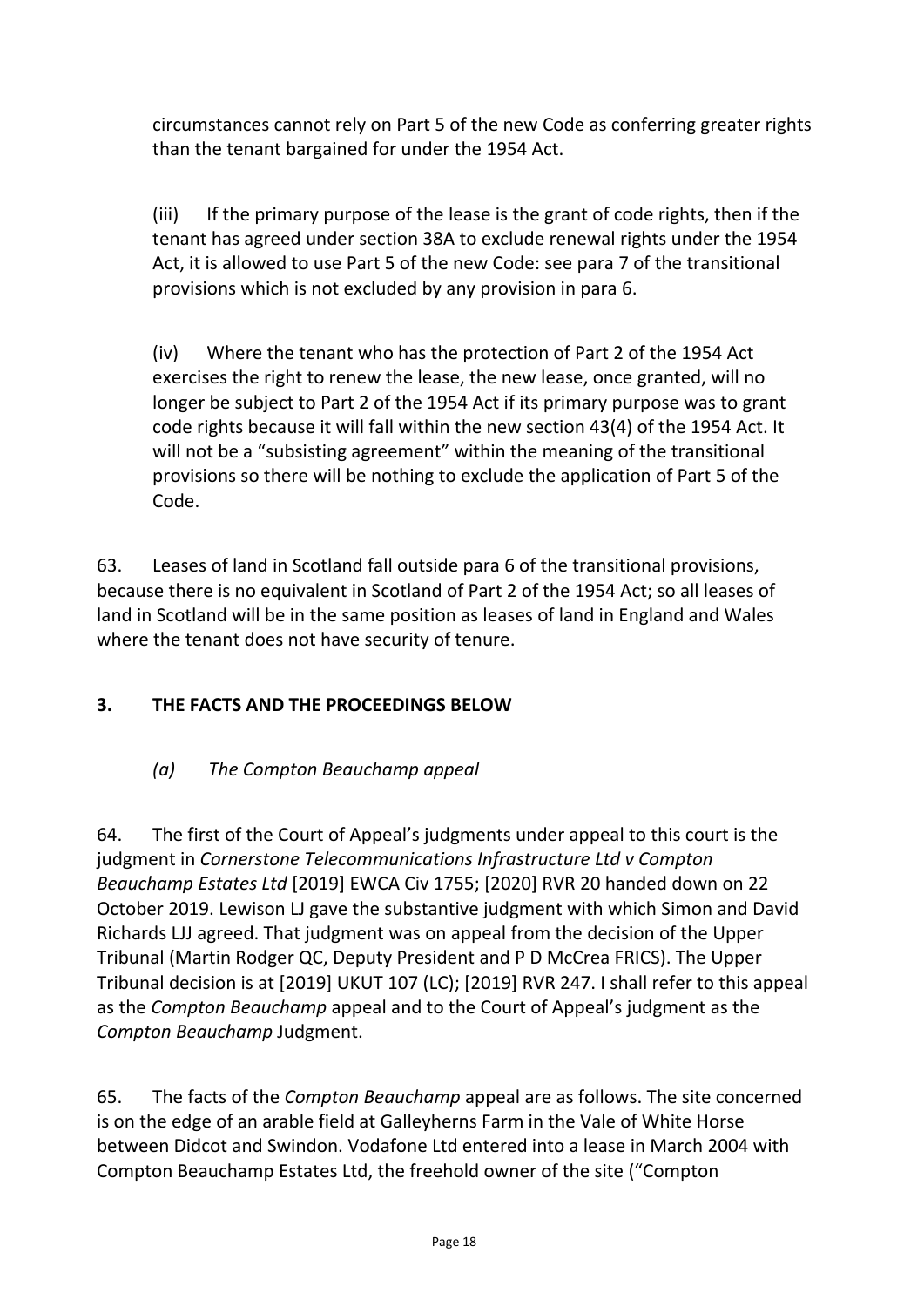circumstances cannot rely on Part 5 of the new Code as conferring greater rights than the tenant bargained for under the 1954 Act.

(iii) If the primary purpose of the lease is the grant of code rights, then if the tenant has agreed under section 38A to exclude renewal rights under the 1954 Act, it is allowed to use Part 5 of the new Code: see para 7 of the transitional provisions which is not excluded by any provision in para 6.

(iv) Where the tenant who has the protection of Part 2 of the 1954 Act exercises the right to renew the lease, the new lease, once granted, will no longer be subject to Part 2 of the 1954 Act if its primary purpose was to grant code rights because it will fall within the new section 43(4) of the 1954 Act. It will not be a "subsisting agreement" within the meaning of the transitional provisions so there will be nothing to exclude the application of Part 5 of the Code.

63. Leases of land in Scotland fall outside para 6 of the transitional provisions, because there is no equivalent in Scotland of Part 2 of the 1954 Act; so all leases of land in Scotland will be in the same position as leases of land in England and Wales where the tenant does not have security of tenure.

## 3. THE FACTS AND THE PROCEEDINGS BELOW

### *(a) The Compton Beauchamp appeal*

64. The first of the Court of Appeal's judgments under appeal to this court is the judgment in *Cornerstone Telecommunications Infrastructure Ltd v Compton Beauchamp Estates Ltd* [2019] EWCA Civ 1755; [2020] RVR 20 handed down on 22 October 2019. Lewison LJ gave the substantive judgment with which Simon and David Richards LJJ agreed. That judgment was on appeal from the decision of the Upper Tribunal (Martin Rodger QC, Deputy President and P D McCrea FRICS). The Upper Tribunal decision is at [2019] UKUT 107 (LC); [2019] RVR 247. I shall refer to this appeal as the *Compton Beauchamp* appeal and to the Court of Appeal's judgment as the *Compton Beauchamp* Judgment.

65. The facts of the *Compton Beauchamp* appeal are as follows. The site concerned is on the edge of an arable field at Galleyherns Farm in the Vale of White Horse between Didcot and Swindon. Vodafone Ltd entered into a lease in March 2004 with Compton Beauchamp Estates Ltd, the freehold owner of the site ("Compton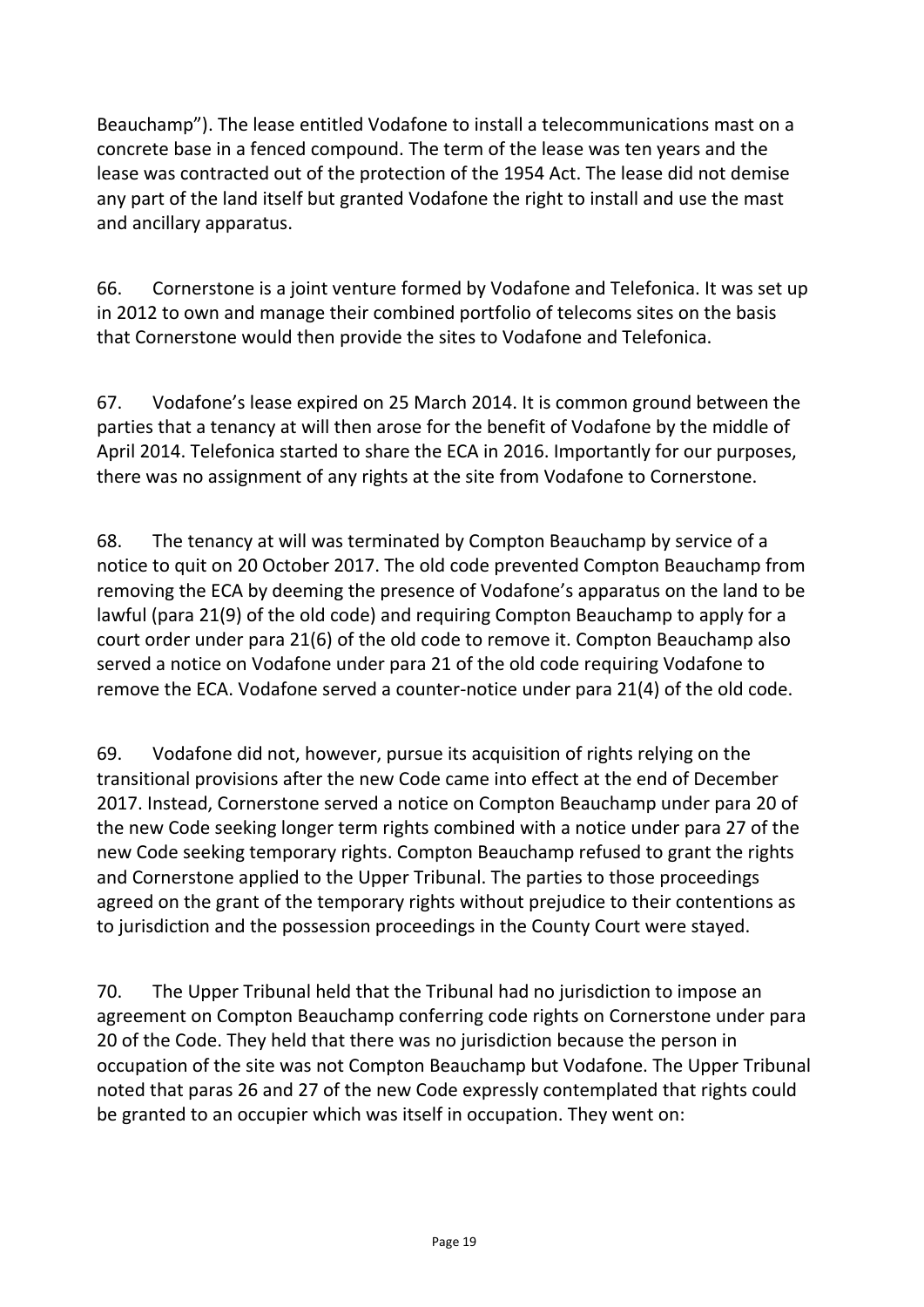Beauchamp"). The lease entitled Vodafone to install a telecommunications mast on a concrete base in a fenced compound. The term of the lease was ten years and the lease was contracted out of the protection of the 1954 Act. The lease did not demise any part of the land itself but granted Vodafone the right to install and use the mast and ancillary apparatus.

66. Cornerstone is a joint venture formed by Vodafone and Telefonica. It was set up in 2012 to own and manage their combined portfolio of telecoms sites on the basis that Cornerstone would then provide the sites to Vodafone and Telefonica.

67. Vodafone's lease expired on 25 March 2014. It is common ground between the parties that a tenancy at will then arose for the benefit of Vodafone by the middle of April 2014. Telefonica started to share the ECA in 2016. Importantly for our purposes, there was no assignment of any rights at the site from Vodafone to Cornerstone.

68. The tenancy at will was terminated by Compton Beauchamp by service of a notice to quit on 20 October 2017. The old code prevented Compton Beauchamp from removing the ECA by deeming the presence of Vodafone's apparatus on the land to be lawful (para 21(9) of the old code) and requiring Compton Beauchamp to apply for a court order under para 21(6) of the old code to remove it. Compton Beauchamp also served a notice on Vodafone under para 21 of the old code requiring Vodafone to remove the ECA. Vodafone served a counter-notice under para 21(4) of the old code.

69. Vodafone did not, however, pursue its acquisition of rights relying on the transitional provisions after the new Code came into effect at the end of December 2017. Instead, Cornerstone served a notice on Compton Beauchamp under para 20 of the new Code seeking longer term rights combined with a notice under para 27 of the new Code seeking temporary rights. Compton Beauchamp refused to grant the rights and Cornerstone applied to the Upper Tribunal. The parties to those proceedings agreed on the grant of the temporary rights without prejudice to their contentions as to jurisdiction and the possession proceedings in the County Court were stayed.

70. The Upper Tribunal held that the Tribunal had no jurisdiction to impose an agreement on Compton Beauchamp conferring code rights on Cornerstone under para 20 of the Code. They held that there was no jurisdiction because the person in occupation of the site was not Compton Beauchamp but Vodafone. The Upper Tribunal noted that paras 26 and 27 of the new Code expressly contemplated that rights could be granted to an occupier which was itself in occupation. They went on: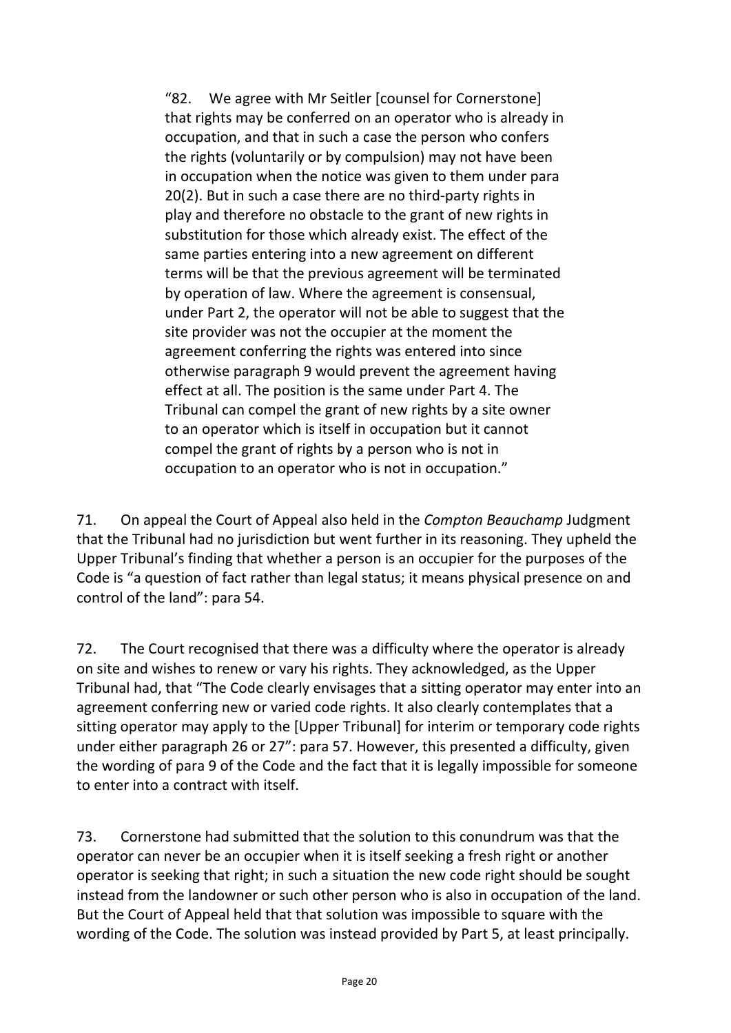> "82. We agree with Mr Seitler [counsel for Cornerstone] that rights may be conferred on an operator who is already in occupation, and that in such a case the person who confers the rights (voluntarily or by compulsion) may not have been in occupation when the notice was given to them under para 20(2). But in such a case there are no third-party rights in play and therefore no obstacle to the grant of new rights in substitution for those which already exist. The effect of the same parties entering into a new agreement on different terms will be that the previous agreement will be terminated by operation of law. Where the agreement is consensual, under Part 2, the operator will not be able to suggest that the site provider was not the occupier at the moment the agreement conferring the rights was entered into since otherwise paragraph 9 would prevent the agreement having effect at all. The position is the same under Part 4. The Tribunal can compel the grant of new rights by a site owner to an operator which is itself in occupation but it cannot compel the grant of rights by a person who is not in occupation to an operator who is not in occupation."

71. On appeal the Court of Appeal also held in the *Compton Beauchamp* Judgment that the Tribunal had no jurisdiction but went further in its reasoning. They upheld the Upper Tribunal's finding that whether a person is an occupier for the purposes of the Code is "a question of fact rather than legal status; it means physical presence on and control of the land": para 54.

72. The Court recognised that there was a difficulty where the operator is already on site and wishes to renew or vary his rights. They acknowledged, as the Upper Tribunal had, that "The Code clearly envisages that a sitting operator may enter into an agreement conferring new or varied code rights. It also clearly contemplates that a sitting operator may apply to the [Upper Tribunal] for interim or temporary code rights under either paragraph 26 or 27": para 57. However, this presented a difficulty, given the wording of para 9 of the Code and the fact that it is legally impossible for someone to enter into a contract with itself.

73. Cornerstone had submitted that the solution to this conundrum was that the operator can never be an occupier when it is itself seeking a fresh right or another operator is seeking that right; in such a situation the new code right should be sought instead from the landowner or such other person who is also in occupation of the land. But the Court of Appeal held that that solution was impossible to square with the wording of the Code. The solution was instead provided by Part 5, at least principally.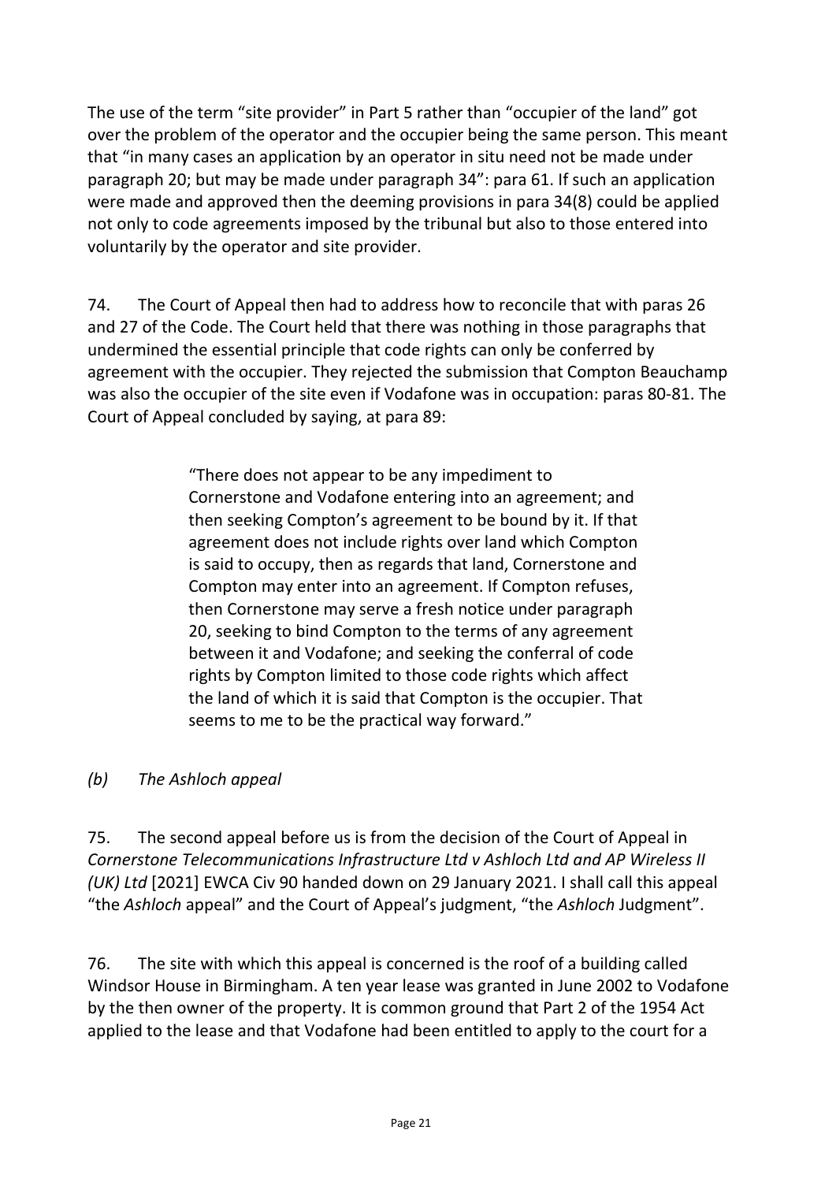The use of the term "site provider" in Part 5 rather than "occupier of the land" got over the problem of the operator and the occupier being the same person. This meant that "in many cases an application by an operator in situ need not be made under paragraph 20; but may be made under paragraph 34": para 61. If such an application were made and approved then the deeming provisions in para 34(8) could be applied not only to code agreements imposed by the tribunal but also to those entered into voluntarily by the operator and site provider.

74. The Court of Appeal then had to address how to reconcile that with paras 26 and 27 of the Code. The Court held that there was nothing in those paragraphs that undermined the essential principle that code rights can only be conferred by agreement with the occupier. They rejected the submission that Compton Beauchamp was also the occupier of the site even if Vodafone was in occupation: paras 80-81. The Court of Appeal concluded by saying, at para 89:

> "There does not appear to be any impediment to Cornerstone and Vodafone entering into an agreement; and then seeking Compton's agreement to be bound by it. If that agreement does not include rights over land which Compton is said to occupy, then as regards that land, Cornerstone and Compton may enter into an agreement. If Compton refuses, then Cornerstone may serve a fresh notice under paragraph 20, seeking to bind Compton to the terms of any agreement between it and Vodafone; and seeking the conferral of code rights by Compton limited to those code rights which affect the land of which it is said that Compton is the occupier. That seems to me to be the practical way forward."

*(b) The Ashloch appeal*

75. The second appeal before us is from the decision of the Court of Appeal in *Cornerstone Telecommunications Infrastructure Ltd v Ashloch Ltd and AP Wireless II (UK) Ltd* [2021] EWCA Civ 90 handed down on 29 January 2021. I shall call this appeal "the *Ashloch* appeal" and the Court of Appeal's judgment, "the *Ashloch* Judgment".

76. The site with which this appeal is concerned is the roof of a building called Windsor House in Birmingham. A ten year lease was granted in June 2002 to Vodafone by the then owner of the property. It is common ground that Part 2 of the 1954 Act applied to the lease and that Vodafone had been entitled to apply to the court for a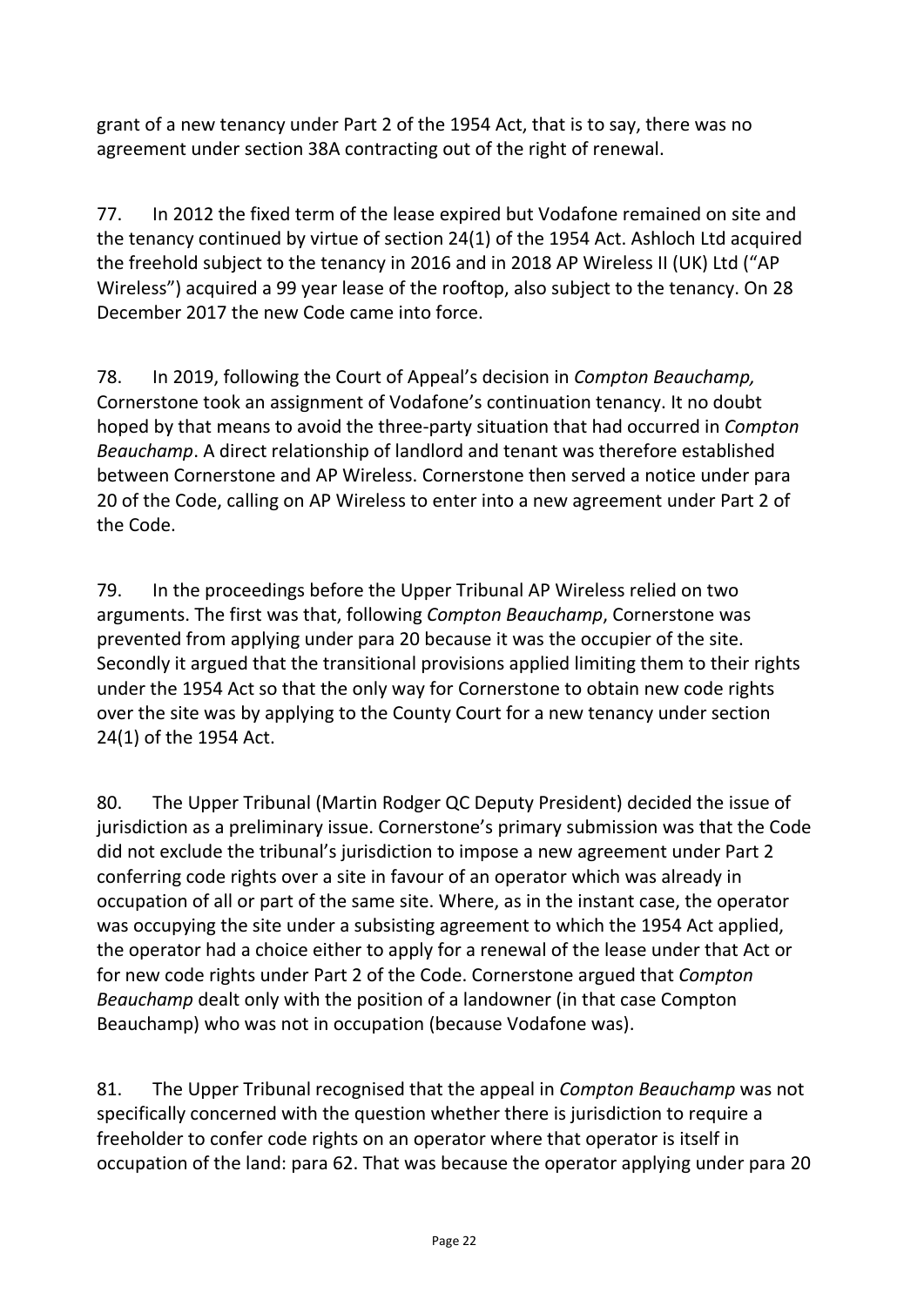grant of a new tenancy under Part 2 of the 1954 Act, that is to say, there was no agreement under section 38A contracting out of the right of renewal.

77. In 2012 the fixed term of the lease expired but Vodafone remained on site and the tenancy continued by virtue of section 24(1) of the 1954 Act. Ashloch Ltd acquired the freehold subject to the tenancy in 2016 and in 2018 AP Wireless II (UK) Ltd ("AP Wireless") acquired a 99 year lease of the rooftop, also subject to the tenancy. On 28 December 2017 the new Code came into force.

78. In 2019, following the Court of Appeal's decision in *Compton Beauchamp,* Cornerstone took an assignment of Vodafone's continuation tenancy. It no doubt hoped by that means to avoid the three-party situation that had occurred in *Compton Beauchamp*. A direct relationship of landlord and tenant was therefore established between Cornerstone and AP Wireless. Cornerstone then served a notice under para 20 of the Code, calling on AP Wireless to enter into a new agreement under Part 2 of the Code.

79. In the proceedings before the Upper Tribunal AP Wireless relied on two arguments. The first was that, following *Compton Beauchamp*, Cornerstone was prevented from applying under para 20 because it was the occupier of the site. Secondly it argued that the transitional provisions applied limiting them to their rights under the 1954 Act so that the only way for Cornerstone to obtain new code rights over the site was by applying to the County Court for a new tenancy under section 24(1) of the 1954 Act.

80. The Upper Tribunal (Martin Rodger QC Deputy President) decided the issue of jurisdiction as a preliminary issue. Cornerstone's primary submission was that the Code did not exclude the tribunal's jurisdiction to impose a new agreement under Part 2 conferring code rights over a site in favour of an operator which was already in occupation of all or part of the same site. Where, as in the instant case, the operator was occupying the site under a subsisting agreement to which the 1954 Act applied, the operator had a choice either to apply for a renewal of the lease under that Act or for new code rights under Part 2 of the Code. Cornerstone argued that *Compton Beauchamp* dealt only with the position of a landowner (in that case Compton Beauchamp) who was not in occupation (because Vodafone was).

81. The Upper Tribunal recognised that the appeal in *Compton Beauchamp* was not specifically concerned with the question whether there is jurisdiction to require a freeholder to confer code rights on an operator where that operator is itself in occupation of the land: para 62. That was because the operator applying under para 20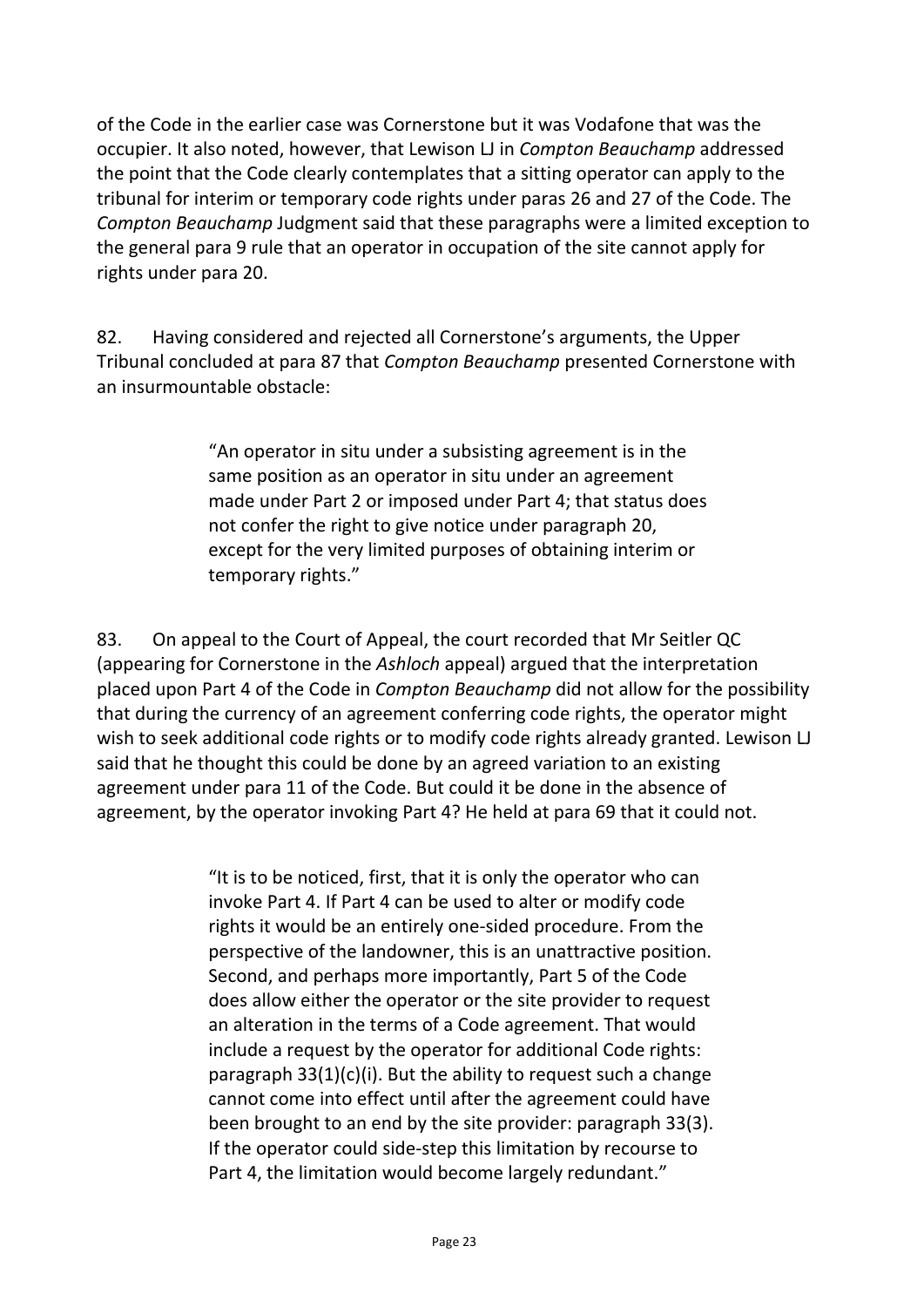of the Code in the earlier case was Cornerstone but it was Vodafone that was the occupier. It also noted, however, that Lewison LJ in *Compton Beauchamp* addressed the point that the Code clearly contemplates that a sitting operator can apply to the tribunal for interim or temporary code rights under paras 26 and 27 of the Code. The *Compton Beauchamp* Judgment said that these paragraphs were a limited exception to the general para 9 rule that an operator in occupation of the site cannot apply for rights under para 20.

82. Having considered and rejected all Cornerstone's arguments, the Upper Tribunal concluded at para 87 that *Compton Beauchamp* presented Cornerstone with an insurmountable obstacle:

> "An operator in situ under a subsisting agreement is in the same position as an operator in situ under an agreement made under Part 2 or imposed under Part 4; that status does not confer the right to give notice under paragraph 20, except for the very limited purposes of obtaining interim or temporary rights."

83. On appeal to the Court of Appeal, the court recorded that Mr Seitler QC (appearing for Cornerstone in the *Ashloch* appeal) argued that the interpretation placed upon Part 4 of the Code in *Compton Beauchamp* did not allow for the possibility that during the currency of an agreement conferring code rights, the operator might wish to seek additional code rights or to modify code rights already granted. Lewison LJ said that he thought this could be done by an agreed variation to an existing agreement under para 11 of the Code. But could it be done in the absence of agreement, by the operator invoking Part 4? He held at para 69 that it could not.

> "It is to be noticed, first, that it is only the operator who can invoke Part 4. If Part 4 can be used to alter or modify code rights it would be an entirely one-sided procedure. From the perspective of the landowner, this is an unattractive position. Second, and perhaps more importantly, Part 5 of the Code does allow either the operator or the site provider to request an alteration in the terms of a Code agreement. That would include a request by the operator for additional Code rights: paragraph 33(1)(c)(i). But the ability to request such a change cannot come into effect until after the agreement could have been brought to an end by the site provider: paragraph 33(3). If the operator could side-step this limitation by recourse to Part 4, the limitation would become largely redundant."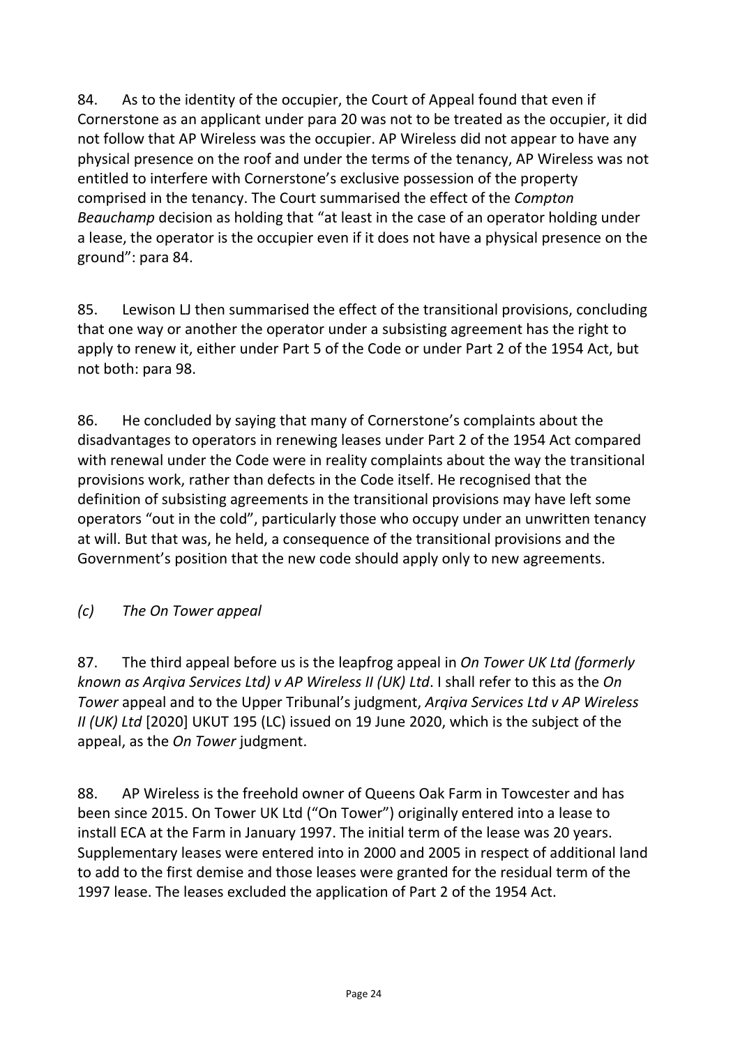84. As to the identity of the occupier, the Court of Appeal found that even if Cornerstone as an applicant under para 20 was not to be treated as the occupier, it did not follow that AP Wireless was the occupier. AP Wireless did not appear to have any physical presence on the roof and under the terms of the tenancy, AP Wireless was not entitled to interfere with Cornerstone's exclusive possession of the property comprised in the tenancy. The Court summarised the effect of the *Compton Beauchamp* decision as holding that "at least in the case of an operator holding under a lease, the operator is the occupier even if it does not have a physical presence on the ground": para 84.

85. Lewison LJ then summarised the effect of the transitional provisions, concluding that one way or another the operator under a subsisting agreement has the right to apply to renew it, either under Part 5 of the Code or under Part 2 of the 1954 Act, but not both: para 98.

86. He concluded by saying that many of Cornerstone's complaints about the disadvantages to operators in renewing leases under Part 2 of the 1954 Act compared with renewal under the Code were in reality complaints about the way the transitional provisions work, rather than defects in the Code itself. He recognised that the definition of subsisting agreements in the transitional provisions may have left some operators "out in the cold", particularly those who occupy under an unwritten tenancy at will. But that was, he held, a consequence of the transitional provisions and the Government's position that the new code should apply only to new agreements.

### *(c) The On Tower appeal*

87. The third appeal before us is the leapfrog appeal in *On Tower UK Ltd (formerly known as Arqiva Services Ltd) v AP Wireless II (UK) Ltd*. I shall refer to this as the *On Tower* appeal and to the Upper Tribunal's judgment, *Arqiva Services Ltd v AP Wireless II (UK) Ltd* [2020] UKUT 195 (LC) issued on 19 June 2020, which is the subject of the appeal, as the *On Tower* judgment.

88. AP Wireless is the freehold owner of Queens Oak Farm in Towcester and has been since 2015. On Tower UK Ltd ("On Tower") originally entered into a lease to install ECA at the Farm in January 1997. The initial term of the lease was 20 years. Supplementary leases were entered into in 2000 and 2005 in respect of additional land to add to the first demise and those leases were granted for the residual term of the 1997 lease. The leases excluded the application of Part 2 of the 1954 Act.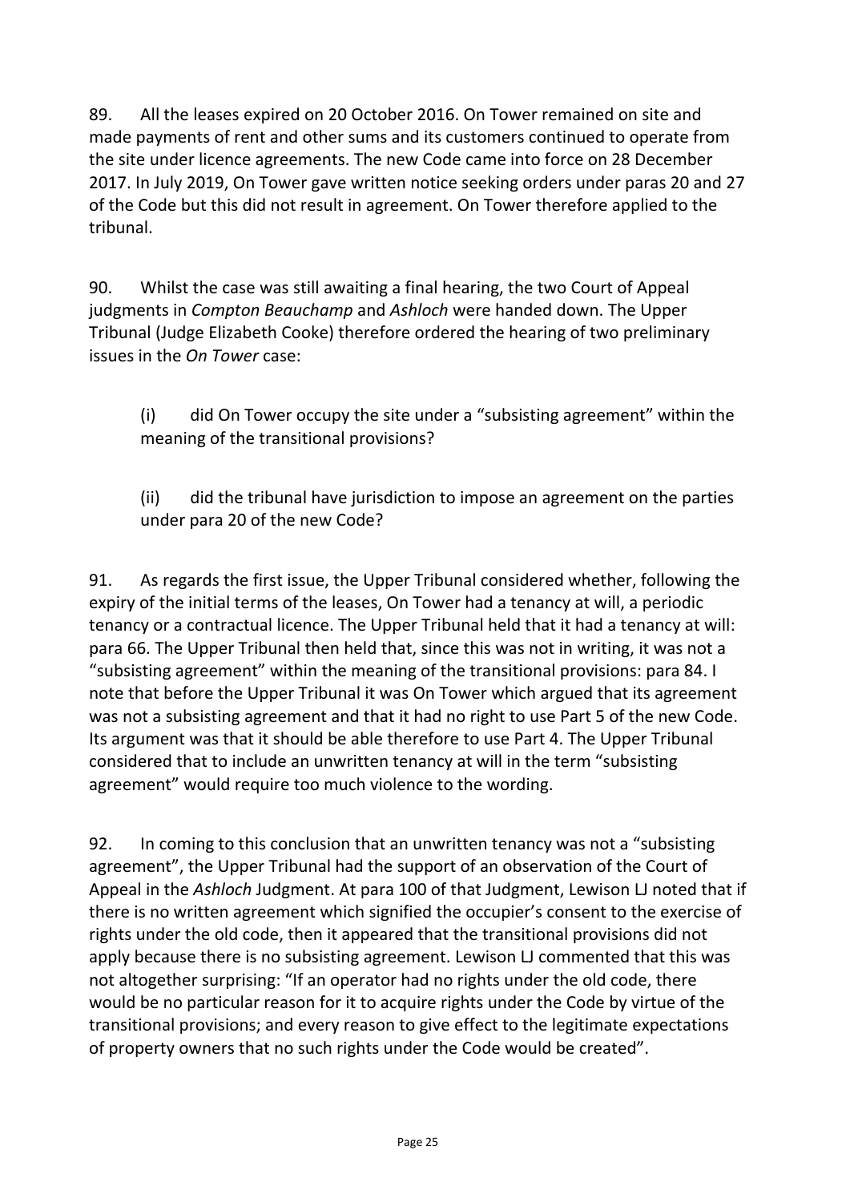89. All the leases expired on 20 October 2016. On Tower remained on site and made payments of rent and other sums and its customers continued to operate from the site under licence agreements. The new Code came into force on 28 December 2017. In July 2019, On Tower gave written notice seeking orders under paras 20 and 27 of the Code but this did not result in agreement. On Tower therefore applied to the tribunal.

90. Whilst the case was still awaiting a final hearing, the two Court of Appeal judgments in *Compton Beauchamp* and *Ashloch* were handed down. The Upper Tribunal (Judge Elizabeth Cooke) therefore ordered the hearing of two preliminary issues in the *On Tower* case:

(i) did On Tower occupy the site under a "subsisting agreement" within the meaning of the transitional provisions?

(ii) did the tribunal have jurisdiction to impose an agreement on the parties under para 20 of the new Code?

91. As regards the first issue, the Upper Tribunal considered whether, following the expiry of the initial terms of the leases, On Tower had a tenancy at will, a periodic tenancy or a contractual licence. The Upper Tribunal held that it had a tenancy at will: para 66. The Upper Tribunal then held that, since this was not in writing, it was not a "subsisting agreement" within the meaning of the transitional provisions: para 84. I note that before the Upper Tribunal it was On Tower which argued that its agreement was not a subsisting agreement and that it had no right to use Part 5 of the new Code. Its argument was that it should be able therefore to use Part 4. The Upper Tribunal considered that to include an unwritten tenancy at will in the term "subsisting agreement" would require too much violence to the wording.

92. In coming to this conclusion that an unwritten tenancy was not a "subsisting agreement", the Upper Tribunal had the support of an observation of the Court of Appeal in the *Ashloch* Judgment. At para 100 of that Judgment, Lewison LJ noted that if there is no written agreement which signified the occupier's consent to the exercise of rights under the old code, then it appeared that the transitional provisions did not apply because there is no subsisting agreement. Lewison LJ commented that this was not altogether surprising: "If an operator had no rights under the old code, there would be no particular reason for it to acquire rights under the Code by virtue of the transitional provisions; and every reason to give effect to the legitimate expectations of property owners that no such rights under the Code would be created".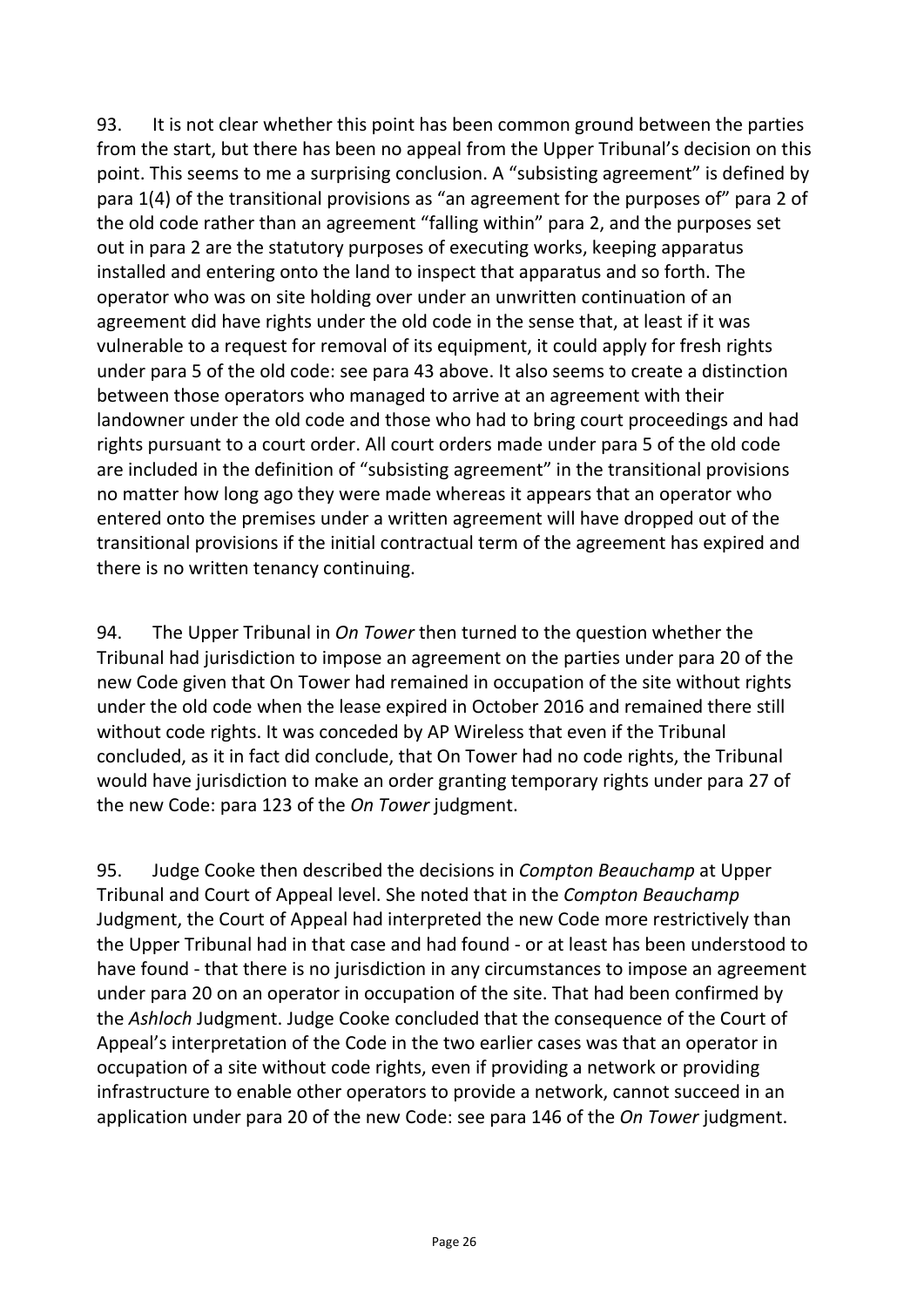93. It is not clear whether this point has been common ground between the parties from the start, but there has been no appeal from the Upper Tribunal's decision on this point. This seems to me a surprising conclusion. A "subsisting agreement" is defined by para 1(4) of the transitional provisions as "an agreement for the purposes of" para 2 of the old code rather than an agreement "falling within" para 2, and the purposes set out in para 2 are the statutory purposes of executing works, keeping apparatus installed and entering onto the land to inspect that apparatus and so forth. The operator who was on site holding over under an unwritten continuation of an agreement did have rights under the old code in the sense that, at least if it was vulnerable to a request for removal of its equipment, it could apply for fresh rights under para 5 of the old code: see para 43 above. It also seems to create a distinction between those operators who managed to arrive at an agreement with their landowner under the old code and those who had to bring court proceedings and had rights pursuant to a court order. All court orders made under para 5 of the old code are included in the definition of "subsisting agreement" in the transitional provisions no matter how long ago they were made whereas it appears that an operator who entered onto the premises under a written agreement will have dropped out of the transitional provisions if the initial contractual term of the agreement has expired and there is no written tenancy continuing.

94. The Upper Tribunal in *On Tower* then turned to the question whether the Tribunal had jurisdiction to impose an agreement on the parties under para 20 of the new Code given that On Tower had remained in occupation of the site without rights under the old code when the lease expired in October 2016 and remained there still without code rights. It was conceded by AP Wireless that even if the Tribunal concluded, as it in fact did conclude, that On Tower had no code rights, the Tribunal would have jurisdiction to make an order granting temporary rights under para 27 of the new Code: para 123 of the *On Tower* judgment.

95. Judge Cooke then described the decisions in *Compton Beauchamp* at Upper Tribunal and Court of Appeal level. She noted that in the *Compton Beauchamp* Judgment, the Court of Appeal had interpreted the new Code more restrictively than the Upper Tribunal had in that case and had found - or at least has been understood to have found - that there is no jurisdiction in any circumstances to impose an agreement under para 20 on an operator in occupation of the site. That had been confirmed by the *Ashloch* Judgment. Judge Cooke concluded that the consequence of the Court of Appeal's interpretation of the Code in the two earlier cases was that an operator in occupation of a site without code rights, even if providing a network or providing infrastructure to enable other operators to provide a network, cannot succeed in an application under para 20 of the new Code: see para 146 of the *On Tower* judgment.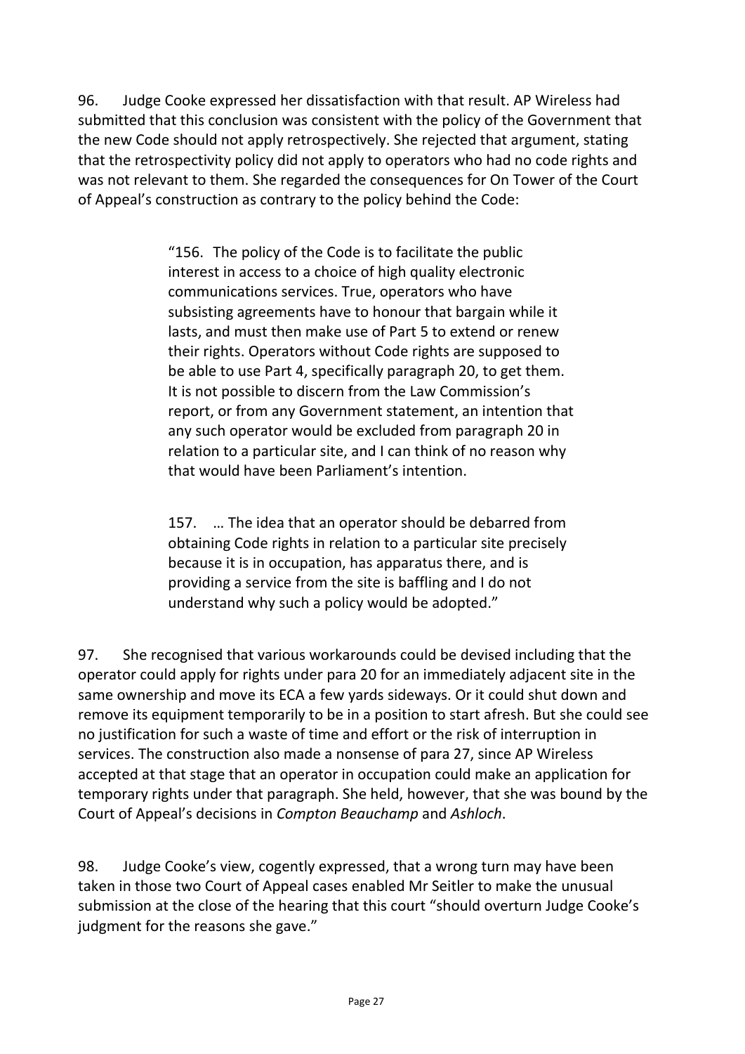96. Judge Cooke expressed her dissatisfaction with that result. AP Wireless had submitted that this conclusion was consistent with the policy of the Government that the new Code should not apply retrospectively. She rejected that argument, stating that the retrospectivity policy did not apply to operators who had no code rights and was not relevant to them. She regarded the consequences for On Tower of the Court of Appeal's construction as contrary to the policy behind the Code:

> "156. The policy of the Code is to facilitate the public interest in access to a choice of high quality electronic communications services. True, operators who have subsisting agreements have to honour that bargain while it lasts, and must then make use of Part 5 to extend or renew their rights. Operators without Code rights are supposed to be able to use Part 4, specifically paragraph 20, to get them. It is not possible to discern from the Law Commission's report, or from any Government statement, an intention that any such operator would be excluded from paragraph 20 in relation to a particular site, and I can think of no reason why that would have been Parliament's intention.
>
> 157. … The idea that an operator should be debarred from obtaining Code rights in relation to a particular site precisely because it is in occupation, has apparatus there, and is providing a service from the site is baffling and I do not understand why such a policy would be adopted."

97. She recognised that various workarounds could be devised including that the operator could apply for rights under para 20 for an immediately adjacent site in the same ownership and move its ECA a few yards sideways. Or it could shut down and remove its equipment temporarily to be in a position to start afresh. But she could see no justification for such a waste of time and effort or the risk of interruption in services. The construction also made a nonsense of para 27, since AP Wireless accepted at that stage that an operator in occupation could make an application for temporary rights under that paragraph. She held, however, that she was bound by the Court of Appeal's decisions in *Compton Beauchamp* and *Ashloch*.

98. Judge Cooke's view, cogently expressed, that a wrong turn may have been taken in those two Court of Appeal cases enabled Mr Seitler to make the unusual submission at the close of the hearing that this court "should overturn Judge Cooke's judgment for the reasons she gave."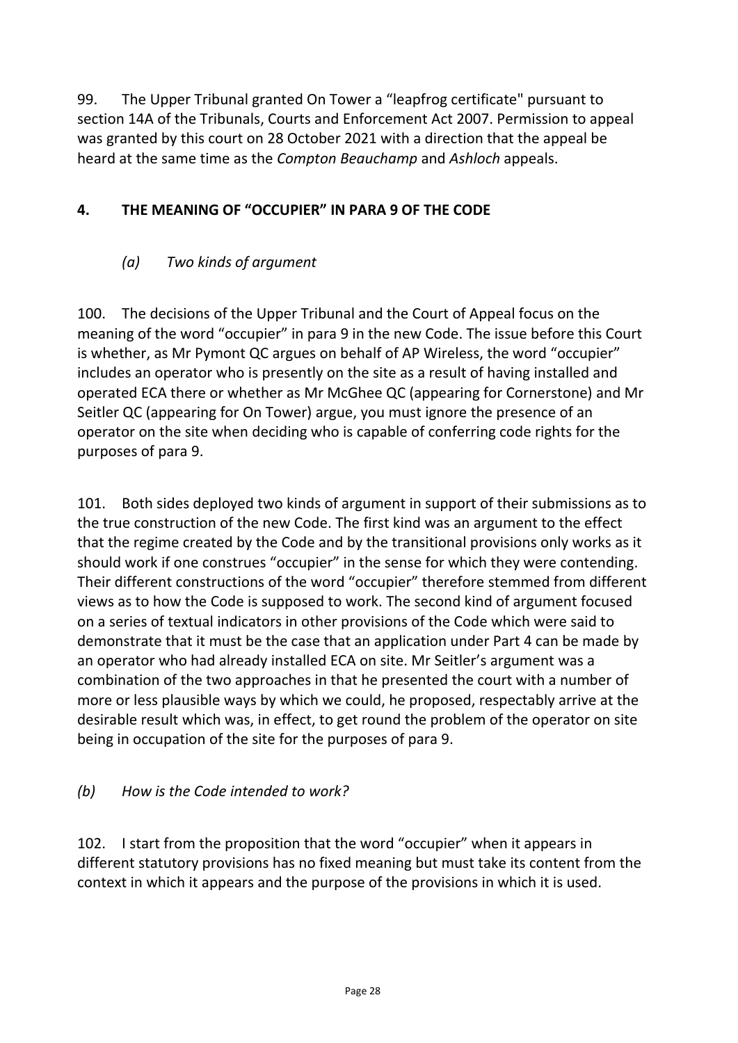99. The Upper Tribunal granted On Tower a "leapfrog certificate" pursuant to section 14A of the Tribunals, Courts and Enforcement Act 2007. Permission to appeal was granted by this court on 28 October 2021 with a direction that the appeal be heard at the same time as the *Compton Beauchamp* and *Ashloch* appeals.

## 4. THE MEANING OF "OCCUPIER" IN PARA 9 OF THE CODE

### *(a) Two kinds of argument*

100. The decisions of the Upper Tribunal and the Court of Appeal focus on the meaning of the word "occupier" in para 9 in the new Code. The issue before this Court is whether, as Mr Pymont QC argues on behalf of AP Wireless, the word "occupier" includes an operator who is presently on the site as a result of having installed and operated ECA there or whether as Mr McGhee QC (appearing for Cornerstone) and Mr Seitler QC (appearing for On Tower) argue, you must ignore the presence of an operator on the site when deciding who is capable of conferring code rights for the purposes of para 9.

101. Both sides deployed two kinds of argument in support of their submissions as to the true construction of the new Code. The first kind was an argument to the effect that the regime created by the Code and by the transitional provisions only works as it should work if one construes "occupier" in the sense for which they were contending. Their different constructions of the word "occupier" therefore stemmed from different views as to how the Code is supposed to work. The second kind of argument focused on a series of textual indicators in other provisions of the Code which were said to demonstrate that it must be the case that an application under Part 4 can be made by an operator who had already installed ECA on site. Mr Seitler's argument was a combination of the two approaches in that he presented the court with a number of more or less plausible ways by which we could, he proposed, respectably arrive at the desirable result which was, in effect, to get round the problem of the operator on site being in occupation of the site for the purposes of para 9.

### *(b) How is the Code intended to work?*

102. I start from the proposition that the word "occupier" when it appears in different statutory provisions has no fixed meaning but must take its content from the context in which it appears and the purpose of the provisions in which it is used.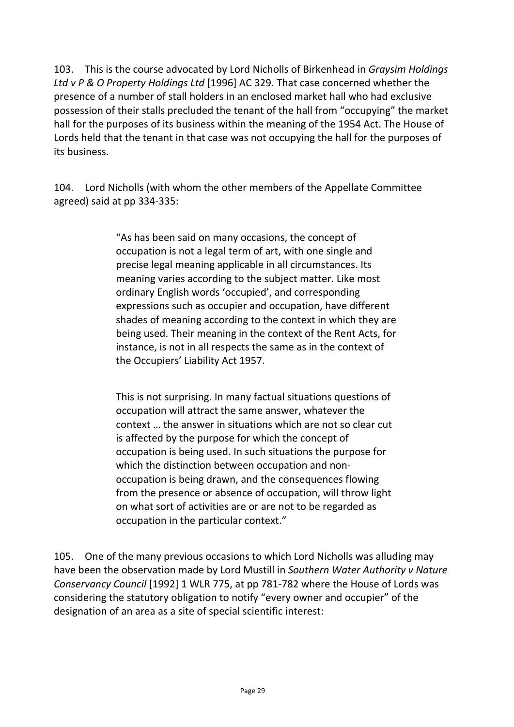103. This is the course advocated by Lord Nicholls of Birkenhead in *Graysim Holdings Ltd v P & O Property Holdings Ltd* [1996] AC 329. That case concerned whether the presence of a number of stall holders in an enclosed market hall who had exclusive possession of their stalls precluded the tenant of the hall from "occupying" the market hall for the purposes of its business within the meaning of the 1954 Act. The House of Lords held that the tenant in that case was not occupying the hall for the purposes of its business.

104. Lord Nicholls (with whom the other members of the Appellate Committee agreed) said at pp 334-335:

> "As has been said on many occasions, the concept of occupation is not a legal term of art, with one single and precise legal meaning applicable in all circumstances. Its meaning varies according to the subject matter. Like most ordinary English words 'occupied', and corresponding expressions such as occupier and occupation, have different shades of meaning according to the context in which they are being used. Their meaning in the context of the Rent Acts, for instance, is not in all respects the same as in the context of the Occupiers' Liability Act 1957.
>
> This is not surprising. In many factual situations questions of occupation will attract the same answer, whatever the context … the answer in situations which are not so clear cut is affected by the purpose for which the concept of occupation is being used. In such situations the purpose for which the distinction between occupation and non-occupation is being drawn, and the consequences flowing from the presence or absence of occupation, will throw light on what sort of activities are or are not to be regarded as occupation in the particular context."

105. One of the many previous occasions to which Lord Nicholls was alluding may have been the observation made by Lord Mustill in *Southern Water Authority v Nature Conservancy Council* [1992] 1 WLR 775, at pp 781-782 where the House of Lords was considering the statutory obligation to notify "every owner and occupier" of the designation of an area as a site of special scientific interest: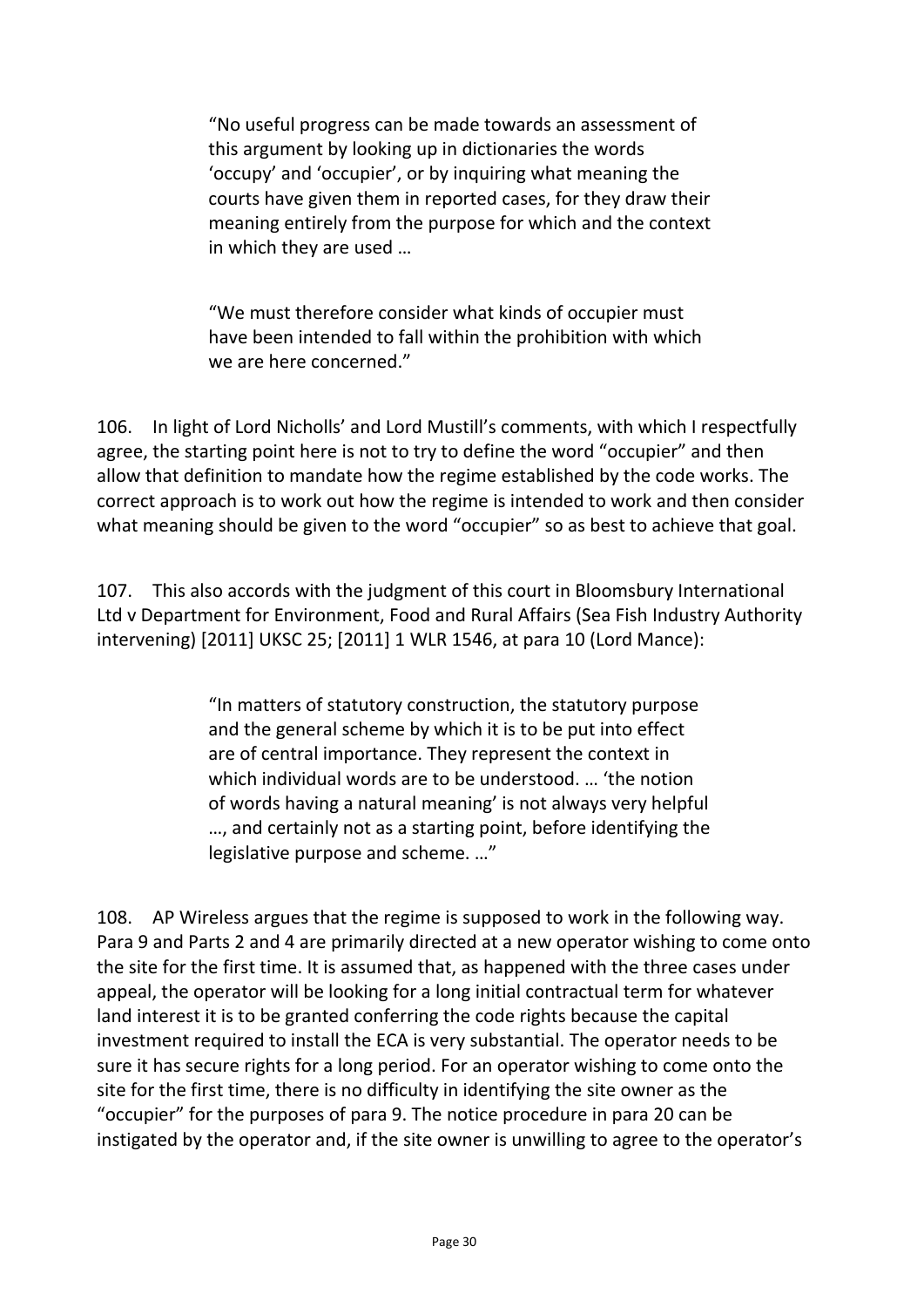> "No useful progress can be made towards an assessment of this argument by looking up in dictionaries the words 'occupy' and 'occupier', or by inquiring what meaning the courts have given them in reported cases, for they draw their meaning entirely from the purpose for which and the context in which they are used …
>
> "We must therefore consider what kinds of occupier must have been intended to fall within the prohibition with which we are here concerned."

106. In light of Lord Nicholls' and Lord Mustill's comments, with which I respectfully agree, the starting point here is not to try to define the word "occupier" and then allow that definition to mandate how the regime established by the code works. The correct approach is to work out how the regime is intended to work and then consider what meaning should be given to the word "occupier" so as best to achieve that goal.

107. This also accords with the judgment of this court in Bloomsbury International Ltd v Department for Environment, Food and Rural Affairs (Sea Fish Industry Authority intervening) [2011] UKSC 25; [2011] 1 WLR 1546, at para 10 (Lord Mance):

> "In matters of statutory construction, the statutory purpose and the general scheme by which it is to be put into effect are of central importance. They represent the context in which individual words are to be understood. … 'the notion of words having a natural meaning' is not always very helpful …, and certainly not as a starting point, before identifying the legislative purpose and scheme. …"

108. AP Wireless argues that the regime is supposed to work in the following way. Para 9 and Parts 2 and 4 are primarily directed at a new operator wishing to come onto the site for the first time. It is assumed that, as happened with the three cases under appeal, the operator will be looking for a long initial contractual term for whatever land interest it is to be granted conferring the code rights because the capital investment required to install the ECA is very substantial. The operator needs to be sure it has secure rights for a long period. For an operator wishing to come onto the site for the first time, there is no difficulty in identifying the site owner as the "occupier" for the purposes of para 9. The notice procedure in para 20 can be instigated by the operator and, if the site owner is unwilling to agree to the operator's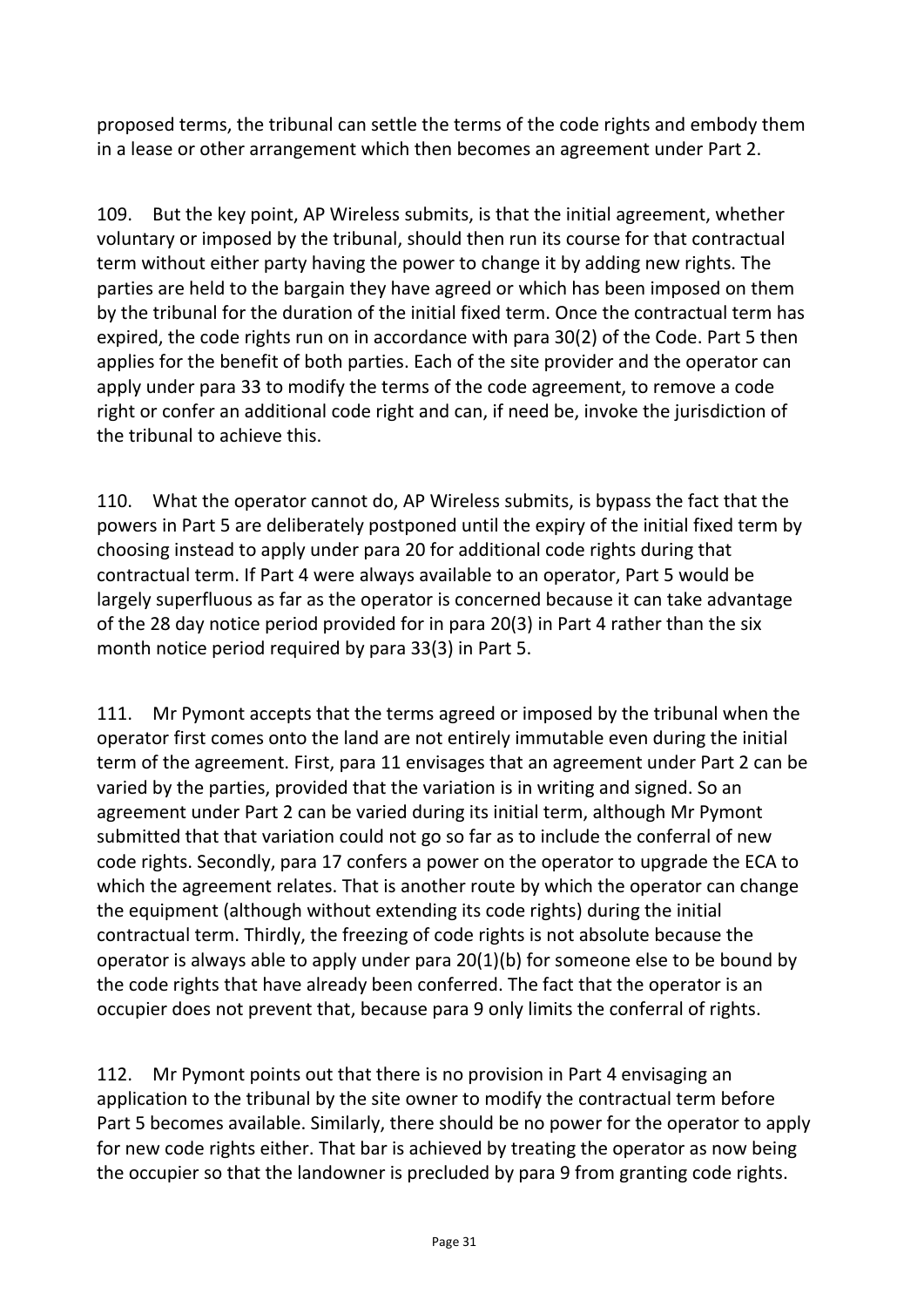proposed terms, the tribunal can settle the terms of the code rights and embody them in a lease or other arrangement which then becomes an agreement under Part 2.

109. But the key point, AP Wireless submits, is that the initial agreement, whether voluntary or imposed by the tribunal, should then run its course for that contractual term without either party having the power to change it by adding new rights. The parties are held to the bargain they have agreed or which has been imposed on them by the tribunal for the duration of the initial fixed term. Once the contractual term has expired, the code rights run on in accordance with para 30(2) of the Code. Part 5 then applies for the benefit of both parties. Each of the site provider and the operator can apply under para 33 to modify the terms of the code agreement, to remove a code right or confer an additional code right and can, if need be, invoke the jurisdiction of the tribunal to achieve this.

110. What the operator cannot do, AP Wireless submits, is bypass the fact that the powers in Part 5 are deliberately postponed until the expiry of the initial fixed term by choosing instead to apply under para 20 for additional code rights during that contractual term. If Part 4 were always available to an operator, Part 5 would be largely superfluous as far as the operator is concerned because it can take advantage of the 28 day notice period provided for in para 20(3) in Part 4 rather than the six month notice period required by para 33(3) in Part 5.

111. Mr Pymont accepts that the terms agreed or imposed by the tribunal when the operator first comes onto the land are not entirely immutable even during the initial term of the agreement. First, para 11 envisages that an agreement under Part 2 can be varied by the parties, provided that the variation is in writing and signed. So an agreement under Part 2 can be varied during its initial term, although Mr Pymont submitted that that variation could not go so far as to include the conferral of new code rights. Secondly, para 17 confers a power on the operator to upgrade the ECA to which the agreement relates. That is another route by which the operator can change the equipment (although without extending its code rights) during the initial contractual term. Thirdly, the freezing of code rights is not absolute because the operator is always able to apply under para 20(1)(b) for someone else to be bound by the code rights that have already been conferred. The fact that the operator is an occupier does not prevent that, because para 9 only limits the conferral of rights.

112. Mr Pymont points out that there is no provision in Part 4 envisaging an application to the tribunal by the site owner to modify the contractual term before Part 5 becomes available. Similarly, there should be no power for the operator to apply for new code rights either. That bar is achieved by treating the operator as now being the occupier so that the landowner is precluded by para 9 from granting code rights.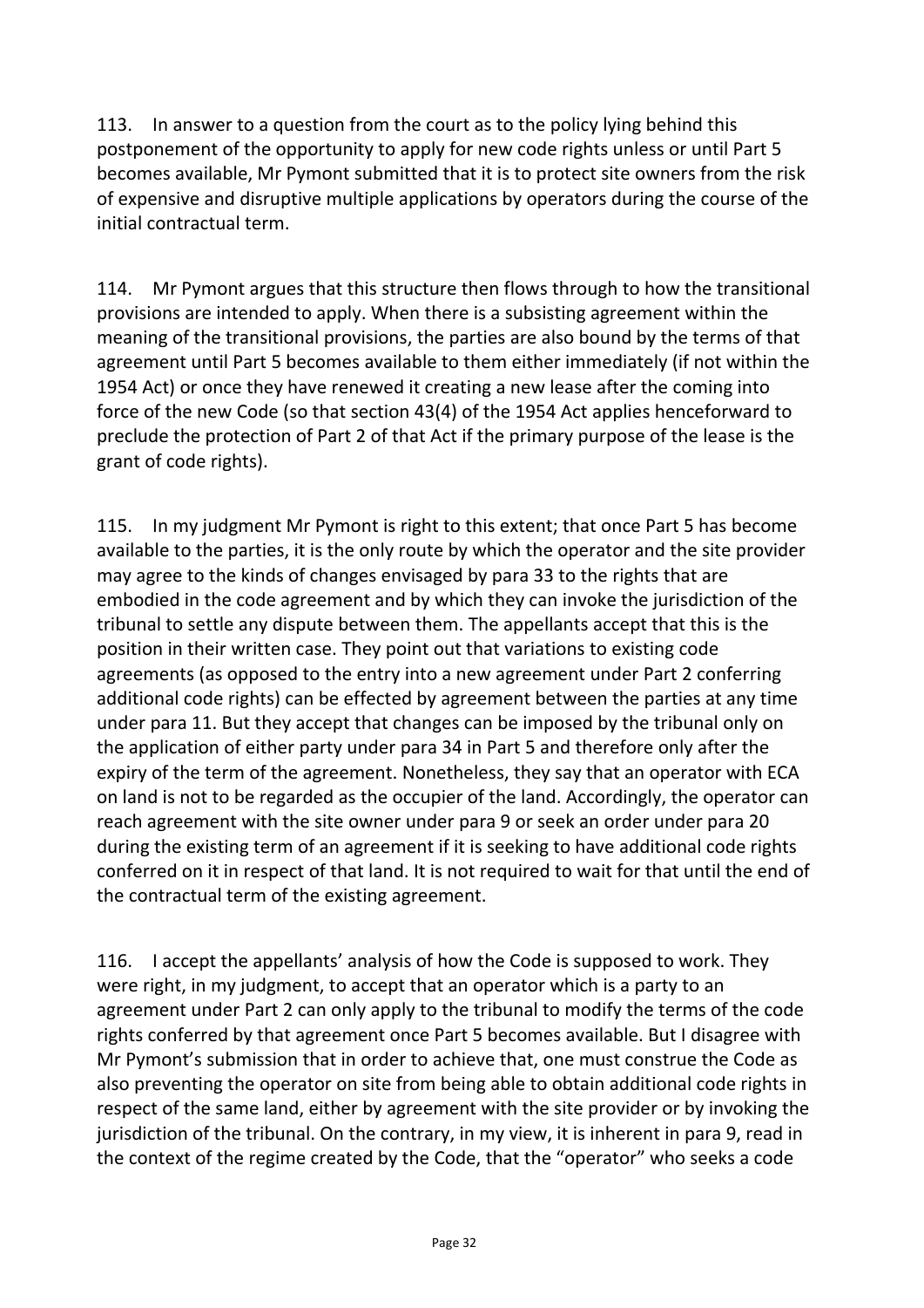113. In answer to a question from the court as to the policy lying behind this postponement of the opportunity to apply for new code rights unless or until Part 5 becomes available, Mr Pymont submitted that it is to protect site owners from the risk of expensive and disruptive multiple applications by operators during the course of the initial contractual term.

114. Mr Pymont argues that this structure then flows through to how the transitional provisions are intended to apply. When there is a subsisting agreement within the meaning of the transitional provisions, the parties are also bound by the terms of that agreement until Part 5 becomes available to them either immediately (if not within the 1954 Act) or once they have renewed it creating a new lease after the coming into force of the new Code (so that section 43(4) of the 1954 Act applies henceforward to preclude the protection of Part 2 of that Act if the primary purpose of the lease is the grant of code rights).

115. In my judgment Mr Pymont is right to this extent; that once Part 5 has become available to the parties, it is the only route by which the operator and the site provider may agree to the kinds of changes envisaged by para 33 to the rights that are embodied in the code agreement and by which they can invoke the jurisdiction of the tribunal to settle any dispute between them. The appellants accept that this is the position in their written case. They point out that variations to existing code agreements (as opposed to the entry into a new agreement under Part 2 conferring additional code rights) can be effected by agreement between the parties at any time under para 11. But they accept that changes can be imposed by the tribunal only on the application of either party under para 34 in Part 5 and therefore only after the expiry of the term of the agreement. Nonetheless, they say that an operator with ECA on land is not to be regarded as the occupier of the land. Accordingly, the operator can reach agreement with the site owner under para 9 or seek an order under para 20 during the existing term of an agreement if it is seeking to have additional code rights conferred on it in respect of that land. It is not required to wait for that until the end of the contractual term of the existing agreement.

116. I accept the appellants' analysis of how the Code is supposed to work. They were right, in my judgment, to accept that an operator which is a party to an agreement under Part 2 can only apply to the tribunal to modify the terms of the code rights conferred by that agreement once Part 5 becomes available. But I disagree with Mr Pymont's submission that in order to achieve that, one must construe the Code as also preventing the operator on site from being able to obtain additional code rights in respect of the same land, either by agreement with the site provider or by invoking the jurisdiction of the tribunal. On the contrary, in my view, it is inherent in para 9, read in the context of the regime created by the Code, that the "operator" who seeks a code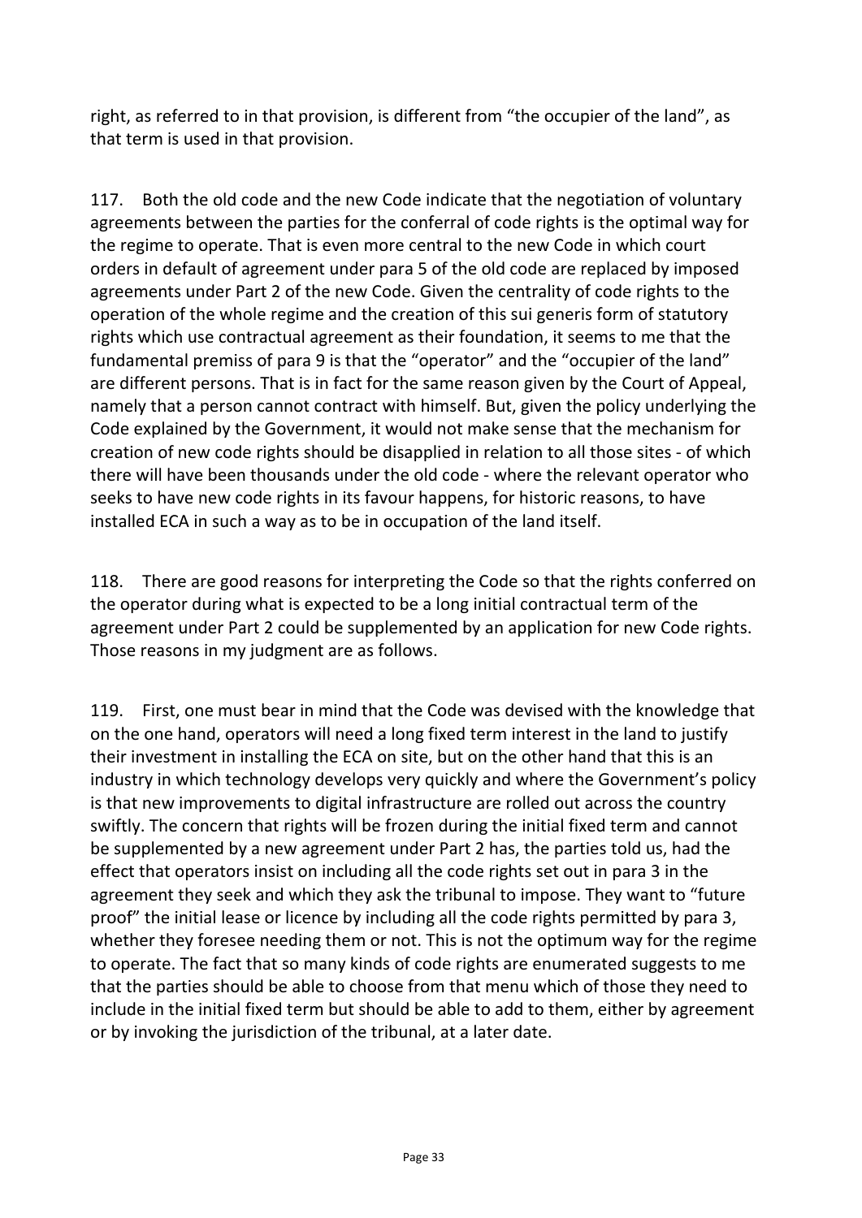right, as referred to in that provision, is different from "the occupier of the land", as that term is used in that provision.

117. Both the old code and the new Code indicate that the negotiation of voluntary agreements between the parties for the conferral of code rights is the optimal way for the regime to operate. That is even more central to the new Code in which court orders in default of agreement under para 5 of the old code are replaced by imposed agreements under Part 2 of the new Code. Given the centrality of code rights to the operation of the whole regime and the creation of this sui generis form of statutory rights which use contractual agreement as their foundation, it seems to me that the fundamental premiss of para 9 is that the "operator" and the "occupier of the land" are different persons. That is in fact for the same reason given by the Court of Appeal, namely that a person cannot contract with himself. But, given the policy underlying the Code explained by the Government, it would not make sense that the mechanism for creation of new code rights should be disapplied in relation to all those sites - of which there will have been thousands under the old code - where the relevant operator who seeks to have new code rights in its favour happens, for historic reasons, to have installed ECA in such a way as to be in occupation of the land itself.

118. There are good reasons for interpreting the Code so that the rights conferred on the operator during what is expected to be a long initial contractual term of the agreement under Part 2 could be supplemented by an application for new Code rights. Those reasons in my judgment are as follows.

119. First, one must bear in mind that the Code was devised with the knowledge that on the one hand, operators will need a long fixed term interest in the land to justify their investment in installing the ECA on site, but on the other hand that this is an industry in which technology develops very quickly and where the Government's policy is that new improvements to digital infrastructure are rolled out across the country swiftly. The concern that rights will be frozen during the initial fixed term and cannot be supplemented by a new agreement under Part 2 has, the parties told us, had the effect that operators insist on including all the code rights set out in para 3 in the agreement they seek and which they ask the tribunal to impose. They want to "future proof" the initial lease or licence by including all the code rights permitted by para 3, whether they foresee needing them or not. This is not the optimum way for the regime to operate. The fact that so many kinds of code rights are enumerated suggests to me that the parties should be able to choose from that menu which of those they need to include in the initial fixed term but should be able to add to them, either by agreement or by invoking the jurisdiction of the tribunal, at a later date.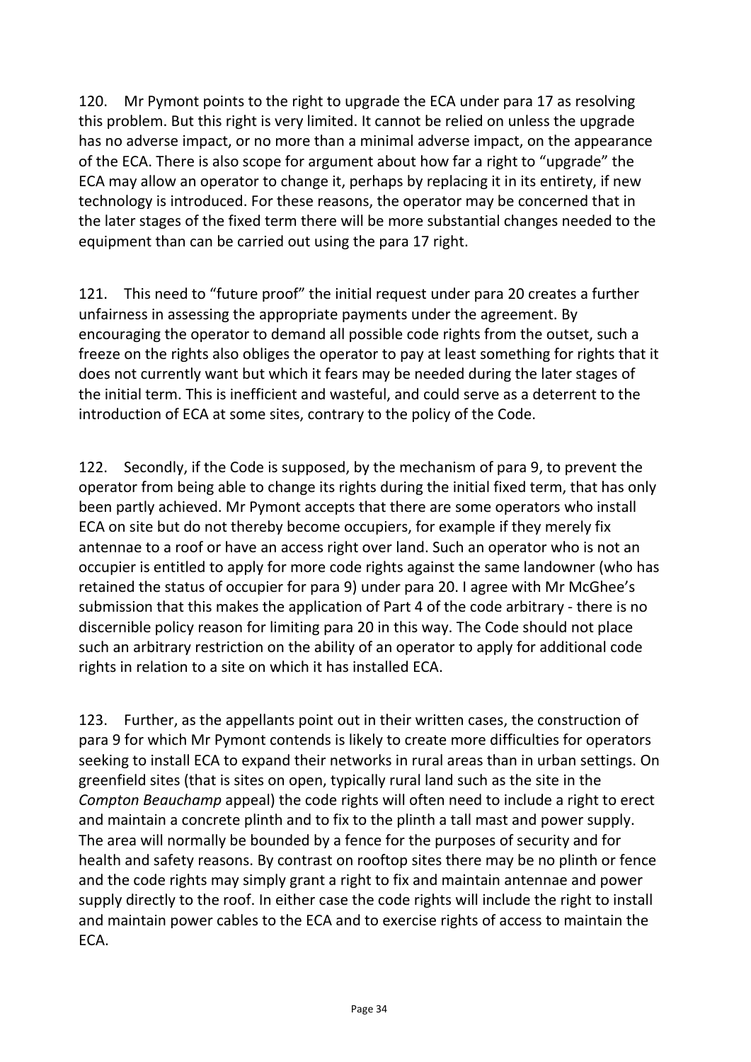120. Mr Pymont points to the right to upgrade the ECA under para 17 as resolving this problem. But this right is very limited. It cannot be relied on unless the upgrade has no adverse impact, or no more than a minimal adverse impact, on the appearance of the ECA. There is also scope for argument about how far a right to "upgrade" the ECA may allow an operator to change it, perhaps by replacing it in its entirety, if new technology is introduced. For these reasons, the operator may be concerned that in the later stages of the fixed term there will be more substantial changes needed to the equipment than can be carried out using the para 17 right.

121. This need to "future proof" the initial request under para 20 creates a further unfairness in assessing the appropriate payments under the agreement. By encouraging the operator to demand all possible code rights from the outset, such a freeze on the rights also obliges the operator to pay at least something for rights that it does not currently want but which it fears may be needed during the later stages of the initial term. This is inefficient and wasteful, and could serve as a deterrent to the introduction of ECA at some sites, contrary to the policy of the Code.

122. Secondly, if the Code is supposed, by the mechanism of para 9, to prevent the operator from being able to change its rights during the initial fixed term, that has only been partly achieved. Mr Pymont accepts that there are some operators who install ECA on site but do not thereby become occupiers, for example if they merely fix antennae to a roof or have an access right over land. Such an operator who is not an occupier is entitled to apply for more code rights against the same landowner (who has retained the status of occupier for para 9) under para 20. I agree with Mr McGhee's submission that this makes the application of Part 4 of the code arbitrary - there is no discernible policy reason for limiting para 20 in this way. The Code should not place such an arbitrary restriction on the ability of an operator to apply for additional code rights in relation to a site on which it has installed ECA.

123. Further, as the appellants point out in their written cases, the construction of para 9 for which Mr Pymont contends is likely to create more difficulties for operators seeking to install ECA to expand their networks in rural areas than in urban settings. On greenfield sites (that is sites on open, typically rural land such as the site in the *Compton Beauchamp* appeal) the code rights will often need to include a right to erect and maintain a concrete plinth and to fix to the plinth a tall mast and power supply. The area will normally be bounded by a fence for the purposes of security and for health and safety reasons. By contrast on rooftop sites there may be no plinth or fence and the code rights may simply grant a right to fix and maintain antennae and power supply directly to the roof. In either case the code rights will include the right to install and maintain power cables to the ECA and to exercise rights of access to maintain the ECA.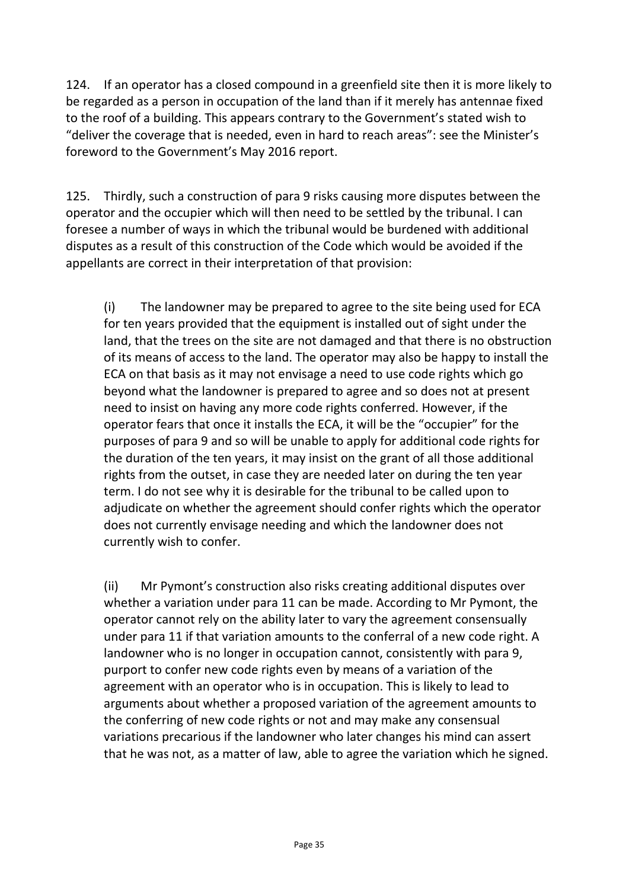124. If an operator has a closed compound in a greenfield site then it is more likely to be regarded as a person in occupation of the land than if it merely has antennae fixed to the roof of a building. This appears contrary to the Government's stated wish to "deliver the coverage that is needed, even in hard to reach areas": see the Minister's foreword to the Government's May 2016 report.

125. Thirdly, such a construction of para 9 risks causing more disputes between the operator and the occupier which will then need to be settled by the tribunal. I can foresee a number of ways in which the tribunal would be burdened with additional disputes as a result of this construction of the Code which would be avoided if the appellants are correct in their interpretation of that provision:

(i) The landowner may be prepared to agree to the site being used for ECA for ten years provided that the equipment is installed out of sight under the land, that the trees on the site are not damaged and that there is no obstruction of its means of access to the land. The operator may also be happy to install the ECA on that basis as it may not envisage a need to use code rights which go beyond what the landowner is prepared to agree and so does not at present need to insist on having any more code rights conferred. However, if the operator fears that once it installs the ECA, it will be the "occupier" for the purposes of para 9 and so will be unable to apply for additional code rights for the duration of the ten years, it may insist on the grant of all those additional rights from the outset, in case they are needed later on during the ten year term. I do not see why it is desirable for the tribunal to be called upon to adjudicate on whether the agreement should confer rights which the operator does not currently envisage needing and which the landowner does not currently wish to confer.

(ii) Mr Pymont's construction also risks creating additional disputes over whether a variation under para 11 can be made. According to Mr Pymont, the operator cannot rely on the ability later to vary the agreement consensually under para 11 if that variation amounts to the conferral of a new code right. A landowner who is no longer in occupation cannot, consistently with para 9, purport to confer new code rights even by means of a variation of the agreement with an operator who is in occupation. This is likely to lead to arguments about whether a proposed variation of the agreement amounts to the conferring of new code rights or not and may make any consensual variations precarious if the landowner who later changes his mind can assert that he was not, as a matter of law, able to agree the variation which he signed.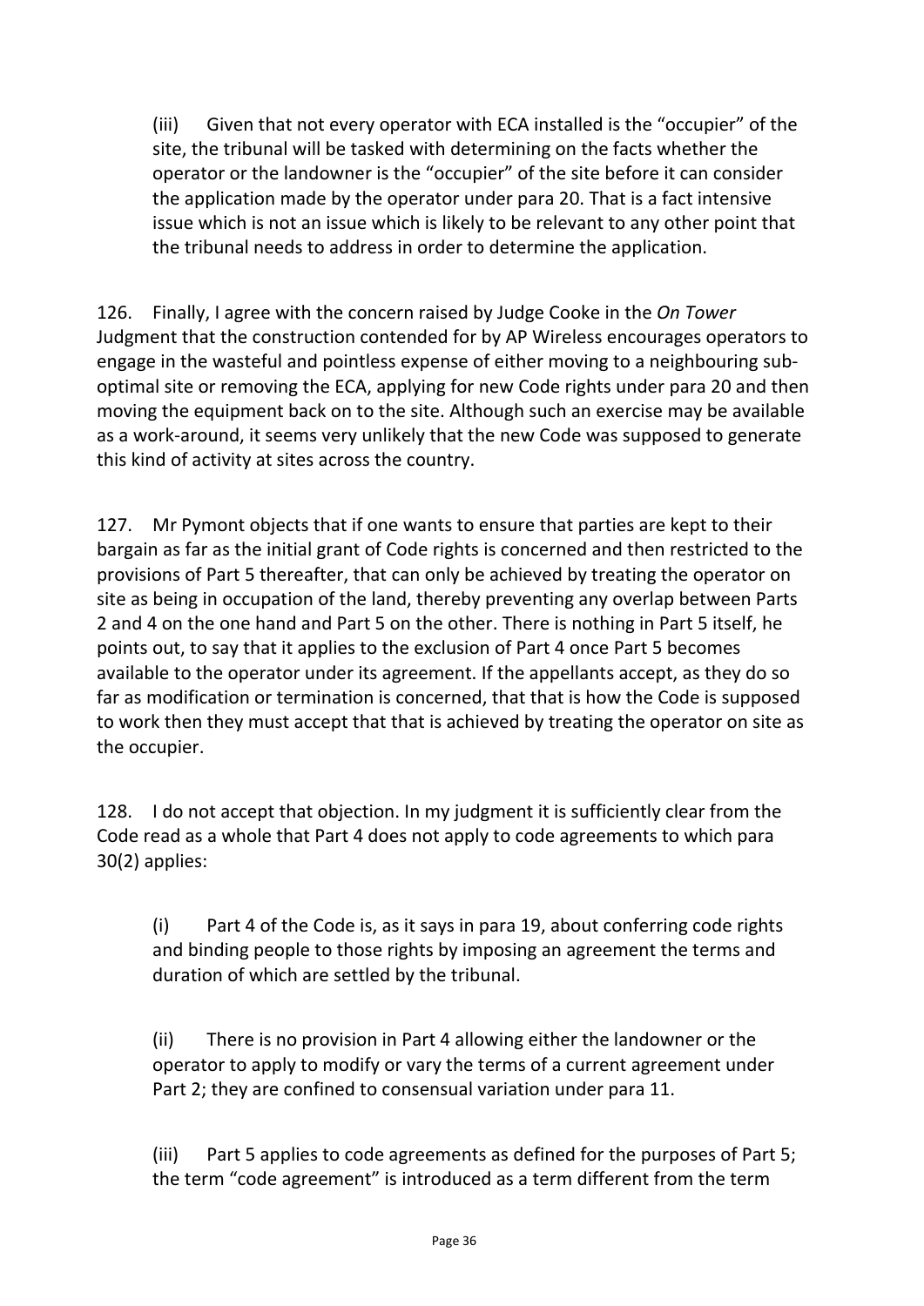(iii) Given that not every operator with ECA installed is the "occupier" of the site, the tribunal will be tasked with determining on the facts whether the operator or the landowner is the "occupier" of the site before it can consider the application made by the operator under para 20. That is a fact intensive issue which is not an issue which is likely to be relevant to any other point that the tribunal needs to address in order to determine the application.

126. Finally, I agree with the concern raised by Judge Cooke in the *On Tower* Judgment that the construction contended for by AP Wireless encourages operators to engage in the wasteful and pointless expense of either moving to a neighbouring sub-optimal site or removing the ECA, applying for new Code rights under para 20 and then moving the equipment back on to the site. Although such an exercise may be available as a work-around, it seems very unlikely that the new Code was supposed to generate this kind of activity at sites across the country.

127. Mr Pymont objects that if one wants to ensure that parties are kept to their bargain as far as the initial grant of Code rights is concerned and then restricted to the provisions of Part 5 thereafter, that can only be achieved by treating the operator on site as being in occupation of the land, thereby preventing any overlap between Parts 2 and 4 on the one hand and Part 5 on the other. There is nothing in Part 5 itself, he points out, to say that it applies to the exclusion of Part 4 once Part 5 becomes available to the operator under its agreement. If the appellants accept, as they do so far as modification or termination is concerned, that that is how the Code is supposed to work then they must accept that that is achieved by treating the operator on site as the occupier.

128. I do not accept that objection. In my judgment it is sufficiently clear from the Code read as a whole that Part 4 does not apply to code agreements to which para 30(2) applies:

(i) Part 4 of the Code is, as it says in para 19, about conferring code rights and binding people to those rights by imposing an agreement the terms and duration of which are settled by the tribunal.

(ii) There is no provision in Part 4 allowing either the landowner or the operator to apply to modify or vary the terms of a current agreement under Part 2; they are confined to consensual variation under para 11.

(iii) Part 5 applies to code agreements as defined for the purposes of Part 5; the term "code agreement" is introduced as a term different from the term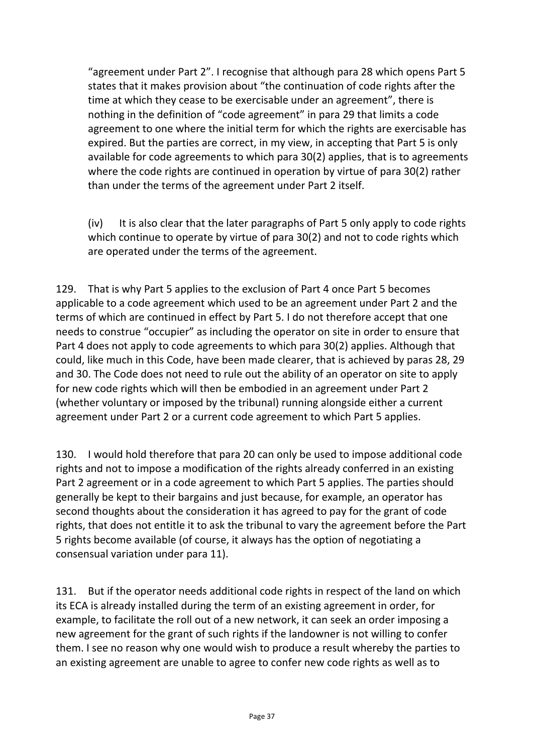"agreement under Part 2". I recognise that although para 28 which opens Part 5 states that it makes provision about "the continuation of code rights after the time at which they cease to be exercisable under an agreement", there is nothing in the definition of "code agreement" in para 29 that limits a code agreement to one where the initial term for which the rights are exercisable has expired. But the parties are correct, in my view, in accepting that Part 5 is only available for code agreements to which para 30(2) applies, that is to agreements where the code rights are continued in operation by virtue of para 30(2) rather than under the terms of the agreement under Part 2 itself.

(iv) It is also clear that the later paragraphs of Part 5 only apply to code rights which continue to operate by virtue of para 30(2) and not to code rights which are operated under the terms of the agreement.

129. That is why Part 5 applies to the exclusion of Part 4 once Part 5 becomes applicable to a code agreement which used to be an agreement under Part 2 and the terms of which are continued in effect by Part 5. I do not therefore accept that one needs to construe "occupier" as including the operator on site in order to ensure that Part 4 does not apply to code agreements to which para 30(2) applies. Although that could, like much in this Code, have been made clearer, that is achieved by paras 28, 29 and 30. The Code does not need to rule out the ability of an operator on site to apply for new code rights which will then be embodied in an agreement under Part 2 (whether voluntary or imposed by the tribunal) running alongside either a current agreement under Part 2 or a current code agreement to which Part 5 applies.

130. I would hold therefore that para 20 can only be used to impose additional code rights and not to impose a modification of the rights already conferred in an existing Part 2 agreement or in a code agreement to which Part 5 applies. The parties should generally be kept to their bargains and just because, for example, an operator has second thoughts about the consideration it has agreed to pay for the grant of code rights, that does not entitle it to ask the tribunal to vary the agreement before the Part 5 rights become available (of course, it always has the option of negotiating a consensual variation under para 11).

131. But if the operator needs additional code rights in respect of the land on which its ECA is already installed during the term of an existing agreement in order, for example, to facilitate the roll out of a new network, it can seek an order imposing a new agreement for the grant of such rights if the landowner is not willing to confer them. I see no reason why one would wish to produce a result whereby the parties to an existing agreement are unable to agree to confer new code rights as well as to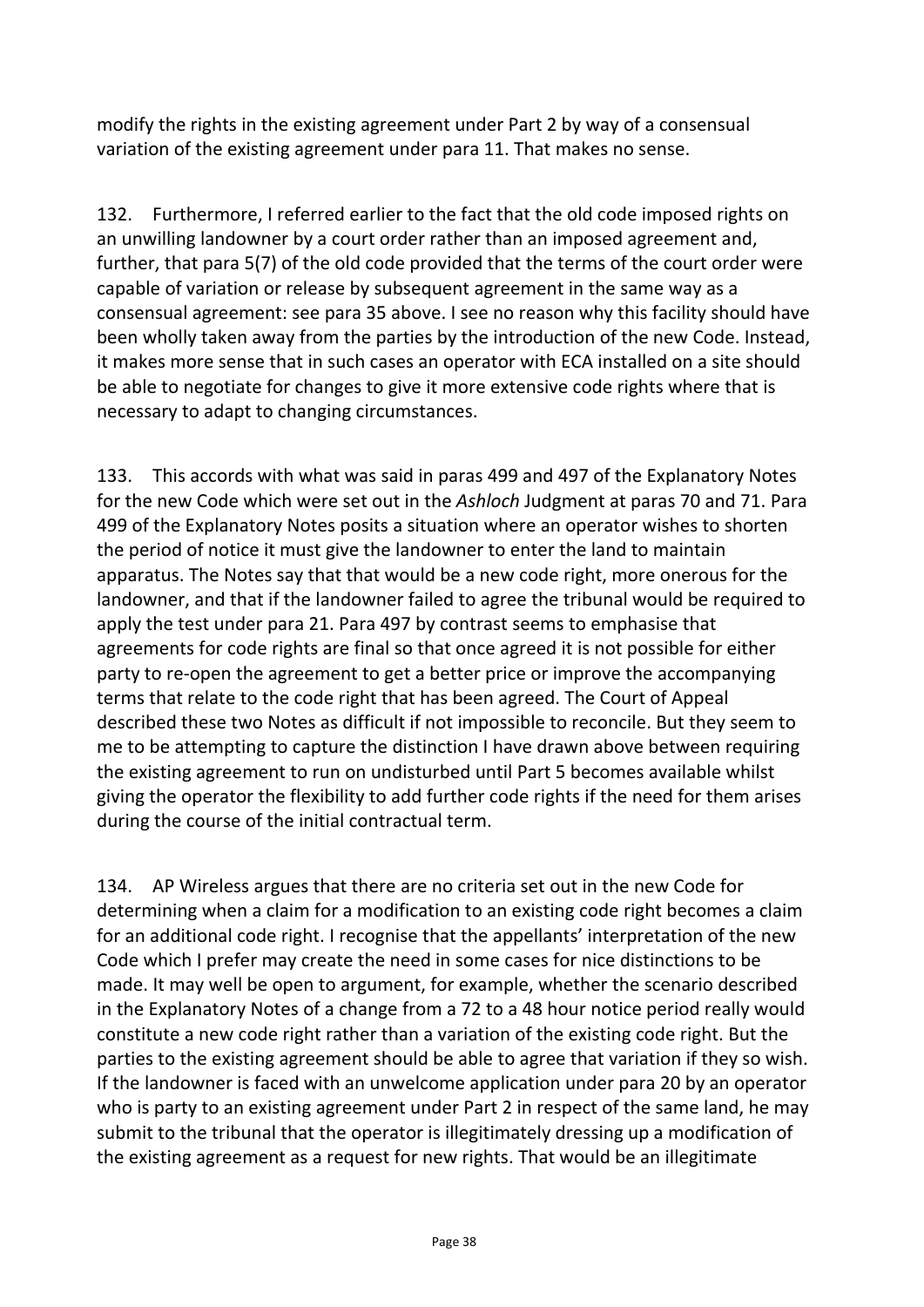modify the rights in the existing agreement under Part 2 by way of a consensual variation of the existing agreement under para 11. That makes no sense.

132. Furthermore, I referred earlier to the fact that the old code imposed rights on an unwilling landowner by a court order rather than an imposed agreement and, further, that para 5(7) of the old code provided that the terms of the court order were capable of variation or release by subsequent agreement in the same way as a consensual agreement: see para 35 above. I see no reason why this facility should have been wholly taken away from the parties by the introduction of the new Code. Instead, it makes more sense that in such cases an operator with ECA installed on a site should be able to negotiate for changes to give it more extensive code rights where that is necessary to adapt to changing circumstances.

133. This accords with what was said in paras 499 and 497 of the Explanatory Notes for the new Code which were set out in the *Ashloch* Judgment at paras 70 and 71. Para 499 of the Explanatory Notes posits a situation where an operator wishes to shorten the period of notice it must give the landowner to enter the land to maintain apparatus. The Notes say that that would be a new code right, more onerous for the landowner, and that if the landowner failed to agree the tribunal would be required to apply the test under para 21. Para 497 by contrast seems to emphasise that agreements for code rights are final so that once agreed it is not possible for either party to re-open the agreement to get a better price or improve the accompanying terms that relate to the code right that has been agreed. The Court of Appeal described these two Notes as difficult if not impossible to reconcile. But they seem to me to be attempting to capture the distinction I have drawn above between requiring the existing agreement to run on undisturbed until Part 5 becomes available whilst giving the operator the flexibility to add further code rights if the need for them arises during the course of the initial contractual term.

134. AP Wireless argues that there are no criteria set out in the new Code for determining when a claim for a modification to an existing code right becomes a claim for an additional code right. I recognise that the appellants' interpretation of the new Code which I prefer may create the need in some cases for nice distinctions to be made. It may well be open to argument, for example, whether the scenario described in the Explanatory Notes of a change from a 72 to a 48 hour notice period really would constitute a new code right rather than a variation of the existing code right. But the parties to the existing agreement should be able to agree that variation if they so wish. If the landowner is faced with an unwelcome application under para 20 by an operator who is party to an existing agreement under Part 2 in respect of the same land, he may submit to the tribunal that the operator is illegitimately dressing up a modification of the existing agreement as a request for new rights. That would be an illegitimate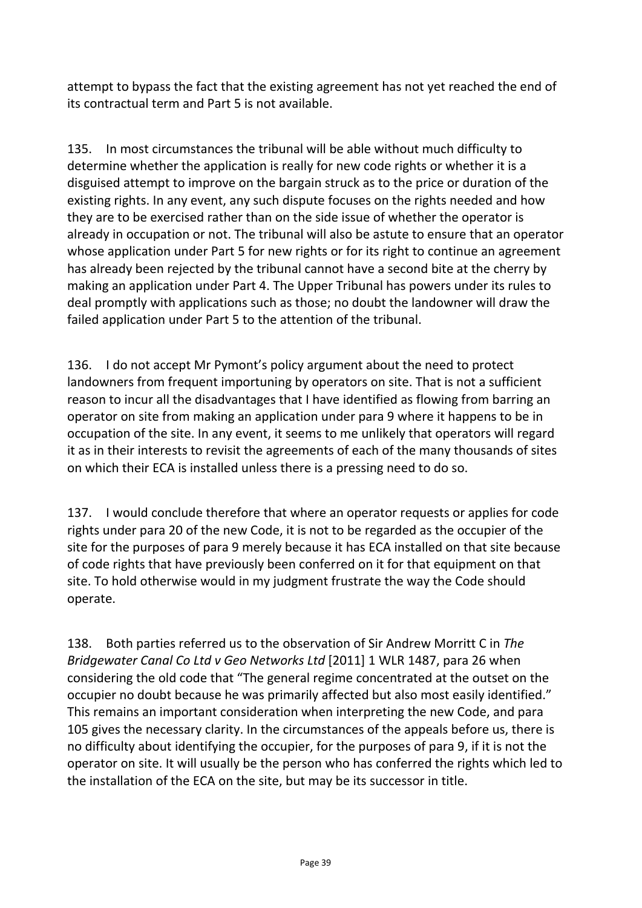attempt to bypass the fact that the existing agreement has not yet reached the end of its contractual term and Part 5 is not available.

135. In most circumstances the tribunal will be able without much difficulty to determine whether the application is really for new code rights or whether it is a disguised attempt to improve on the bargain struck as to the price or duration of the existing rights. In any event, any such dispute focuses on the rights needed and how they are to be exercised rather than on the side issue of whether the operator is already in occupation or not. The tribunal will also be astute to ensure that an operator whose application under Part 5 for new rights or for its right to continue an agreement has already been rejected by the tribunal cannot have a second bite at the cherry by making an application under Part 4. The Upper Tribunal has powers under its rules to deal promptly with applications such as those; no doubt the landowner will draw the failed application under Part 5 to the attention of the tribunal.

136. I do not accept Mr Pymont's policy argument about the need to protect landowners from frequent importuning by operators on site. That is not a sufficient reason to incur all the disadvantages that I have identified as flowing from barring an operator on site from making an application under para 9 where it happens to be in occupation of the site. In any event, it seems to me unlikely that operators will regard it as in their interests to revisit the agreements of each of the many thousands of sites on which their ECA is installed unless there is a pressing need to do so.

137. I would conclude therefore that where an operator requests or applies for code rights under para 20 of the new Code, it is not to be regarded as the occupier of the site for the purposes of para 9 merely because it has ECA installed on that site because of code rights that have previously been conferred on it for that equipment on that site. To hold otherwise would in my judgment frustrate the way the Code should operate.

138. Both parties referred us to the observation of Sir Andrew Morritt C in *The Bridgewater Canal Co Ltd v Geo Networks Ltd* [2011] 1 WLR 1487, para 26 when considering the old code that "The general regime concentrated at the outset on the occupier no doubt because he was primarily affected but also most easily identified." This remains an important consideration when interpreting the new Code, and para 105 gives the necessary clarity. In the circumstances of the appeals before us, there is no difficulty about identifying the occupier, for the purposes of para 9, if it is not the operator on site. It will usually be the person who has conferred the rights which led to the installation of the ECA on the site, but may be its successor in title.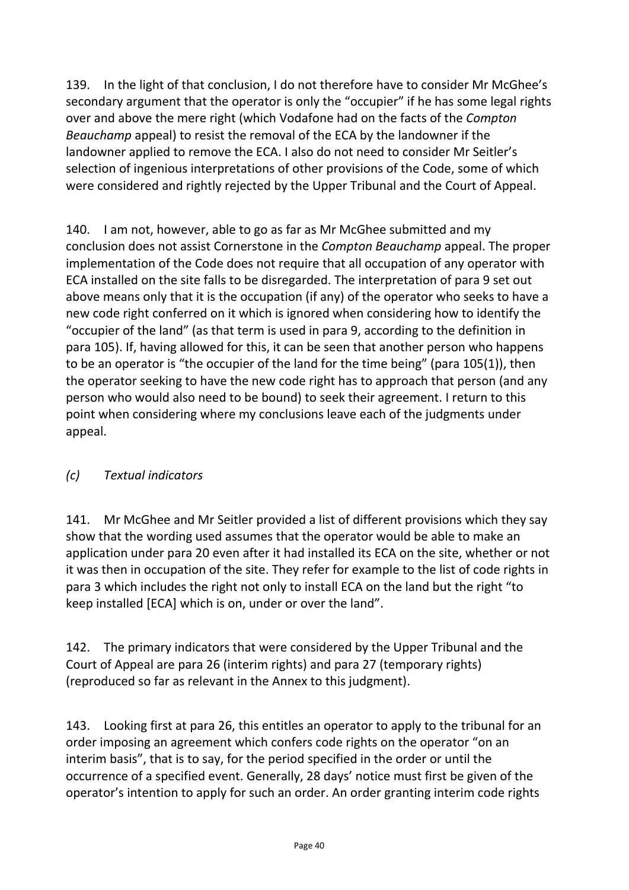139. In the light of that conclusion, I do not therefore have to consider Mr McGhee's secondary argument that the operator is only the "occupier" if he has some legal rights over and above the mere right (which Vodafone had on the facts of the *Compton Beauchamp* appeal) to resist the removal of the ECA by the landowner if the landowner applied to remove the ECA. I also do not need to consider Mr Seitler's selection of ingenious interpretations of other provisions of the Code, some of which were considered and rightly rejected by the Upper Tribunal and the Court of Appeal.

140. I am not, however, able to go as far as Mr McGhee submitted and my conclusion does not assist Cornerstone in the *Compton Beauchamp* appeal. The proper implementation of the Code does not require that all occupation of any operator with ECA installed on the site falls to be disregarded. The interpretation of para 9 set out above means only that it is the occupation (if any) of the operator who seeks to have a new code right conferred on it which is ignored when considering how to identify the "occupier of the land" (as that term is used in para 9, according to the definition in para 105). If, having allowed for this, it can be seen that another person who happens to be an operator is "the occupier of the land for the time being" (para 105(1)), then the operator seeking to have the new code right has to approach that person (and any person who would also need to be bound) to seek their agreement. I return to this point when considering where my conclusions leave each of the judgments under appeal.

### *(c) Textual indicators*

141. Mr McGhee and Mr Seitler provided a list of different provisions which they say show that the wording used assumes that the operator would be able to make an application under para 20 even after it had installed its ECA on the site, whether or not it was then in occupation of the site. They refer for example to the list of code rights in para 3 which includes the right not only to install ECA on the land but the right "to keep installed [ECA] which is on, under or over the land".

142. The primary indicators that were considered by the Upper Tribunal and the Court of Appeal are para 26 (interim rights) and para 27 (temporary rights) (reproduced so far as relevant in the Annex to this judgment).

143. Looking first at para 26, this entitles an operator to apply to the tribunal for an order imposing an agreement which confers code rights on the operator "on an interim basis", that is to say, for the period specified in the order or until the occurrence of a specified event. Generally, 28 days' notice must first be given of the operator's intention to apply for such an order. An order granting interim code rights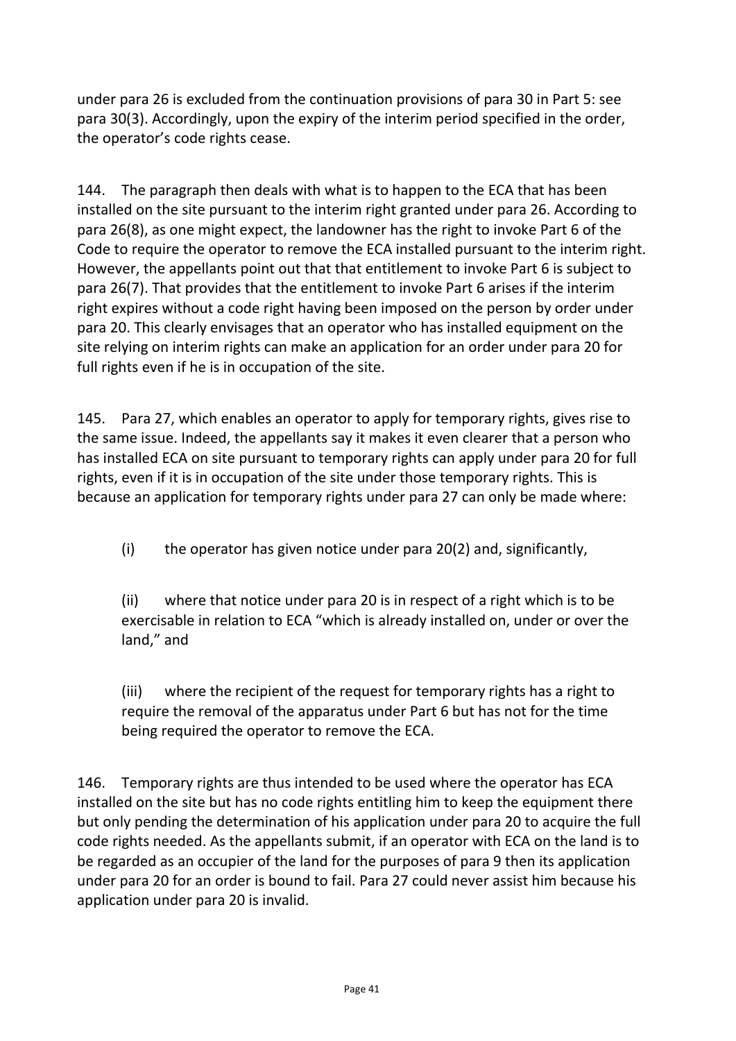under para 26 is excluded from the continuation provisions of para 30 in Part 5: see para 30(3). Accordingly, upon the expiry of the interim period specified in the order, the operator's code rights cease.

144. The paragraph then deals with what is to happen to the ECA that has been installed on the site pursuant to the interim right granted under para 26. According to para 26(8), as one might expect, the landowner has the right to invoke Part 6 of the Code to require the operator to remove the ECA installed pursuant to the interim right. However, the appellants point out that that entitlement to invoke Part 6 is subject to para 26(7). That provides that the entitlement to invoke Part 6 arises if the interim right expires without a code right having been imposed on the person by order under para 20. This clearly envisages that an operator who has installed equipment on the site relying on interim rights can make an application for an order under para 20 for full rights even if he is in occupation of the site.

145. Para 27, which enables an operator to apply for temporary rights, gives rise to the same issue. Indeed, the appellants say it makes it even clearer that a person who has installed ECA on site pursuant to temporary rights can apply under para 20 for full rights, even if it is in occupation of the site under those temporary rights. This is because an application for temporary rights under para 27 can only be made where:

(i) the operator has given notice under para 20(2) and, significantly,

(ii) where that notice under para 20 is in respect of a right which is to be exercisable in relation to ECA "which is already installed on, under or over the land," and

(iii) where the recipient of the request for temporary rights has a right to require the removal of the apparatus under Part 6 but has not for the time being required the operator to remove the ECA.

146. Temporary rights are thus intended to be used where the operator has ECA installed on the site but has no code rights entitling him to keep the equipment there but only pending the determination of his application under para 20 to acquire the full code rights needed. As the appellants submit, if an operator with ECA on the land is to be regarded as an occupier of the land for the purposes of para 9 then its application under para 20 for an order is bound to fail. Para 27 could never assist him because his application under para 20 is invalid.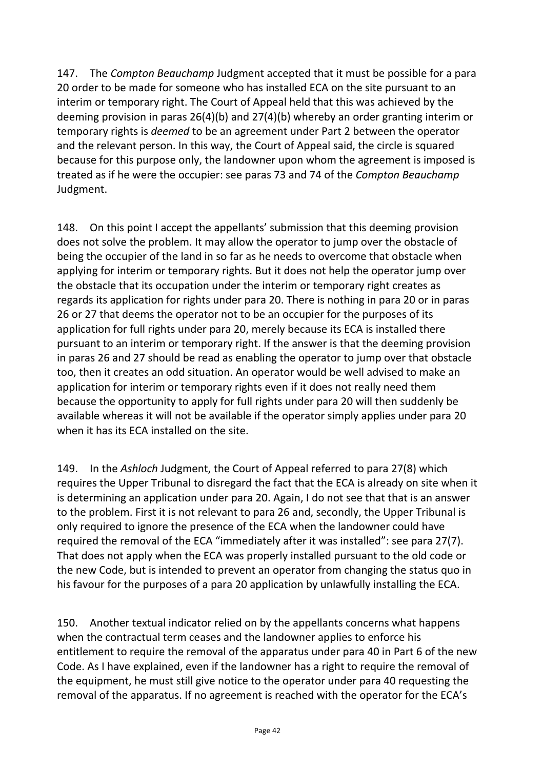147. The *Compton Beauchamp* Judgment accepted that it must be possible for a para 20 order to be made for someone who has installed ECA on the site pursuant to an interim or temporary right. The Court of Appeal held that this was achieved by the deeming provision in paras 26(4)(b) and 27(4)(b) whereby an order granting interim or temporary rights is *deemed* to be an agreement under Part 2 between the operator and the relevant person. In this way, the Court of Appeal said, the circle is squared because for this purpose only, the landowner upon whom the agreement is imposed is treated as if he were the occupier: see paras 73 and 74 of the *Compton Beauchamp* Judgment.

148. On this point I accept the appellants' submission that this deeming provision does not solve the problem. It may allow the operator to jump over the obstacle of being the occupier of the land in so far as he needs to overcome that obstacle when applying for interim or temporary rights. But it does not help the operator jump over the obstacle that its occupation under the interim or temporary right creates as regards its application for rights under para 20. There is nothing in para 20 or in paras 26 or 27 that deems the operator not to be an occupier for the purposes of its application for full rights under para 20, merely because its ECA is installed there pursuant to an interim or temporary right. If the answer is that the deeming provision in paras 26 and 27 should be read as enabling the operator to jump over that obstacle too, then it creates an odd situation. An operator would be well advised to make an application for interim or temporary rights even if it does not really need them because the opportunity to apply for full rights under para 20 will then suddenly be available whereas it will not be available if the operator simply applies under para 20 when it has its ECA installed on the site.

149. In the *Ashloch* Judgment, the Court of Appeal referred to para 27(8) which requires the Upper Tribunal to disregard the fact that the ECA is already on site when it is determining an application under para 20. Again, I do not see that that is an answer to the problem. First it is not relevant to para 26 and, secondly, the Upper Tribunal is only required to ignore the presence of the ECA when the landowner could have required the removal of the ECA "immediately after it was installed": see para 27(7). That does not apply when the ECA was properly installed pursuant to the old code or the new Code, but is intended to prevent an operator from changing the status quo in his favour for the purposes of a para 20 application by unlawfully installing the ECA.

150. Another textual indicator relied on by the appellants concerns what happens when the contractual term ceases and the landowner applies to enforce his entitlement to require the removal of the apparatus under para 40 in Part 6 of the new Code. As I have explained, even if the landowner has a right to require the removal of the equipment, he must still give notice to the operator under para 40 requesting the removal of the apparatus. If no agreement is reached with the operator for the ECA's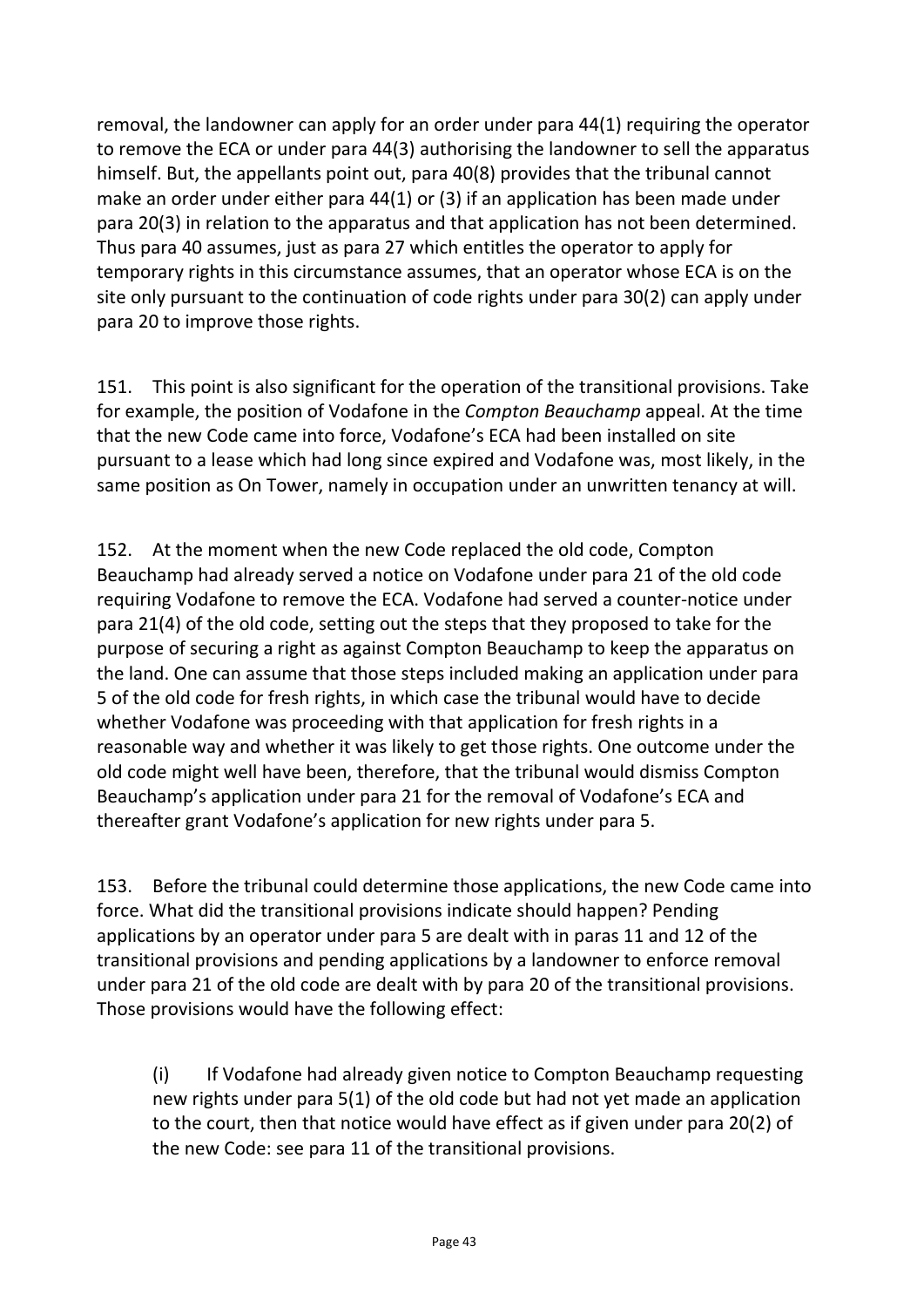removal, the landowner can apply for an order under para 44(1) requiring the operator to remove the ECA or under para 44(3) authorising the landowner to sell the apparatus himself. But, the appellants point out, para 40(8) provides that the tribunal cannot make an order under either para 44(1) or (3) if an application has been made under para 20(3) in relation to the apparatus and that application has not been determined. Thus para 40 assumes, just as para 27 which entitles the operator to apply for temporary rights in this circumstance assumes, that an operator whose ECA is on the site only pursuant to the continuation of code rights under para 30(2) can apply under para 20 to improve those rights.

151. This point is also significant for the operation of the transitional provisions. Take for example, the position of Vodafone in the *Compton Beauchamp* appeal. At the time that the new Code came into force, Vodafone's ECA had been installed on site pursuant to a lease which had long since expired and Vodafone was, most likely, in the same position as On Tower, namely in occupation under an unwritten tenancy at will.

152. At the moment when the new Code replaced the old code, Compton Beauchamp had already served a notice on Vodafone under para 21 of the old code requiring Vodafone to remove the ECA. Vodafone had served a counter-notice under para 21(4) of the old code, setting out the steps that they proposed to take for the purpose of securing a right as against Compton Beauchamp to keep the apparatus on the land. One can assume that those steps included making an application under para 5 of the old code for fresh rights, in which case the tribunal would have to decide whether Vodafone was proceeding with that application for fresh rights in a reasonable way and whether it was likely to get those rights. One outcome under the old code might well have been, therefore, that the tribunal would dismiss Compton Beauchamp's application under para 21 for the removal of Vodafone's ECA and thereafter grant Vodafone's application for new rights under para 5.

153. Before the tribunal could determine those applications, the new Code came into force. What did the transitional provisions indicate should happen? Pending applications by an operator under para 5 are dealt with in paras 11 and 12 of the transitional provisions and pending applications by a landowner to enforce removal under para 21 of the old code are dealt with by para 20 of the transitional provisions. Those provisions would have the following effect:

(i) If Vodafone had already given notice to Compton Beauchamp requesting new rights under para 5(1) of the old code but had not yet made an application to the court, then that notice would have effect as if given under para 20(2) of the new Code: see para 11 of the transitional provisions.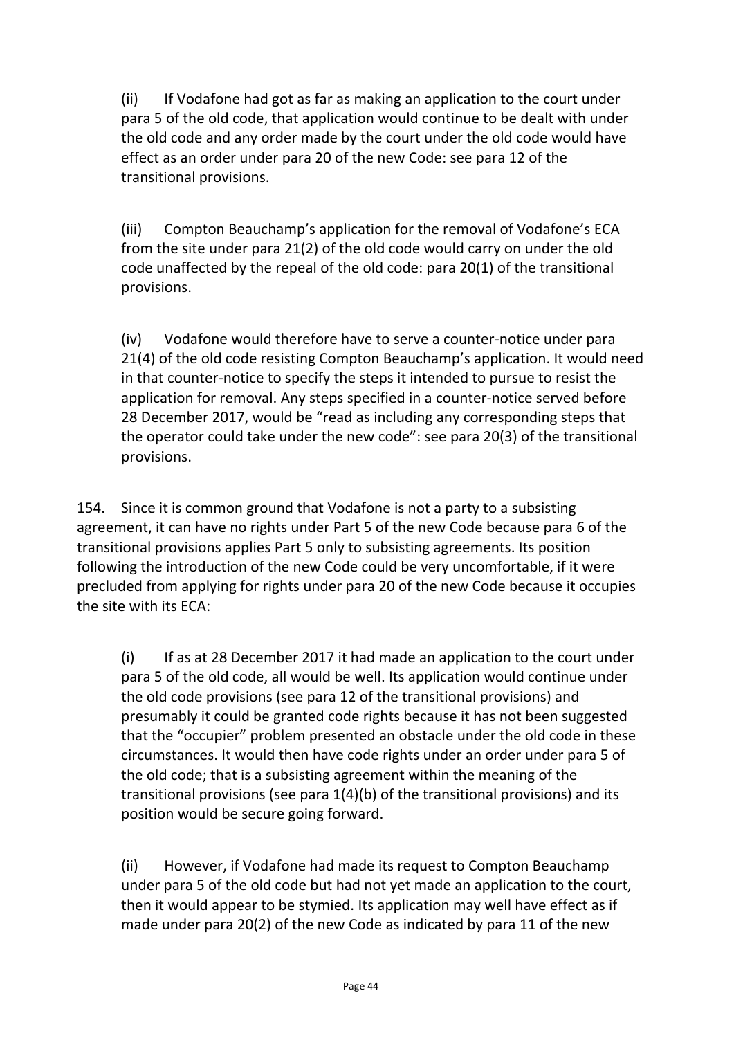(ii) If Vodafone had got as far as making an application to the court under para 5 of the old code, that application would continue to be dealt with under the old code and any order made by the court under the old code would have effect as an order under para 20 of the new Code: see para 12 of the transitional provisions.

(iii) Compton Beauchamp's application for the removal of Vodafone's ECA from the site under para 21(2) of the old code would carry on under the old code unaffected by the repeal of the old code: para 20(1) of the transitional provisions.

(iv) Vodafone would therefore have to serve a counter-notice under para 21(4) of the old code resisting Compton Beauchamp's application. It would need in that counter-notice to specify the steps it intended to pursue to resist the application for removal. Any steps specified in a counter-notice served before 28 December 2017, would be "read as including any corresponding steps that the operator could take under the new code": see para 20(3) of the transitional provisions.

154. Since it is common ground that Vodafone is not a party to a subsisting agreement, it can have no rights under Part 5 of the new Code because para 6 of the transitional provisions applies Part 5 only to subsisting agreements. Its position following the introduction of the new Code could be very uncomfortable, if it were precluded from applying for rights under para 20 of the new Code because it occupies the site with its ECA:

(i) If as at 28 December 2017 it had made an application to the court under para 5 of the old code, all would be well. Its application would continue under the old code provisions (see para 12 of the transitional provisions) and presumably it could be granted code rights because it has not been suggested that the "occupier" problem presented an obstacle under the old code in these circumstances. It would then have code rights under an order under para 5 of the old code; that is a subsisting agreement within the meaning of the transitional provisions (see para 1(4)(b) of the transitional provisions) and its position would be secure going forward.

(ii) However, if Vodafone had made its request to Compton Beauchamp under para 5 of the old code but had not yet made an application to the court, then it would appear to be stymied. Its application may well have effect as if made under para 20(2) of the new Code as indicated by para 11 of the new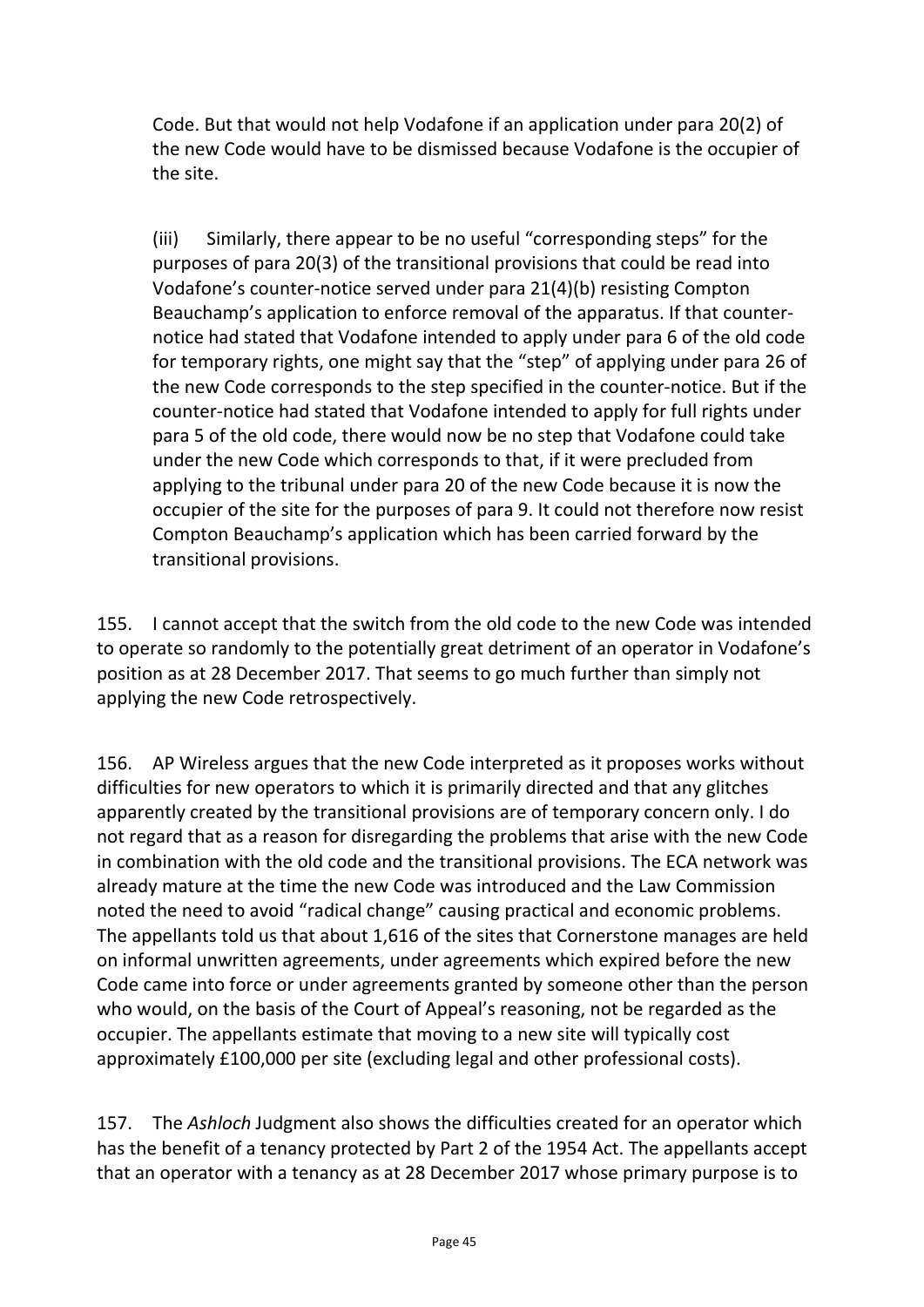Code. But that would not help Vodafone if an application under para 20(2) of the new Code would have to be dismissed because Vodafone is the occupier of the site.

> (iii) Similarly, there appear to be no useful "corresponding steps" for the purposes of para 20(3) of the transitional provisions that could be read into Vodafone's counter-notice served under para 21(4)(b) resisting Compton Beauchamp's application to enforce removal of the apparatus. If that counter-notice had stated that Vodafone intended to apply under para 6 of the old code for temporary rights, one might say that the "step" of applying under para 26 of the new Code corresponds to the step specified in the counter-notice. But if the counter-notice had stated that Vodafone intended to apply for full rights under para 5 of the old code, there would now be no step that Vodafone could take under the new Code which corresponds to that, if it were precluded from applying to the tribunal under para 20 of the new Code because it is now the occupier of the site for the purposes of para 9. It could not therefore now resist Compton Beauchamp's application which has been carried forward by the transitional provisions.

155. I cannot accept that the switch from the old code to the new Code was intended to operate so randomly to the potentially great detriment of an operator in Vodafone's position as at 28 December 2017. That seems to go much further than simply not applying the new Code retrospectively.

156. AP Wireless argues that the new Code interpreted as it proposes works without difficulties for new operators to which it is primarily directed and that any glitches apparently created by the transitional provisions are of temporary concern only. I do not regard that as a reason for disregarding the problems that arise with the new Code in combination with the old code and the transitional provisions. The ECA network was already mature at the time the new Code was introduced and the Law Commission noted the need to avoid "radical change" causing practical and economic problems. The appellants told us that about 1,616 of the sites that Cornerstone manages are held on informal unwritten agreements, under agreements which expired before the new Code came into force or under agreements granted by someone other than the person who would, on the basis of the Court of Appeal's reasoning, not be regarded as the occupier. The appellants estimate that moving to a new site will typically cost approximately £100,000 per site (excluding legal and other professional costs).

157. The *Ashloch* Judgment also shows the difficulties created for an operator which has the benefit of a tenancy protected by Part 2 of the 1954 Act. The appellants accept that an operator with a tenancy as at 28 December 2017 whose primary purpose is to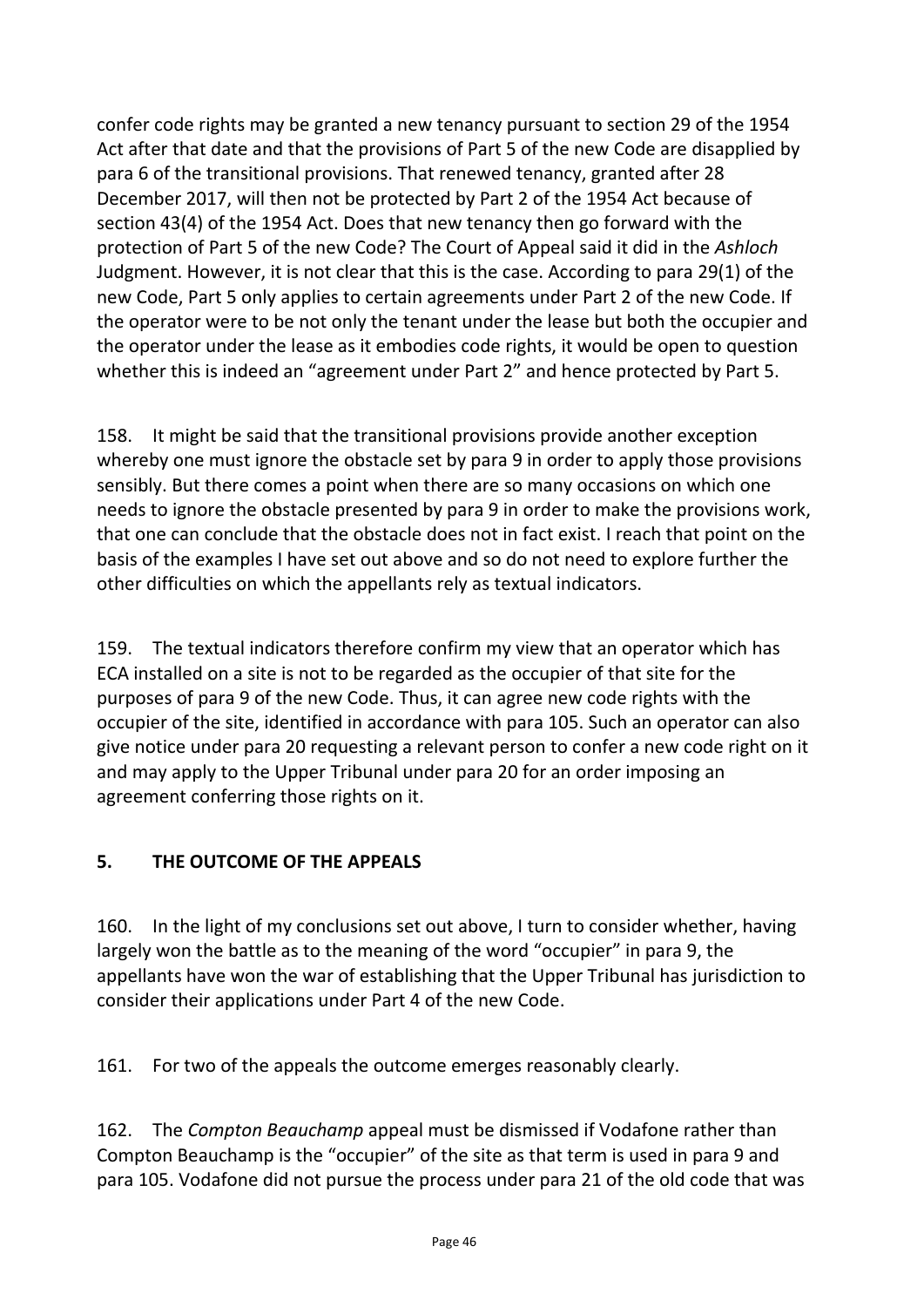confer code rights may be granted a new tenancy pursuant to section 29 of the 1954 Act after that date and that the provisions of Part 5 of the new Code are disapplied by para 6 of the transitional provisions. That renewed tenancy, granted after 28 December 2017, will then not be protected by Part 2 of the 1954 Act because of section 43(4) of the 1954 Act. Does that new tenancy then go forward with the protection of Part 5 of the new Code? The Court of Appeal said it did in the *Ashloch* Judgment. However, it is not clear that this is the case. According to para 29(1) of the new Code, Part 5 only applies to certain agreements under Part 2 of the new Code. If the operator were to be not only the tenant under the lease but both the occupier and the operator under the lease as it embodies code rights, it would be open to question whether this is indeed an "agreement under Part 2" and hence protected by Part 5.

158. It might be said that the transitional provisions provide another exception whereby one must ignore the obstacle set by para 9 in order to apply those provisions sensibly. But there comes a point when there are so many occasions on which one needs to ignore the obstacle presented by para 9 in order to make the provisions work, that one can conclude that the obstacle does not in fact exist. I reach that point on the basis of the examples I have set out above and so do not need to explore further the other difficulties on which the appellants rely as textual indicators.

159. The textual indicators therefore confirm my view that an operator which has ECA installed on a site is not to be regarded as the occupier of that site for the purposes of para 9 of the new Code. Thus, it can agree new code rights with the occupier of the site, identified in accordance with para 105. Such an operator can also give notice under para 20 requesting a relevant person to confer a new code right on it and may apply to the Upper Tribunal under para 20 for an order imposing an agreement conferring those rights on it.

## 5. THE OUTCOME OF THE APPEALS

160. In the light of my conclusions set out above, I turn to consider whether, having largely won the battle as to the meaning of the word "occupier" in para 9, the appellants have won the war of establishing that the Upper Tribunal has jurisdiction to consider their applications under Part 4 of the new Code.

161. For two of the appeals the outcome emerges reasonably clearly.

162. The *Compton Beauchamp* appeal must be dismissed if Vodafone rather than Compton Beauchamp is the "occupier" of the site as that term is used in para 9 and para 105. Vodafone did not pursue the process under para 21 of the old code that was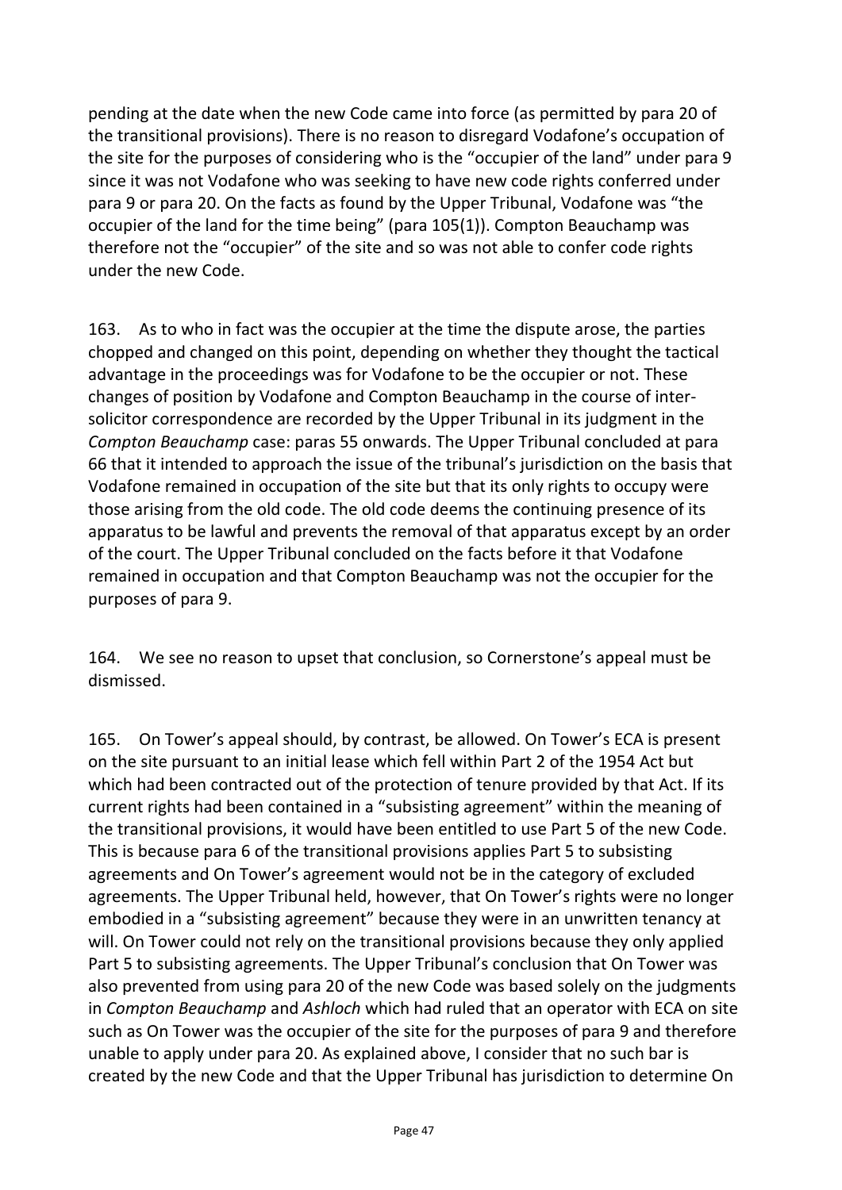pending at the date when the new Code came into force (as permitted by para 20 of the transitional provisions). There is no reason to disregard Vodafone's occupation of the site for the purposes of considering who is the "occupier of the land" under para 9 since it was not Vodafone who was seeking to have new code rights conferred under para 9 or para 20. On the facts as found by the Upper Tribunal, Vodafone was "the occupier of the land for the time being" (para 105(1)). Compton Beauchamp was therefore not the "occupier" of the site and so was not able to confer code rights under the new Code.

163. As to who in fact was the occupier at the time the dispute arose, the parties chopped and changed on this point, depending on whether they thought the tactical advantage in the proceedings was for Vodafone to be the occupier or not. These changes of position by Vodafone and Compton Beauchamp in the course of inter-solicitor correspondence are recorded by the Upper Tribunal in its judgment in the *Compton Beauchamp* case: paras 55 onwards. The Upper Tribunal concluded at para 66 that it intended to approach the issue of the tribunal's jurisdiction on the basis that Vodafone remained in occupation of the site but that its only rights to occupy were those arising from the old code. The old code deems the continuing presence of its apparatus to be lawful and prevents the removal of that apparatus except by an order of the court. The Upper Tribunal concluded on the facts before it that Vodafone remained in occupation and that Compton Beauchamp was not the occupier for the purposes of para 9.

164. We see no reason to upset that conclusion, so Cornerstone's appeal must be dismissed.

165. On Tower's appeal should, by contrast, be allowed. On Tower's ECA is present on the site pursuant to an initial lease which fell within Part 2 of the 1954 Act but which had been contracted out of the protection of tenure provided by that Act. If its current rights had been contained in a "subsisting agreement" within the meaning of the transitional provisions, it would have been entitled to use Part 5 of the new Code. This is because para 6 of the transitional provisions applies Part 5 to subsisting agreements and On Tower's agreement would not be in the category of excluded agreements. The Upper Tribunal held, however, that On Tower's rights were no longer embodied in a "subsisting agreement" because they were in an unwritten tenancy at will. On Tower could not rely on the transitional provisions because they only applied Part 5 to subsisting agreements. The Upper Tribunal's conclusion that On Tower was also prevented from using para 20 of the new Code was based solely on the judgments in *Compton Beauchamp* and *Ashloch* which had ruled that an operator with ECA on site such as On Tower was the occupier of the site for the purposes of para 9 and therefore unable to apply under para 20. As explained above, I consider that no such bar is created by the new Code and that the Upper Tribunal has jurisdiction to determine On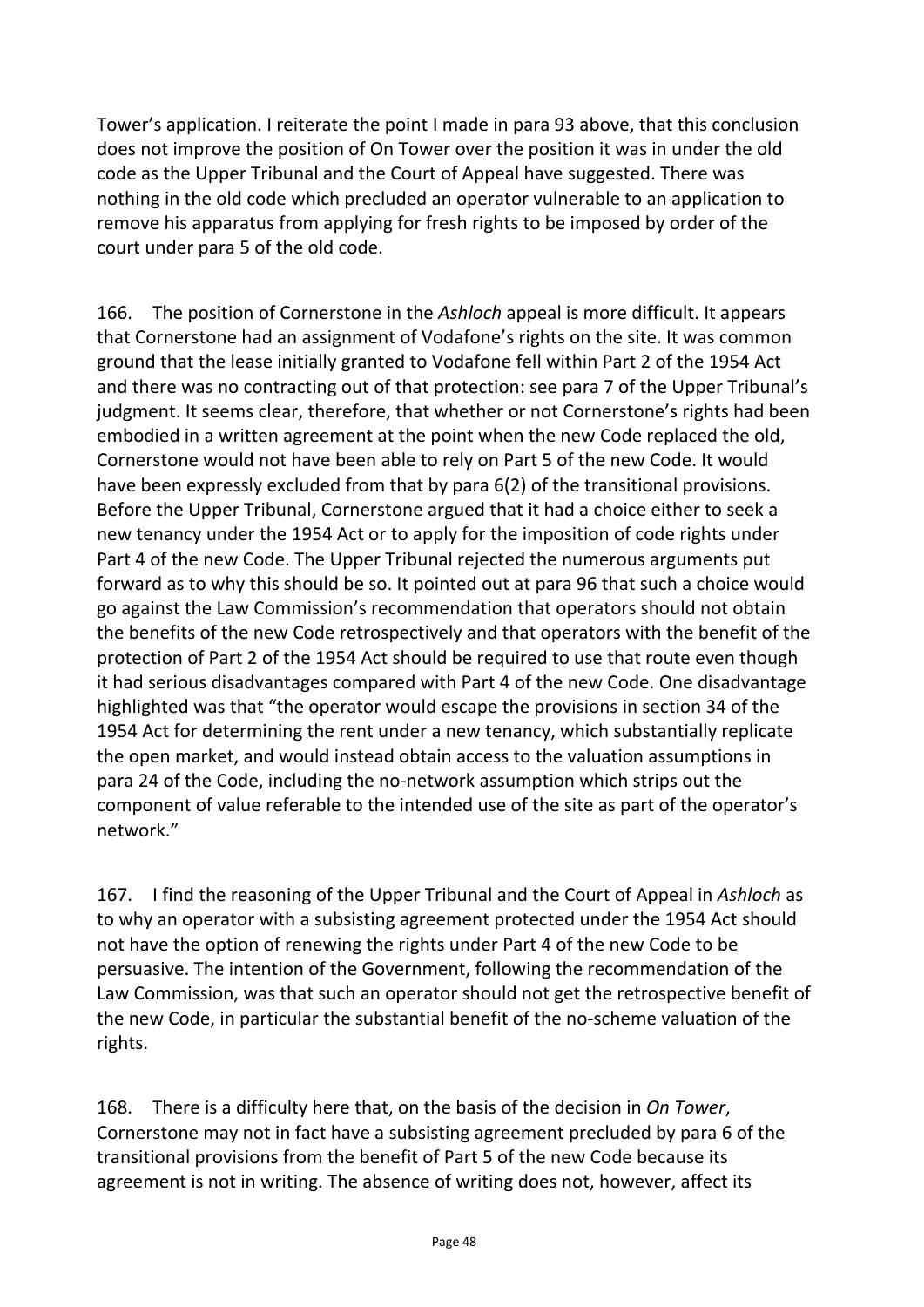Tower's application. I reiterate the point I made in para 93 above, that this conclusion does not improve the position of On Tower over the position it was in under the old code as the Upper Tribunal and the Court of Appeal have suggested. There was nothing in the old code which precluded an operator vulnerable to an application to remove his apparatus from applying for fresh rights to be imposed by order of the court under para 5 of the old code.

166. The position of Cornerstone in the *Ashloch* appeal is more difficult. It appears that Cornerstone had an assignment of Vodafone's rights on the site. It was common ground that the lease initially granted to Vodafone fell within Part 2 of the 1954 Act and there was no contracting out of that protection: see para 7 of the Upper Tribunal's judgment. It seems clear, therefore, that whether or not Cornerstone's rights had been embodied in a written agreement at the point when the new Code replaced the old, Cornerstone would not have been able to rely on Part 5 of the new Code. It would have been expressly excluded from that by para 6(2) of the transitional provisions. Before the Upper Tribunal, Cornerstone argued that it had a choice either to seek a new tenancy under the 1954 Act or to apply for the imposition of code rights under Part 4 of the new Code. The Upper Tribunal rejected the numerous arguments put forward as to why this should be so. It pointed out at para 96 that such a choice would go against the Law Commission's recommendation that operators should not obtain the benefits of the new Code retrospectively and that operators with the benefit of the protection of Part 2 of the 1954 Act should be required to use that route even though it had serious disadvantages compared with Part 4 of the new Code. One disadvantage highlighted was that "the operator would escape the provisions in section 34 of the 1954 Act for determining the rent under a new tenancy, which substantially replicate the open market, and would instead obtain access to the valuation assumptions in para 24 of the Code, including the no-network assumption which strips out the component of value referable to the intended use of the site as part of the operator's network."

167. I find the reasoning of the Upper Tribunal and the Court of Appeal in *Ashloch* as to why an operator with a subsisting agreement protected under the 1954 Act should not have the option of renewing the rights under Part 4 of the new Code to be persuasive. The intention of the Government, following the recommendation of the Law Commission, was that such an operator should not get the retrospective benefit of the new Code, in particular the substantial benefit of the no-scheme valuation of the rights.

168. There is a difficulty here that, on the basis of the decision in *On Tower*, Cornerstone may not in fact have a subsisting agreement precluded by para 6 of the transitional provisions from the benefit of Part 5 of the new Code because its agreement is not in writing. The absence of writing does not, however, affect its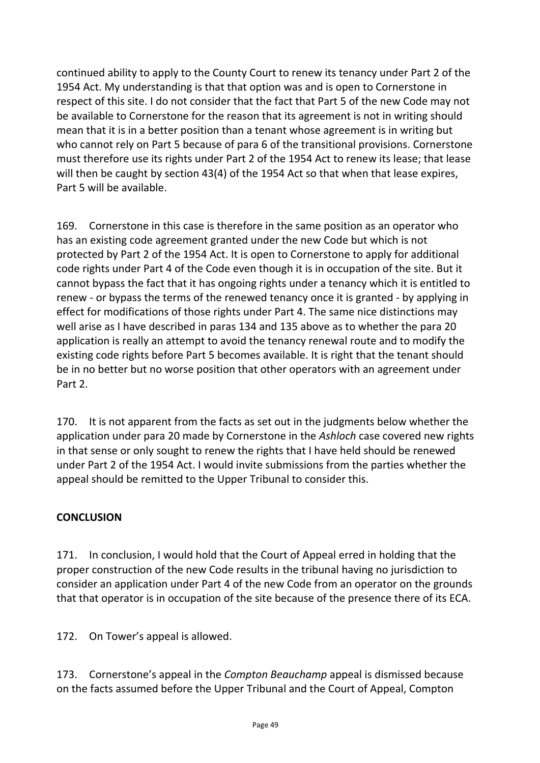continued ability to apply to the County Court to renew its tenancy under Part 2 of the 1954 Act. My understanding is that that option was and is open to Cornerstone in respect of this site. I do not consider that the fact that Part 5 of the new Code may not be available to Cornerstone for the reason that its agreement is not in writing should mean that it is in a better position than a tenant whose agreement is in writing but who cannot rely on Part 5 because of para 6 of the transitional provisions. Cornerstone must therefore use its rights under Part 2 of the 1954 Act to renew its lease; that lease will then be caught by section 43(4) of the 1954 Act so that when that lease expires, Part 5 will be available.

169. Cornerstone in this case is therefore in the same position as an operator who has an existing code agreement granted under the new Code but which is not protected by Part 2 of the 1954 Act. It is open to Cornerstone to apply for additional code rights under Part 4 of the Code even though it is in occupation of the site. But it cannot bypass the fact that it has ongoing rights under a tenancy which it is entitled to renew - or bypass the terms of the renewed tenancy once it is granted - by applying in effect for modifications of those rights under Part 4. The same nice distinctions may well arise as I have described in paras 134 and 135 above as to whether the para 20 application is really an attempt to avoid the tenancy renewal route and to modify the existing code rights before Part 5 becomes available. It is right that the tenant should be in no better but no worse position that other operators with an agreement under Part 2.

170. It is not apparent from the facts as set out in the judgments below whether the application under para 20 made by Cornerstone in the *Ashloch* case covered new rights in that sense or only sought to renew the rights that I have held should be renewed under Part 2 of the 1954 Act. I would invite submissions from the parties whether the appeal should be remitted to the Upper Tribunal to consider this.

## CONCLUSION

171. In conclusion, I would hold that the Court of Appeal erred in holding that the proper construction of the new Code results in the tribunal having no jurisdiction to consider an application under Part 4 of the new Code from an operator on the grounds that that operator is in occupation of the site because of the presence there of its ECA.

172. On Tower's appeal is allowed.

173. Cornerstone's appeal in the *Compton Beauchamp* appeal is dismissed because on the facts assumed before the Upper Tribunal and the Court of Appeal, Compton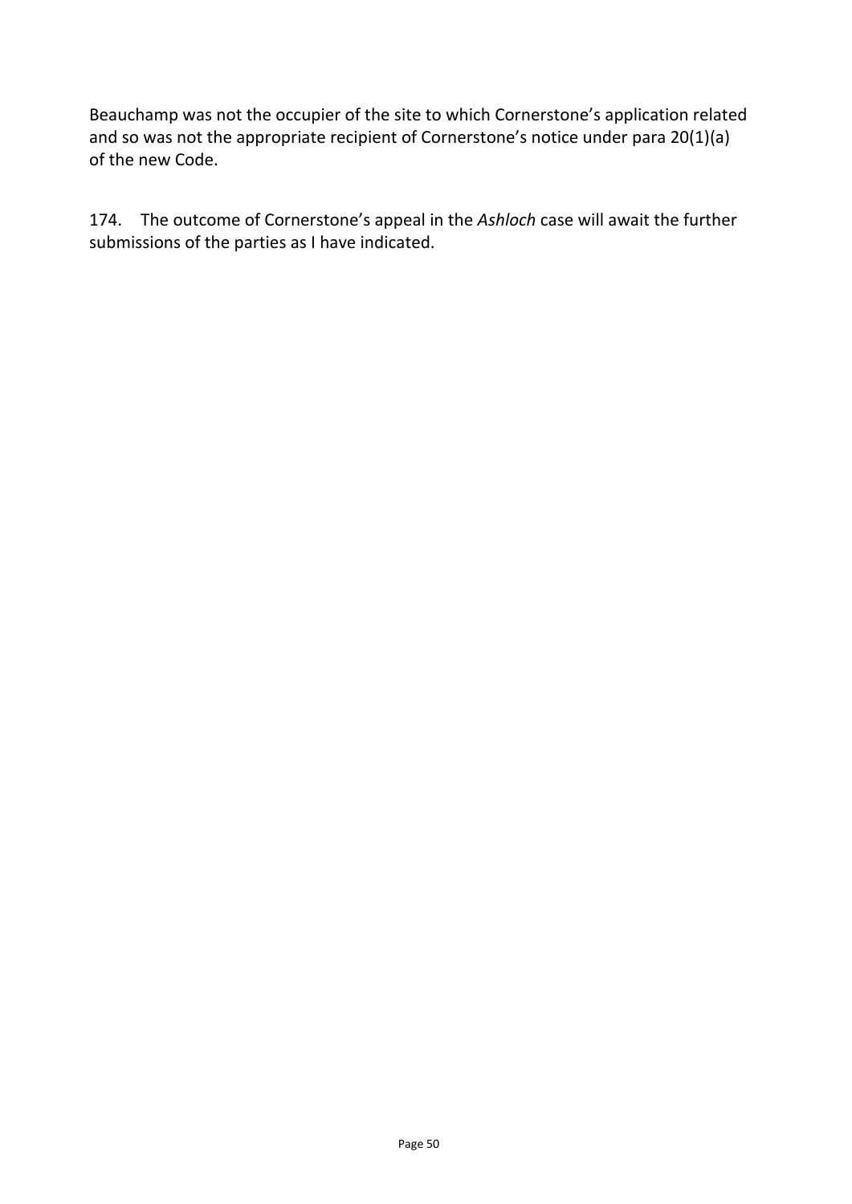Beauchamp was not the occupier of the site to which Cornerstone's application related and so was not the appropriate recipient of Cornerstone's notice under para 20(1)(a) of the new Code.

174. The outcome of Cornerstone's appeal in the *Ashloch* case will await the further submissions of the parties as I have indicated.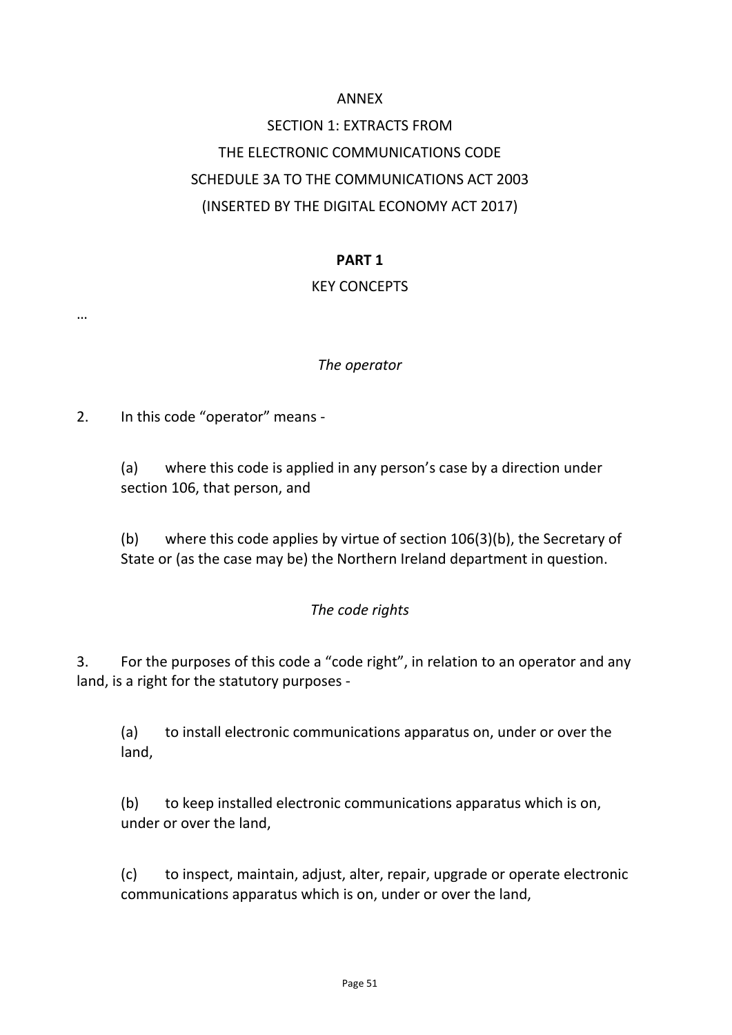ANNEX

SECTION 1: EXTRACTS FROM

THE ELECTRONIC COMMUNICATIONS CODE

SCHEDULE 3A TO THE COMMUNICATIONS ACT 2003

(INSERTED BY THE DIGITAL ECONOMY ACT 2017)

## PART 1

KEY CONCEPTS

…

*The operator*

2. In this code "operator" means -

(a) where this code is applied in any person's case by a direction under section 106, that person, and

(b) where this code applies by virtue of section 106(3)(b), the Secretary of State or (as the case may be) the Northern Ireland department in question.

*The code rights*

3. For the purposes of this code a "code right", in relation to an operator and any land, is a right for the statutory purposes -

(a) to install electronic communications apparatus on, under or over the land,

(b) to keep installed electronic communications apparatus which is on, under or over the land,

(c) to inspect, maintain, adjust, alter, repair, upgrade or operate electronic communications apparatus which is on, under or over the land,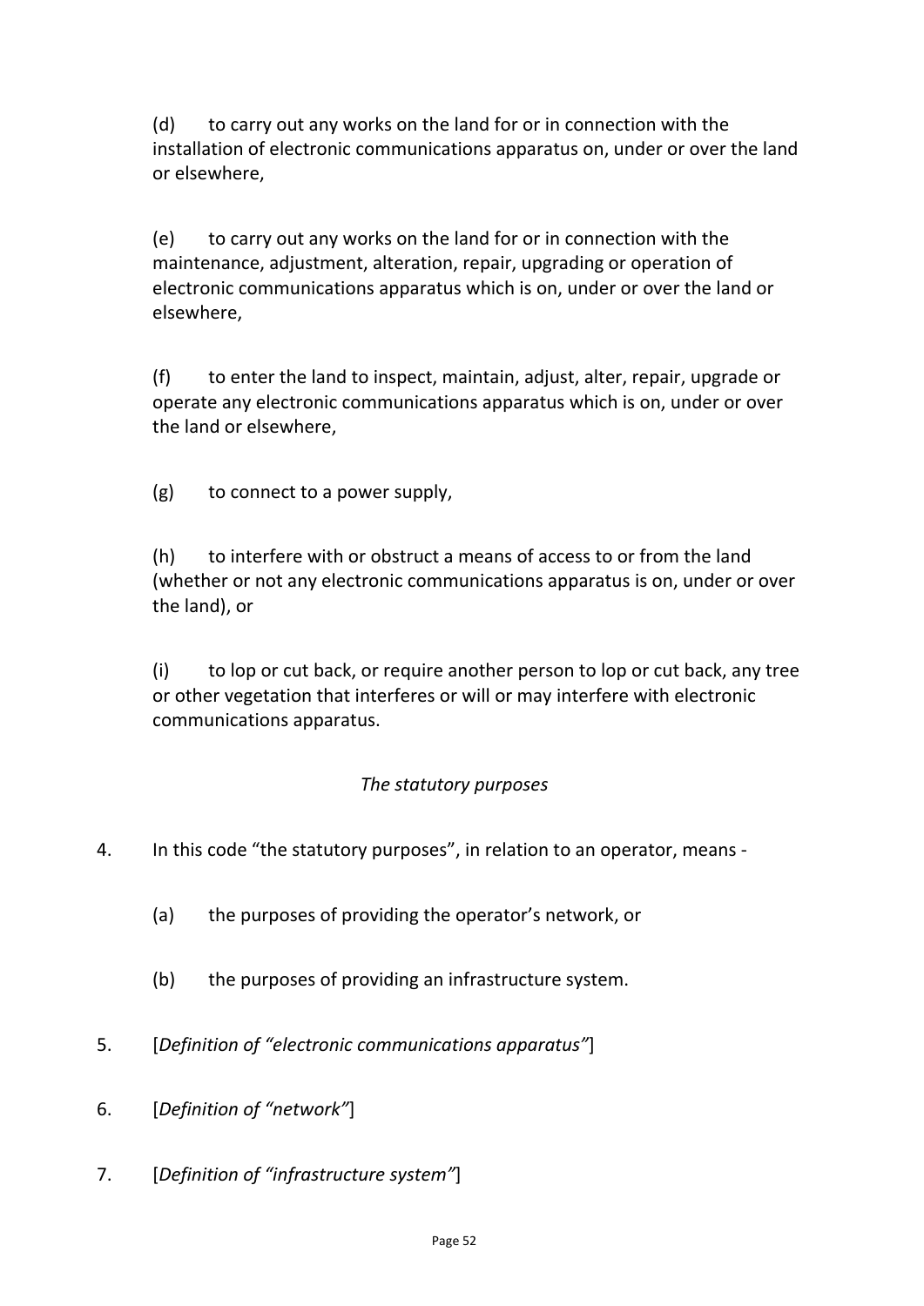(d) to carry out any works on the land for or in connection with the installation of electronic communications apparatus on, under or over the land or elsewhere,

(e) to carry out any works on the land for or in connection with the maintenance, adjustment, alteration, repair, upgrading or operation of electronic communications apparatus which is on, under or over the land or elsewhere,

(f) to enter the land to inspect, maintain, adjust, alter, repair, upgrade or operate any electronic communications apparatus which is on, under or over the land or elsewhere,

(g) to connect to a power supply,

(h) to interfere with or obstruct a means of access to or from the land (whether or not any electronic communications apparatus is on, under or over the land), or

(i) to lop or cut back, or require another person to lop or cut back, any tree or other vegetation that interferes or will or may interfere with electronic communications apparatus.

*The statutory purposes*

4. In this code "the statutory purposes", in relation to an operator, means -

   (a) the purposes of providing the operator's network, or

   (b) the purposes of providing an infrastructure system.

5. [*Definition of "electronic communications apparatus"*]

6. [*Definition of "network"*]

7. [*Definition of "infrastructure system"*]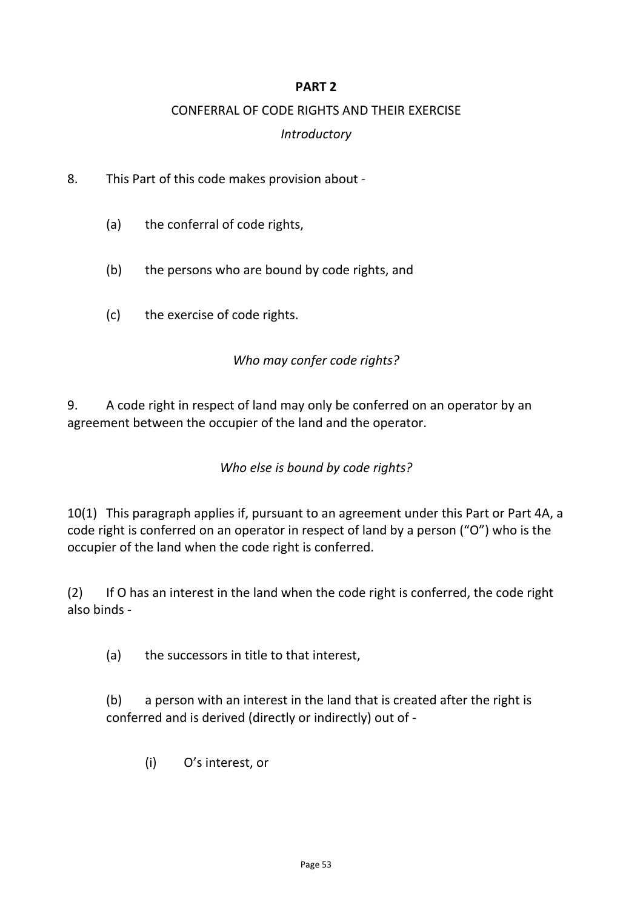**PART 2**

CONFERRAL OF CODE RIGHTS AND THEIR EXERCISE

*Introductory*

8. This Part of this code makes provision about -

(a) the conferral of code rights,

(b) the persons who are bound by code rights, and

(c) the exercise of code rights.

*Who may confer code rights?*

9. A code right in respect of land may only be conferred on an operator by an agreement between the occupier of the land and the operator.

*Who else is bound by code rights?*

10(1) This paragraph applies if, pursuant to an agreement under this Part or Part 4A, a code right is conferred on an operator in respect of land by a person ("O") who is the occupier of the land when the code right is conferred.

(2) If O has an interest in the land when the code right is conferred, the code right also binds -

(a) the successors in title to that interest,

(b) a person with an interest in the land that is created after the right is conferred and is derived (directly or indirectly) out of -

(i) O's interest, or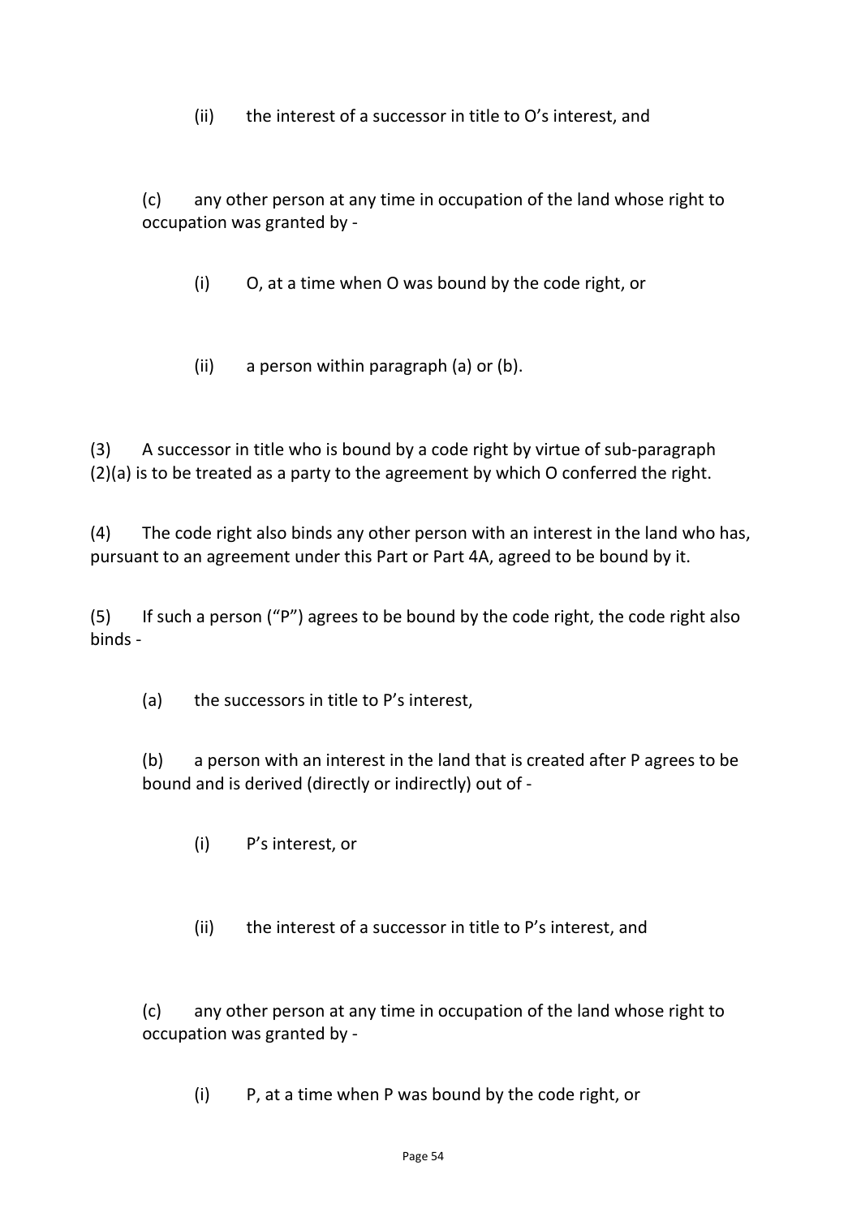(ii) the interest of a successor in title to O's interest, and

(c) any other person at any time in occupation of the land whose right to occupation was granted by -

(i) O, at a time when O was bound by the code right, or

(ii) a person within paragraph (a) or (b).

(3) A successor in title who is bound by a code right by virtue of sub-paragraph (2)(a) is to be treated as a party to the agreement by which O conferred the right.

(4) The code right also binds any other person with an interest in the land who has, pursuant to an agreement under this Part or Part 4A, agreed to be bound by it.

(5) If such a person ("P") agrees to be bound by the code right, the code right also binds -

(a) the successors in title to P's interest,

(b) a person with an interest in the land that is created after P agrees to be bound and is derived (directly or indirectly) out of -

(i) P's interest, or

(ii) the interest of a successor in title to P's interest, and

(c) any other person at any time in occupation of the land whose right to occupation was granted by -

(i) P, at a time when P was bound by the code right, or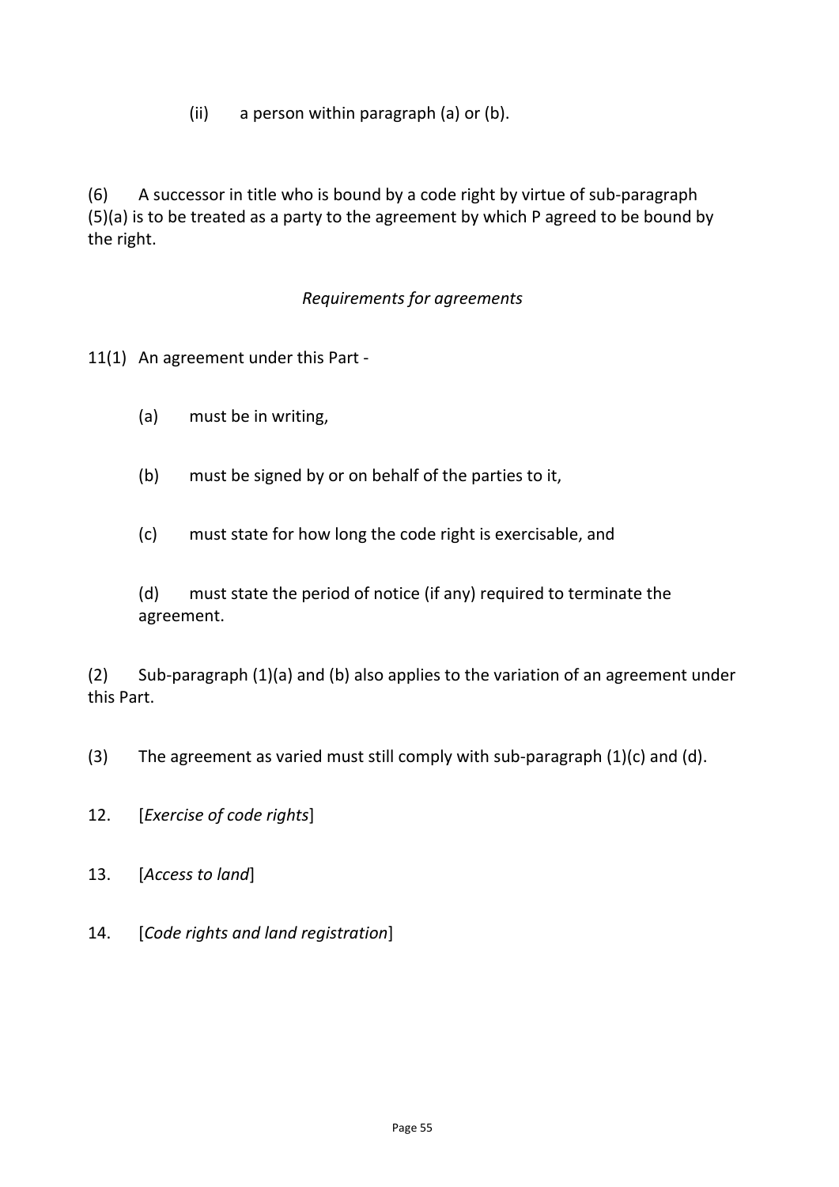(ii) a person within paragraph (a) or (b).

(6) A successor in title who is bound by a code right by virtue of sub-paragraph (5)(a) is to be treated as a party to the agreement by which P agreed to be bound by the right.

*Requirements for agreements*

11(1) An agreement under this Part -

(a) must be in writing,

(b) must be signed by or on behalf of the parties to it,

(c) must state for how long the code right is exercisable, and

(d) must state the period of notice (if any) required to terminate the agreement.

(2) Sub-paragraph (1)(a) and (b) also applies to the variation of an agreement under this Part.

(3) The agreement as varied must still comply with sub-paragraph (1)(c) and (d).

12. [*Exercise of code rights*]

13. [*Access to land*]

14. [*Code rights and land registration*]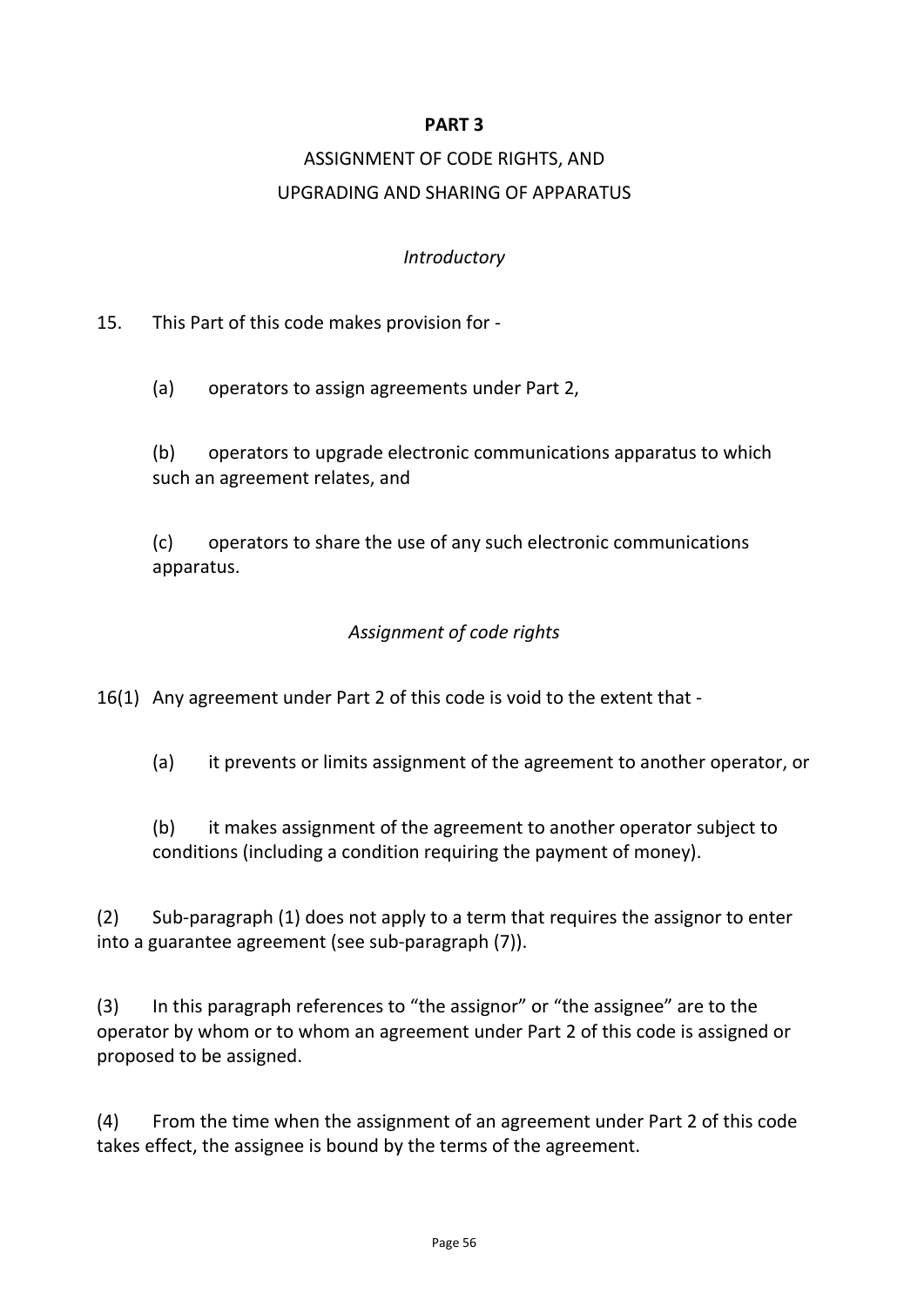**PART 3**

ASSIGNMENT OF CODE RIGHTS, AND
UPGRADING AND SHARING OF APPARATUS

*Introductory*

15. This Part of this code makes provision for -

(a) operators to assign agreements under Part 2,

(b) operators to upgrade electronic communications apparatus to which such an agreement relates, and

(c) operators to share the use of any such electronic communications apparatus.

*Assignment of code rights*

16(1) Any agreement under Part 2 of this code is void to the extent that -

(a) it prevents or limits assignment of the agreement to another operator, or

(b) it makes assignment of the agreement to another operator subject to conditions (including a condition requiring the payment of money).

(2) Sub-paragraph (1) does not apply to a term that requires the assignor to enter into a guarantee agreement (see sub-paragraph (7)).

(3) In this paragraph references to "the assignor" or "the assignee" are to the operator by whom or to whom an agreement under Part 2 of this code is assigned or proposed to be assigned.

(4) From the time when the assignment of an agreement under Part 2 of this code takes effect, the assignee is bound by the terms of the agreement.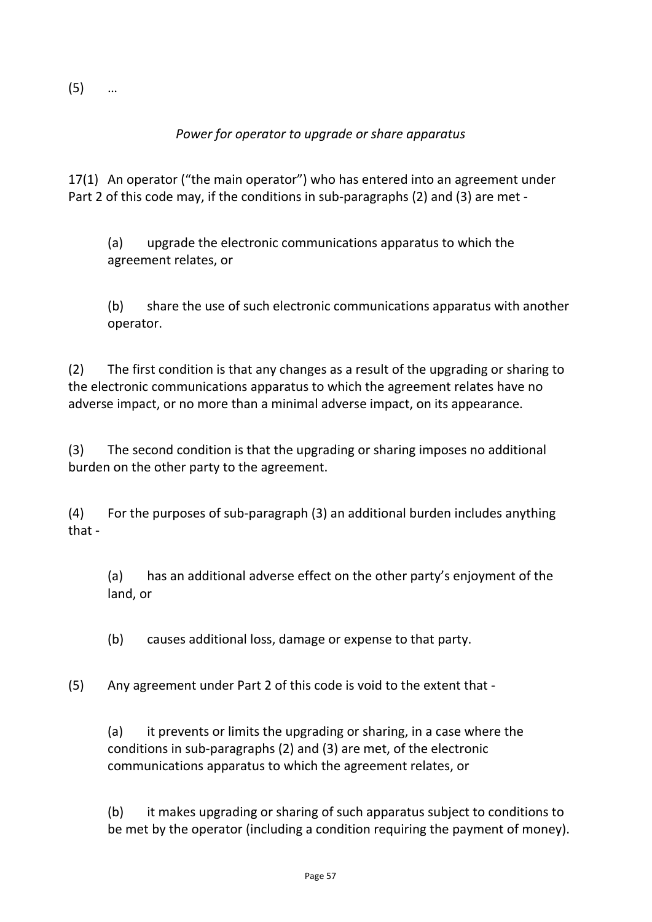(5) …

*Power for operator to upgrade or share apparatus*

17(1) An operator ("the main operator") who has entered into an agreement under Part 2 of this code may, if the conditions in sub-paragraphs (2) and (3) are met -

> (a) upgrade the electronic communications apparatus to which the agreement relates, or
>
> (b) share the use of such electronic communications apparatus with another operator.

(2) The first condition is that any changes as a result of the upgrading or sharing to the electronic communications apparatus to which the agreement relates have no adverse impact, or no more than a minimal adverse impact, on its appearance.

(3) The second condition is that the upgrading or sharing imposes no additional burden on the other party to the agreement.

(4) For the purposes of sub-paragraph (3) an additional burden includes anything that -

> (a) has an additional adverse effect on the other party's enjoyment of the land, or
>
> (b) causes additional loss, damage or expense to that party.

(5) Any agreement under Part 2 of this code is void to the extent that -

> (a) it prevents or limits the upgrading or sharing, in a case where the conditions in sub-paragraphs (2) and (3) are met, of the electronic communications apparatus to which the agreement relates, or
>
> (b) it makes upgrading or sharing of such apparatus subject to conditions to be met by the operator (including a condition requiring the payment of money).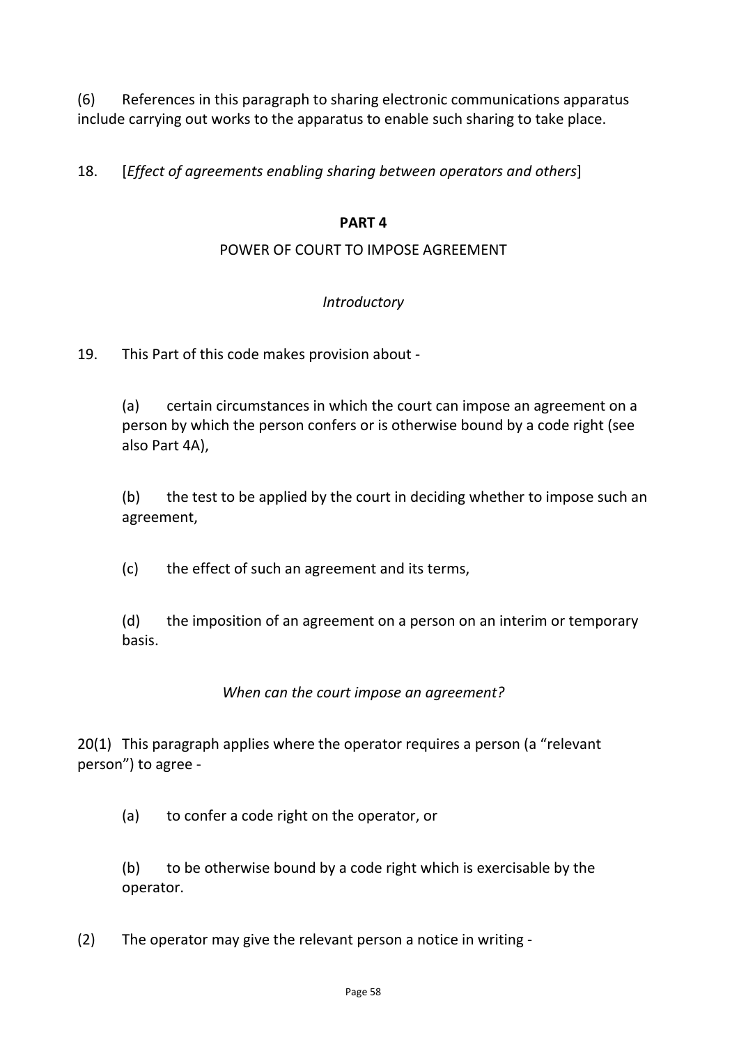(6) References in this paragraph to sharing electronic communications apparatus include carrying out works to the apparatus to enable such sharing to take place.

18. [*Effect of agreements enabling sharing between operators and others*]

## PART 4

### POWER OF COURT TO IMPOSE AGREEMENT

*Introductory*

19. This Part of this code makes provision about -

(a) certain circumstances in which the court can impose an agreement on a person by which the person confers or is otherwise bound by a code right (see also Part 4A),

(b) the test to be applied by the court in deciding whether to impose such an agreement,

(c) the effect of such an agreement and its terms,

(d) the imposition of an agreement on a person on an interim or temporary basis.

*When can the court impose an agreement?*

20(1) This paragraph applies where the operator requires a person (a "relevant person") to agree -

(a) to confer a code right on the operator, or

(b) to be otherwise bound by a code right which is exercisable by the operator.

(2) The operator may give the relevant person a notice in writing -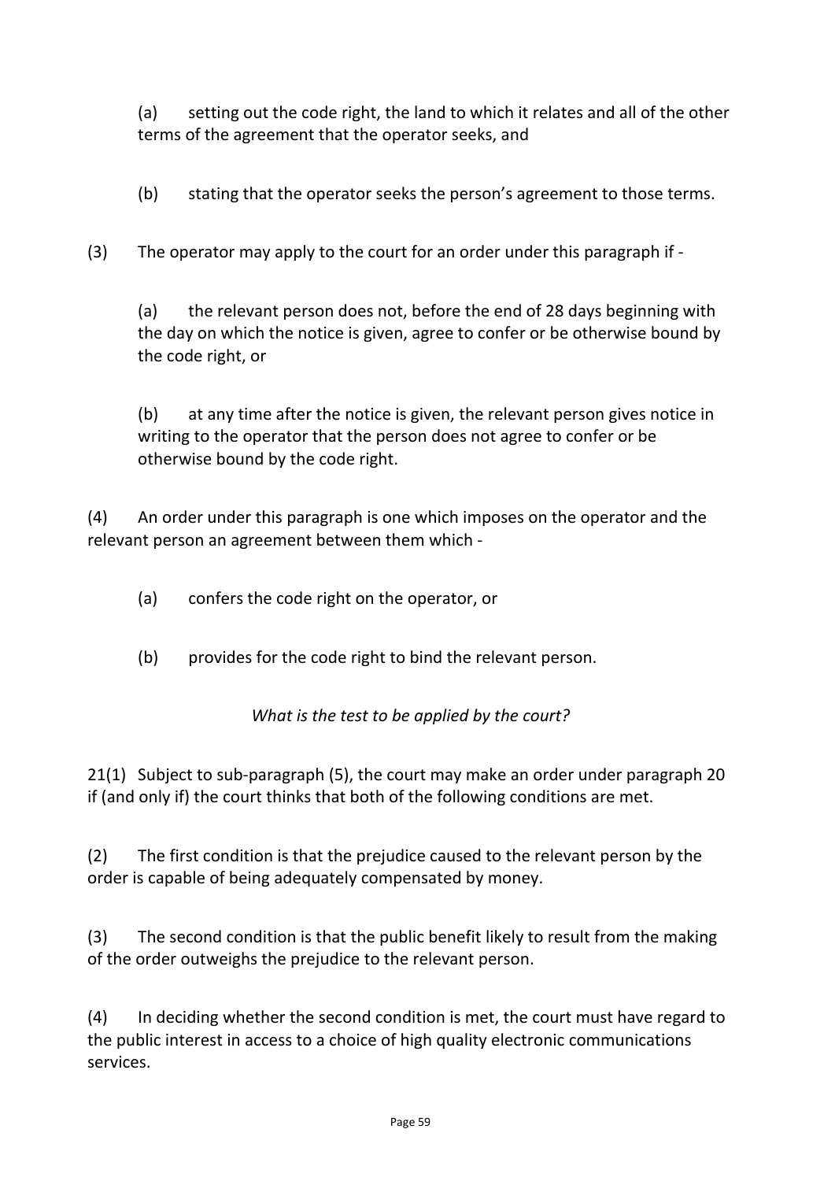(a) setting out the code right, the land to which it relates and all of the other terms of the agreement that the operator seeks, and

(b) stating that the operator seeks the person's agreement to those terms.

(3) The operator may apply to the court for an order under this paragraph if -

(a) the relevant person does not, before the end of 28 days beginning with the day on which the notice is given, agree to confer or be otherwise bound by the code right, or

(b) at any time after the notice is given, the relevant person gives notice in writing to the operator that the person does not agree to confer or be otherwise bound by the code right.

(4) An order under this paragraph is one which imposes on the operator and the relevant person an agreement between them which -

(a) confers the code right on the operator, or

(b) provides for the code right to bind the relevant person.

*What is the test to be applied by the court?*

21(1) Subject to sub-paragraph (5), the court may make an order under paragraph 20 if (and only if) the court thinks that both of the following conditions are met.

(2) The first condition is that the prejudice caused to the relevant person by the order is capable of being adequately compensated by money.

(3) The second condition is that the public benefit likely to result from the making of the order outweighs the prejudice to the relevant person.

(4) In deciding whether the second condition is met, the court must have regard to the public interest in access to a choice of high quality electronic communications services.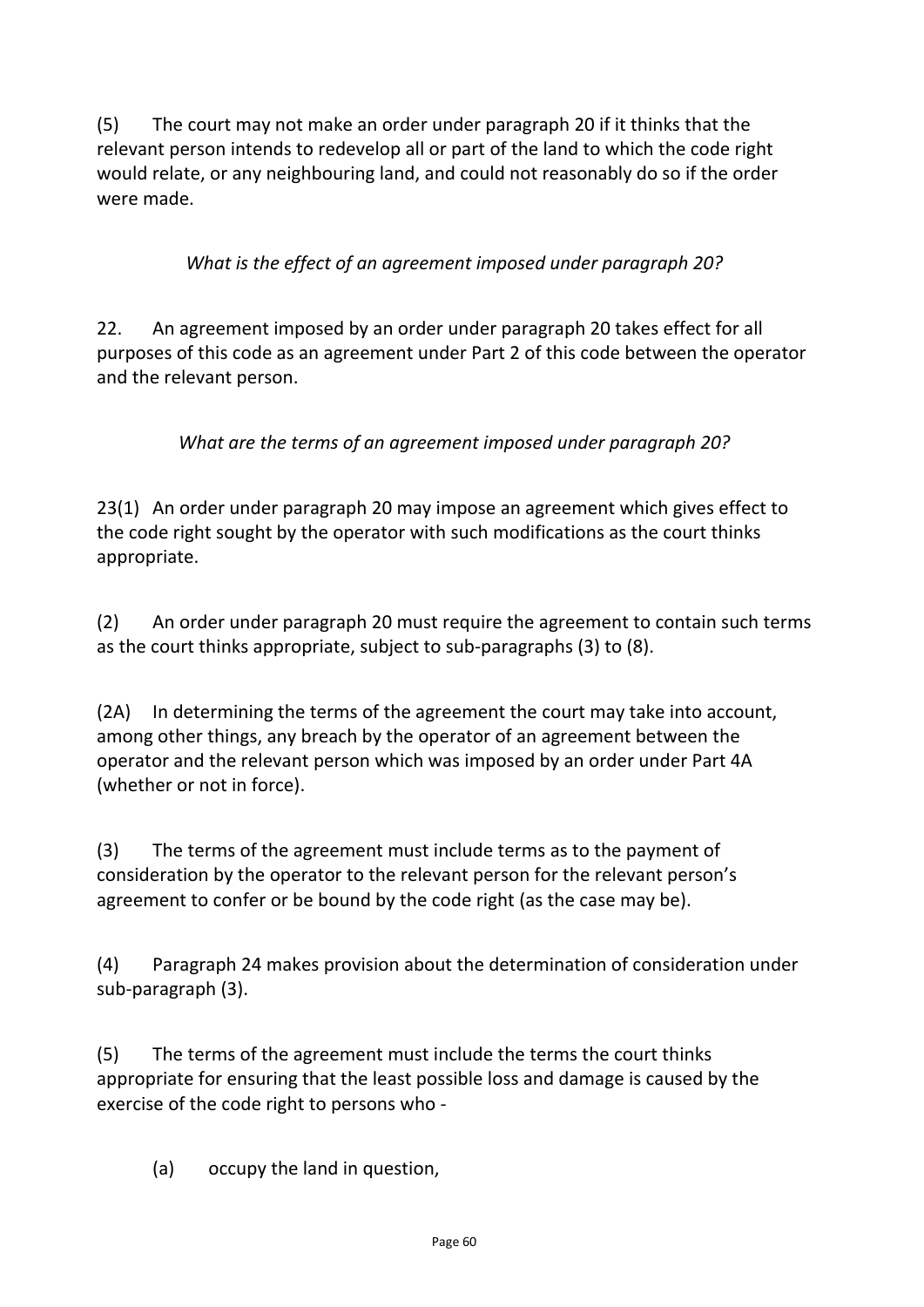(5) The court may not make an order under paragraph 20 if it thinks that the relevant person intends to redevelop all or part of the land to which the code right would relate, or any neighbouring land, and could not reasonably do so if the order were made.

*What is the effect of an agreement imposed under paragraph 20?*

22. An agreement imposed by an order under paragraph 20 takes effect for all purposes of this code as an agreement under Part 2 of this code between the operator and the relevant person.

*What are the terms of an agreement imposed under paragraph 20?*

23(1) An order under paragraph 20 may impose an agreement which gives effect to the code right sought by the operator with such modifications as the court thinks appropriate.

(2) An order under paragraph 20 must require the agreement to contain such terms as the court thinks appropriate, subject to sub-paragraphs (3) to (8).

(2A) In determining the terms of the agreement the court may take into account, among other things, any breach by the operator of an agreement between the operator and the relevant person which was imposed by an order under Part 4A (whether or not in force).

(3) The terms of the agreement must include terms as to the payment of consideration by the operator to the relevant person for the relevant person's agreement to confer or be bound by the code right (as the case may be).

(4) Paragraph 24 makes provision about the determination of consideration under sub-paragraph (3).

(5) The terms of the agreement must include the terms the court thinks appropriate for ensuring that the least possible loss and damage is caused by the exercise of the code right to persons who -

(a) occupy the land in question,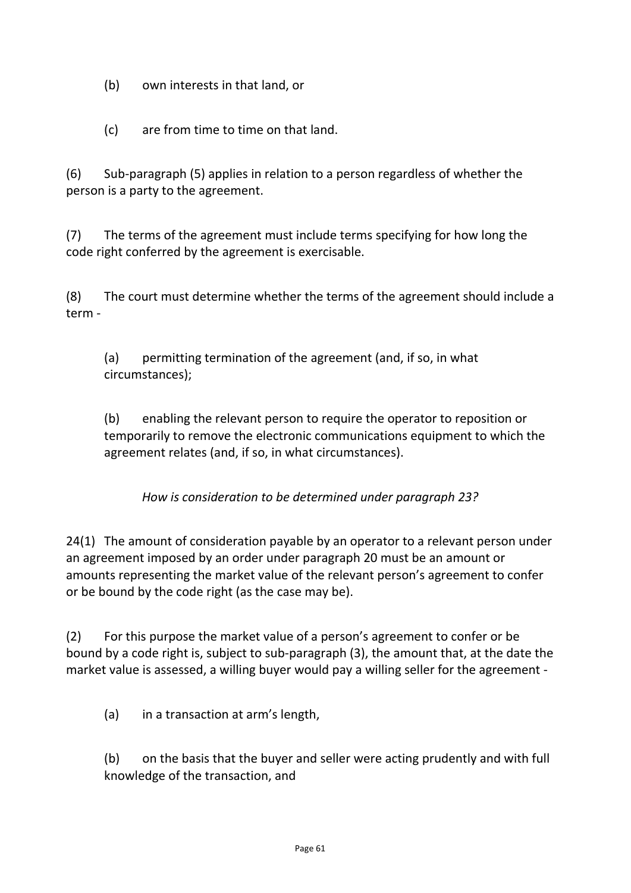(b) own interests in that land, or

(c) are from time to time on that land.

(6) Sub-paragraph (5) applies in relation to a person regardless of whether the person is a party to the agreement.

(7) The terms of the agreement must include terms specifying for how long the code right conferred by the agreement is exercisable.

(8) The court must determine whether the terms of the agreement should include a term -

(a) permitting termination of the agreement (and, if so, in what circumstances);

(b) enabling the relevant person to require the operator to reposition or temporarily to remove the electronic communications equipment to which the agreement relates (and, if so, in what circumstances).

*How is consideration to be determined under paragraph 23?*

24(1) The amount of consideration payable by an operator to a relevant person under an agreement imposed by an order under paragraph 20 must be an amount or amounts representing the market value of the relevant person's agreement to confer or be bound by the code right (as the case may be).

(2) For this purpose the market value of a person's agreement to confer or be bound by a code right is, subject to sub-paragraph (3), the amount that, at the date the market value is assessed, a willing buyer would pay a willing seller for the agreement -

(a) in a transaction at arm's length,

(b) on the basis that the buyer and seller were acting prudently and with full knowledge of the transaction, and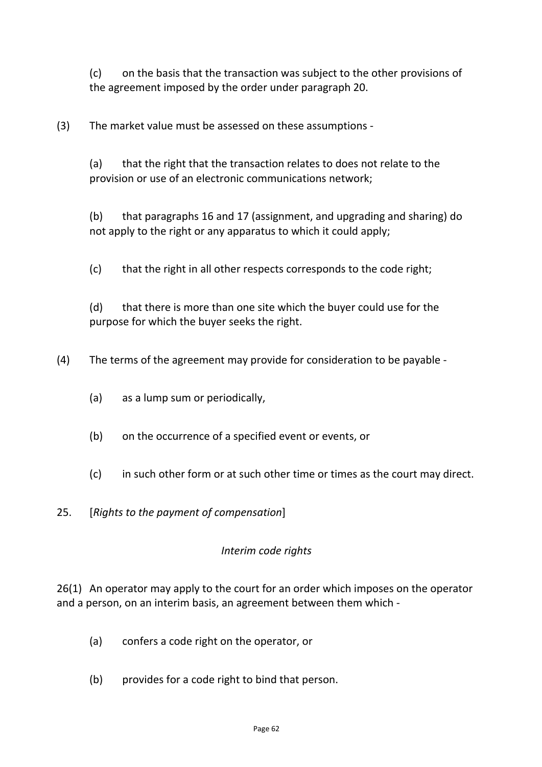(c) on the basis that the transaction was subject to the other provisions of the agreement imposed by the order under paragraph 20.

(3) The market value must be assessed on these assumptions -

(a) that the right that the transaction relates to does not relate to the provision or use of an electronic communications network;

(b) that paragraphs 16 and 17 (assignment, and upgrading and sharing) do not apply to the right or any apparatus to which it could apply;

(c) that the right in all other respects corresponds to the code right;

(d) that there is more than one site which the buyer could use for the purpose for which the buyer seeks the right.

(4) The terms of the agreement may provide for consideration to be payable -

(a) as a lump sum or periodically,

(b) on the occurrence of a specified event or events, or

(c) in such other form or at such other time or times as the court may direct.

25. [*Rights to the payment of compensation*]

*Interim code rights*

26(1) An operator may apply to the court for an order which imposes on the operator and a person, on an interim basis, an agreement between them which -

(a) confers a code right on the operator, or

(b) provides for a code right to bind that person.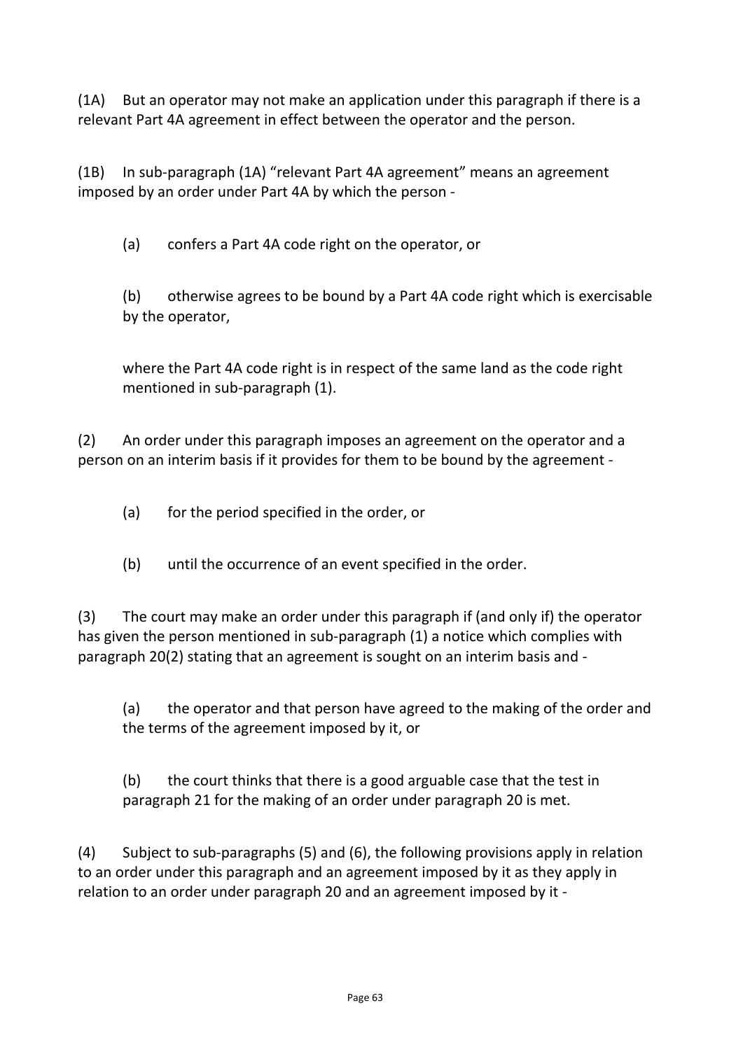(1A) But an operator may not make an application under this paragraph if there is a relevant Part 4A agreement in effect between the operator and the person.

(1B) In sub-paragraph (1A) "relevant Part 4A agreement" means an agreement imposed by an order under Part 4A by which the person -

> (a) confers a Part 4A code right on the operator, or
>
> (b) otherwise agrees to be bound by a Part 4A code right which is exercisable by the operator,
>
> where the Part 4A code right is in respect of the same land as the code right mentioned in sub-paragraph (1).

(2) An order under this paragraph imposes an agreement on the operator and a person on an interim basis if it provides for them to be bound by the agreement -

> (a) for the period specified in the order, or
>
> (b) until the occurrence of an event specified in the order.

(3) The court may make an order under this paragraph if (and only if) the operator has given the person mentioned in sub-paragraph (1) a notice which complies with paragraph 20(2) stating that an agreement is sought on an interim basis and -

> (a) the operator and that person have agreed to the making of the order and the terms of the agreement imposed by it, or
>
> (b) the court thinks that there is a good arguable case that the test in paragraph 21 for the making of an order under paragraph 20 is met.

(4) Subject to sub-paragraphs (5) and (6), the following provisions apply in relation to an order under this paragraph and an agreement imposed by it as they apply in relation to an order under paragraph 20 and an agreement imposed by it -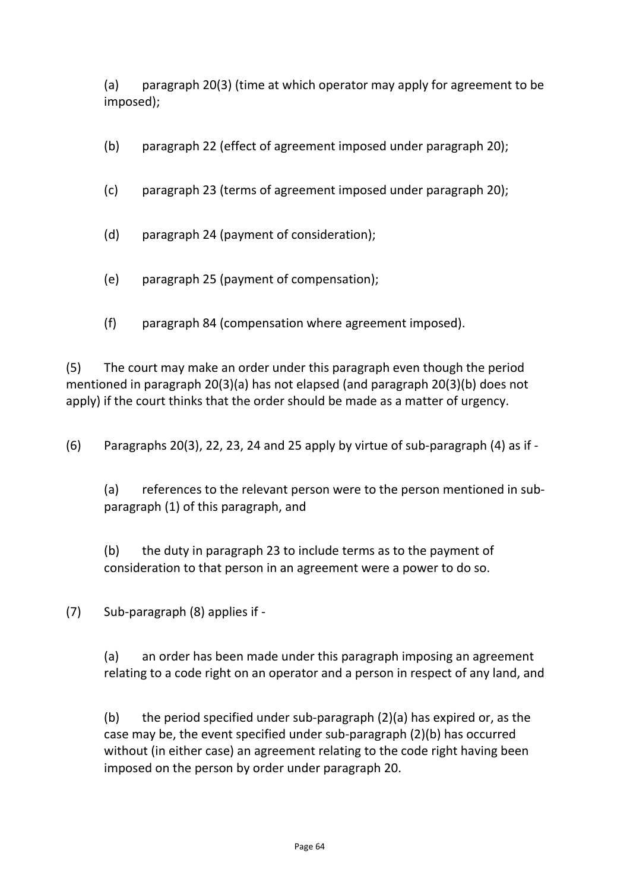(a) paragraph 20(3) (time at which operator may apply for agreement to be imposed);

(b) paragraph 22 (effect of agreement imposed under paragraph 20);

(c) paragraph 23 (terms of agreement imposed under paragraph 20);

(d) paragraph 24 (payment of consideration);

(e) paragraph 25 (payment of compensation);

(f) paragraph 84 (compensation where agreement imposed).

(5) The court may make an order under this paragraph even though the period mentioned in paragraph 20(3)(a) has not elapsed (and paragraph 20(3)(b) does not apply) if the court thinks that the order should be made as a matter of urgency.

(6) Paragraphs 20(3), 22, 23, 24 and 25 apply by virtue of sub-paragraph (4) as if -

(a) references to the relevant person were to the person mentioned in sub-paragraph (1) of this paragraph, and

(b) the duty in paragraph 23 to include terms as to the payment of consideration to that person in an agreement were a power to do so.

(7) Sub-paragraph (8) applies if -

(a) an order has been made under this paragraph imposing an agreement relating to a code right on an operator and a person in respect of any land, and

(b) the period specified under sub-paragraph (2)(a) has expired or, as the case may be, the event specified under sub-paragraph (2)(b) has occurred without (in either case) an agreement relating to the code right having been imposed on the person by order under paragraph 20.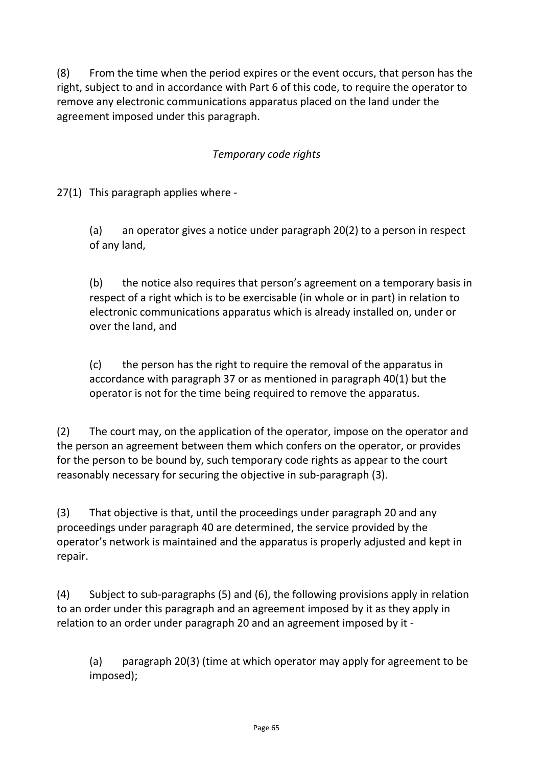(8) From the time when the period expires or the event occurs, that person has the right, subject to and in accordance with Part 6 of this code, to require the operator to remove any electronic communications apparatus placed on the land under the agreement imposed under this paragraph.

*Temporary code rights*

27(1) This paragraph applies where -

(a) an operator gives a notice under paragraph 20(2) to a person in respect of any land,

(b) the notice also requires that person's agreement on a temporary basis in respect of a right which is to be exercisable (in whole or in part) in relation to electronic communications apparatus which is already installed on, under or over the land, and

(c) the person has the right to require the removal of the apparatus in accordance with paragraph 37 or as mentioned in paragraph 40(1) but the operator is not for the time being required to remove the apparatus.

(2) The court may, on the application of the operator, impose on the operator and the person an agreement between them which confers on the operator, or provides for the person to be bound by, such temporary code rights as appear to the court reasonably necessary for securing the objective in sub-paragraph (3).

(3) That objective is that, until the proceedings under paragraph 20 and any proceedings under paragraph 40 are determined, the service provided by the operator's network is maintained and the apparatus is properly adjusted and kept in repair.

(4) Subject to sub-paragraphs (5) and (6), the following provisions apply in relation to an order under this paragraph and an agreement imposed by it as they apply in relation to an order under paragraph 20 and an agreement imposed by it -

(a) paragraph 20(3) (time at which operator may apply for agreement to be imposed);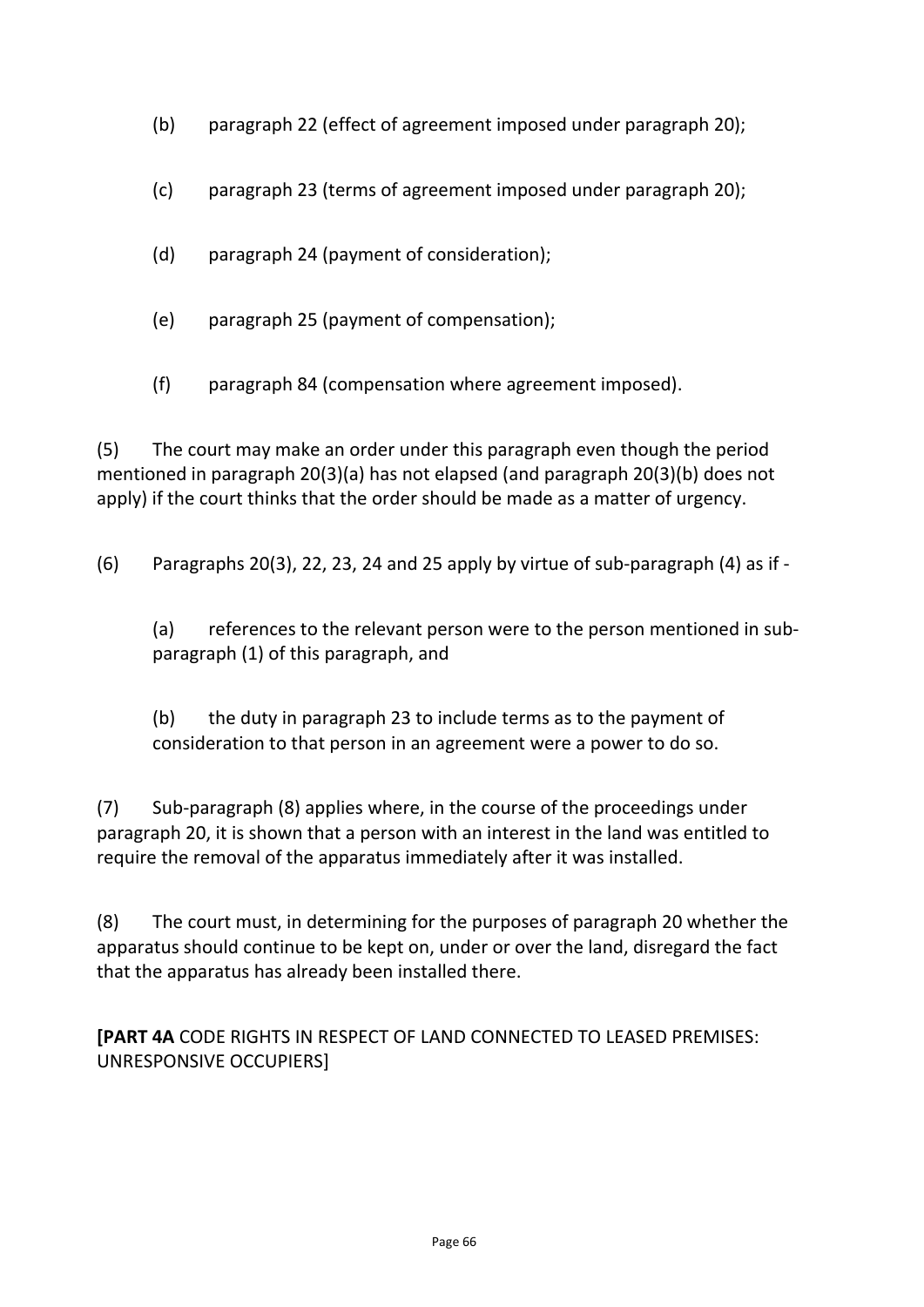(b) paragraph 22 (effect of agreement imposed under paragraph 20);

(c) paragraph 23 (terms of agreement imposed under paragraph 20);

(d) paragraph 24 (payment of consideration);

(e) paragraph 25 (payment of compensation);

(f) paragraph 84 (compensation where agreement imposed).

(5) The court may make an order under this paragraph even though the period mentioned in paragraph 20(3)(a) has not elapsed (and paragraph 20(3)(b) does not apply) if the court thinks that the order should be made as a matter of urgency.

(6) Paragraphs 20(3), 22, 23, 24 and 25 apply by virtue of sub-paragraph (4) as if -

> (a) references to the relevant person were to the person mentioned in sub-paragraph (1) of this paragraph, and
>
> (b) the duty in paragraph 23 to include terms as to the payment of consideration to that person in an agreement were a power to do so.

(7) Sub-paragraph (8) applies where, in the course of the proceedings under paragraph 20, it is shown that a person with an interest in the land was entitled to require the removal of the apparatus immediately after it was installed.

(8) The court must, in determining for the purposes of paragraph 20 whether the apparatus should continue to be kept on, under or over the land, disregard the fact that the apparatus has already been installed there.

**[PART 4A** CODE RIGHTS IN RESPECT OF LAND CONNECTED TO LEASED PREMISES: UNRESPONSIVE OCCUPIERS]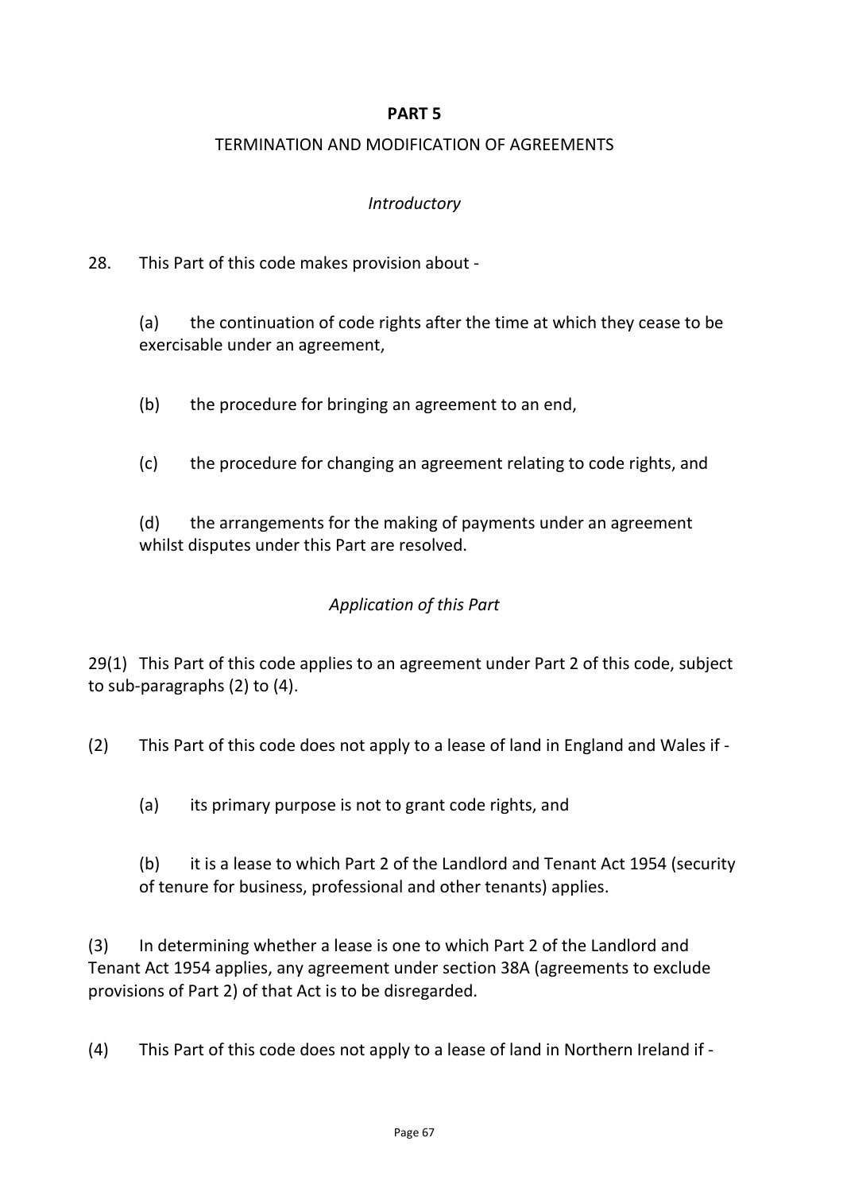**PART 5**

TERMINATION AND MODIFICATION OF AGREEMENTS

*Introductory*

28. This Part of this code makes provision about -

(a) the continuation of code rights after the time at which they cease to be exercisable under an agreement,

(b) the procedure for bringing an agreement to an end,

(c) the procedure for changing an agreement relating to code rights, and

(d) the arrangements for the making of payments under an agreement whilst disputes under this Part are resolved.

*Application of this Part*

29(1) This Part of this code applies to an agreement under Part 2 of this code, subject to sub-paragraphs (2) to (4).

(2) This Part of this code does not apply to a lease of land in England and Wales if -

(a) its primary purpose is not to grant code rights, and

(b) it is a lease to which Part 2 of the Landlord and Tenant Act 1954 (security of tenure for business, professional and other tenants) applies.

(3) In determining whether a lease is one to which Part 2 of the Landlord and Tenant Act 1954 applies, any agreement under section 38A (agreements to exclude provisions of Part 2) of that Act is to be disregarded.

(4) This Part of this code does not apply to a lease of land in Northern Ireland if -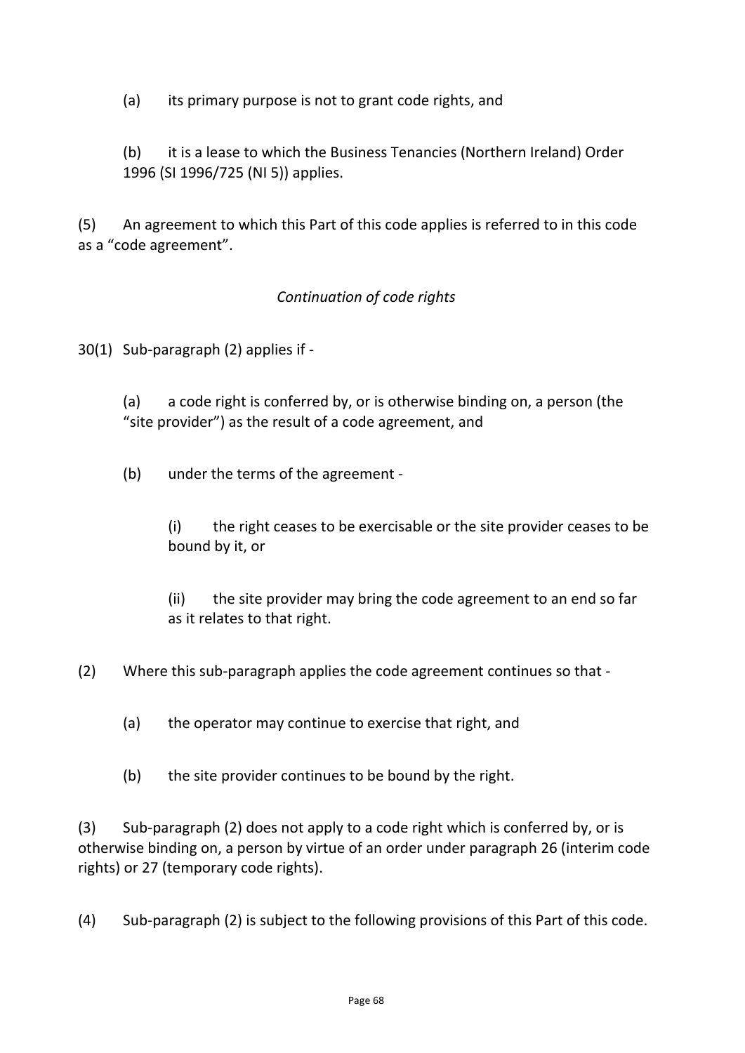(a) its primary purpose is not to grant code rights, and

(b) it is a lease to which the Business Tenancies (Northern Ireland) Order 1996 (SI 1996/725 (NI 5)) applies.

(5) An agreement to which this Part of this code applies is referred to in this code as a "code agreement".

*Continuation of code rights*

30(1) Sub-paragraph (2) applies if -

(a) a code right is conferred by, or is otherwise binding on, a person (the "site provider") as the result of a code agreement, and

(b) under the terms of the agreement -

(i) the right ceases to be exercisable or the site provider ceases to be bound by it, or

(ii) the site provider may bring the code agreement to an end so far as it relates to that right.

(2) Where this sub-paragraph applies the code agreement continues so that -

(a) the operator may continue to exercise that right, and

(b) the site provider continues to be bound by the right.

(3) Sub-paragraph (2) does not apply to a code right which is conferred by, or is otherwise binding on, a person by virtue of an order under paragraph 26 (interim code rights) or 27 (temporary code rights).

(4) Sub-paragraph (2) is subject to the following provisions of this Part of this code.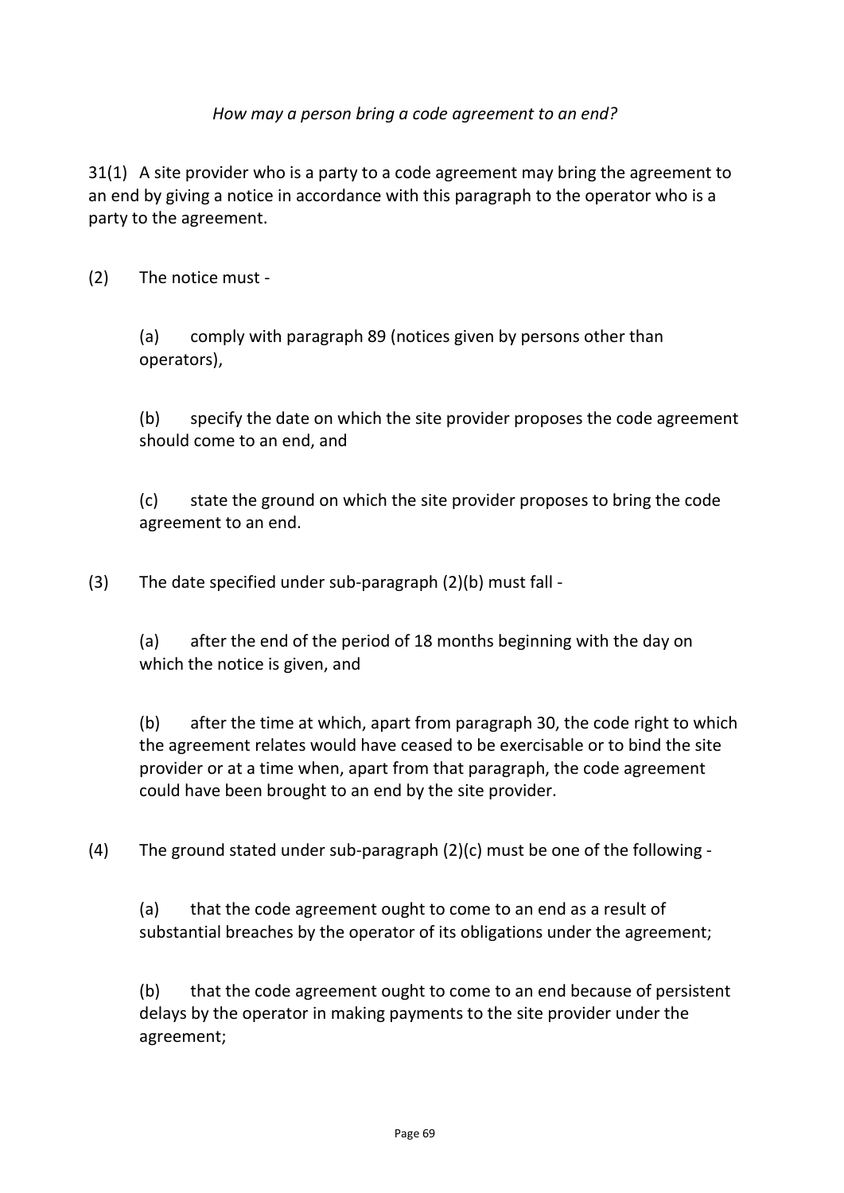*How may a person bring a code agreement to an end?*

31(1) A site provider who is a party to a code agreement may bring the agreement to an end by giving a notice in accordance with this paragraph to the operator who is a party to the agreement.

(2) The notice must -

(a) comply with paragraph 89 (notices given by persons other than operators),

(b) specify the date on which the site provider proposes the code agreement should come to an end, and

(c) state the ground on which the site provider proposes to bring the code agreement to an end.

(3) The date specified under sub-paragraph (2)(b) must fall -

(a) after the end of the period of 18 months beginning with the day on which the notice is given, and

(b) after the time at which, apart from paragraph 30, the code right to which the agreement relates would have ceased to be exercisable or to bind the site provider or at a time when, apart from that paragraph, the code agreement could have been brought to an end by the site provider.

(4) The ground stated under sub-paragraph (2)(c) must be one of the following -

(a) that the code agreement ought to come to an end as a result of substantial breaches by the operator of its obligations under the agreement;

(b) that the code agreement ought to come to an end because of persistent delays by the operator in making payments to the site provider under the agreement;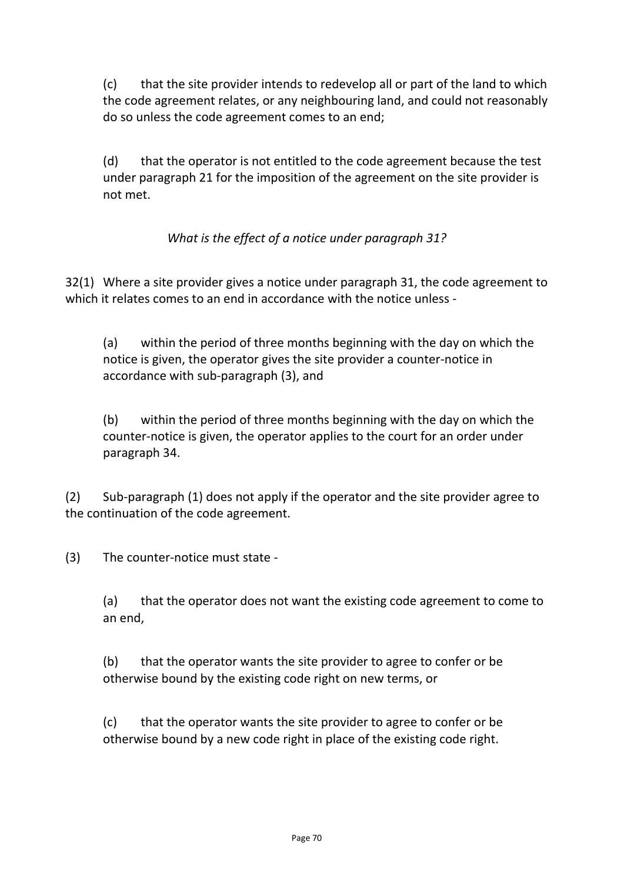(c) that the site provider intends to redevelop all or part of the land to which the code agreement relates, or any neighbouring land, and could not reasonably do so unless the code agreement comes to an end;

(d) that the operator is not entitled to the code agreement because the test under paragraph 21 for the imposition of the agreement on the site provider is not met.

*What is the effect of a notice under paragraph 31?*

32(1) Where a site provider gives a notice under paragraph 31, the code agreement to which it relates comes to an end in accordance with the notice unless -

(a) within the period of three months beginning with the day on which the notice is given, the operator gives the site provider a counter-notice in accordance with sub-paragraph (3), and

(b) within the period of three months beginning with the day on which the counter-notice is given, the operator applies to the court for an order under paragraph 34.

(2) Sub-paragraph (1) does not apply if the operator and the site provider agree to the continuation of the code agreement.

(3) The counter-notice must state -

(a) that the operator does not want the existing code agreement to come to an end,

(b) that the operator wants the site provider to agree to confer or be otherwise bound by the existing code right on new terms, or

(c) that the operator wants the site provider to agree to confer or be otherwise bound by a new code right in place of the existing code right.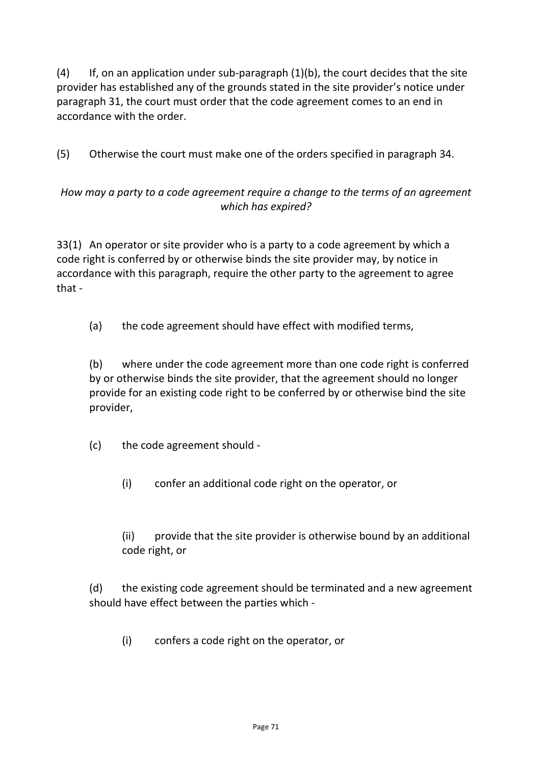(4) If, on an application under sub-paragraph (1)(b), the court decides that the site provider has established any of the grounds stated in the site provider's notice under paragraph 31, the court must order that the code agreement comes to an end in accordance with the order.

(5) Otherwise the court must make one of the orders specified in paragraph 34.

*How may a party to a code agreement require a change to the terms of an agreement which has expired?*

33(1) An operator or site provider who is a party to a code agreement by which a code right is conferred by or otherwise binds the site provider may, by notice in accordance with this paragraph, require the other party to the agreement to agree that -

(a) the code agreement should have effect with modified terms,

(b) where under the code agreement more than one code right is conferred by or otherwise binds the site provider, that the agreement should no longer provide for an existing code right to be conferred by or otherwise bind the site provider,

(c) the code agreement should -

(i) confer an additional code right on the operator, or

(ii) provide that the site provider is otherwise bound by an additional code right, or

(d) the existing code agreement should be terminated and a new agreement should have effect between the parties which -

(i) confers a code right on the operator, or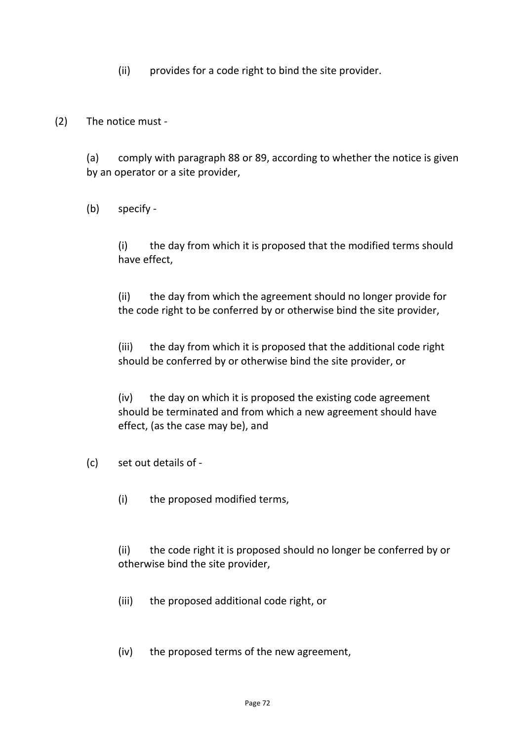(ii) provides for a code right to bind the site provider.

(2) The notice must -

(a) comply with paragraph 88 or 89, according to whether the notice is given by an operator or a site provider,

(b) specify -

(i) the day from which it is proposed that the modified terms should have effect,

(ii) the day from which the agreement should no longer provide for the code right to be conferred by or otherwise bind the site provider,

(iii) the day from which it is proposed that the additional code right should be conferred by or otherwise bind the site provider, or

(iv) the day on which it is proposed the existing code agreement should be terminated and from which a new agreement should have effect, (as the case may be), and

(c) set out details of -

(i) the proposed modified terms,

(ii) the code right it is proposed should no longer be conferred by or otherwise bind the site provider,

(iii) the proposed additional code right, or

(iv) the proposed terms of the new agreement,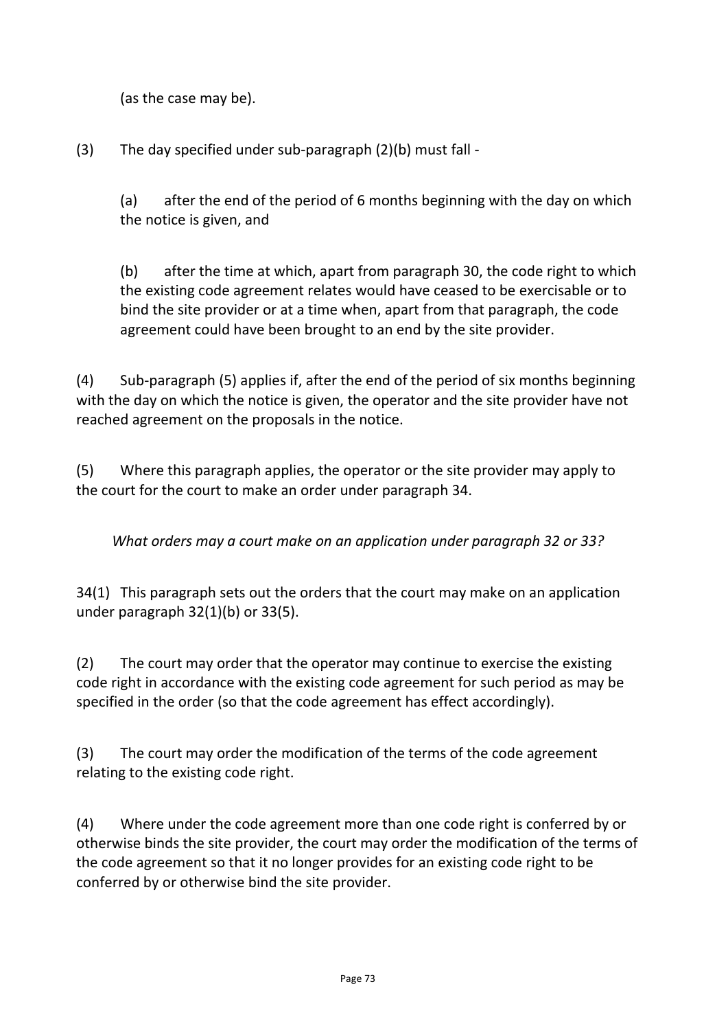(as the case may be).

(3) The day specified under sub-paragraph (2)(b) must fall -

(a) after the end of the period of 6 months beginning with the day on which the notice is given, and

(b) after the time at which, apart from paragraph 30, the code right to which the existing code agreement relates would have ceased to be exercisable or to bind the site provider or at a time when, apart from that paragraph, the code agreement could have been brought to an end by the site provider.

(4) Sub-paragraph (5) applies if, after the end of the period of six months beginning with the day on which the notice is given, the operator and the site provider have not reached agreement on the proposals in the notice.

(5) Where this paragraph applies, the operator or the site provider may apply to the court for the court to make an order under paragraph 34.

*What orders may a court make on an application under paragraph 32 or 33?*

34(1) This paragraph sets out the orders that the court may make on an application under paragraph 32(1)(b) or 33(5).

(2) The court may order that the operator may continue to exercise the existing code right in accordance with the existing code agreement for such period as may be specified in the order (so that the code agreement has effect accordingly).

(3) The court may order the modification of the terms of the code agreement relating to the existing code right.

(4) Where under the code agreement more than one code right is conferred by or otherwise binds the site provider, the court may order the modification of the terms of the code agreement so that it no longer provides for an existing code right to be conferred by or otherwise bind the site provider.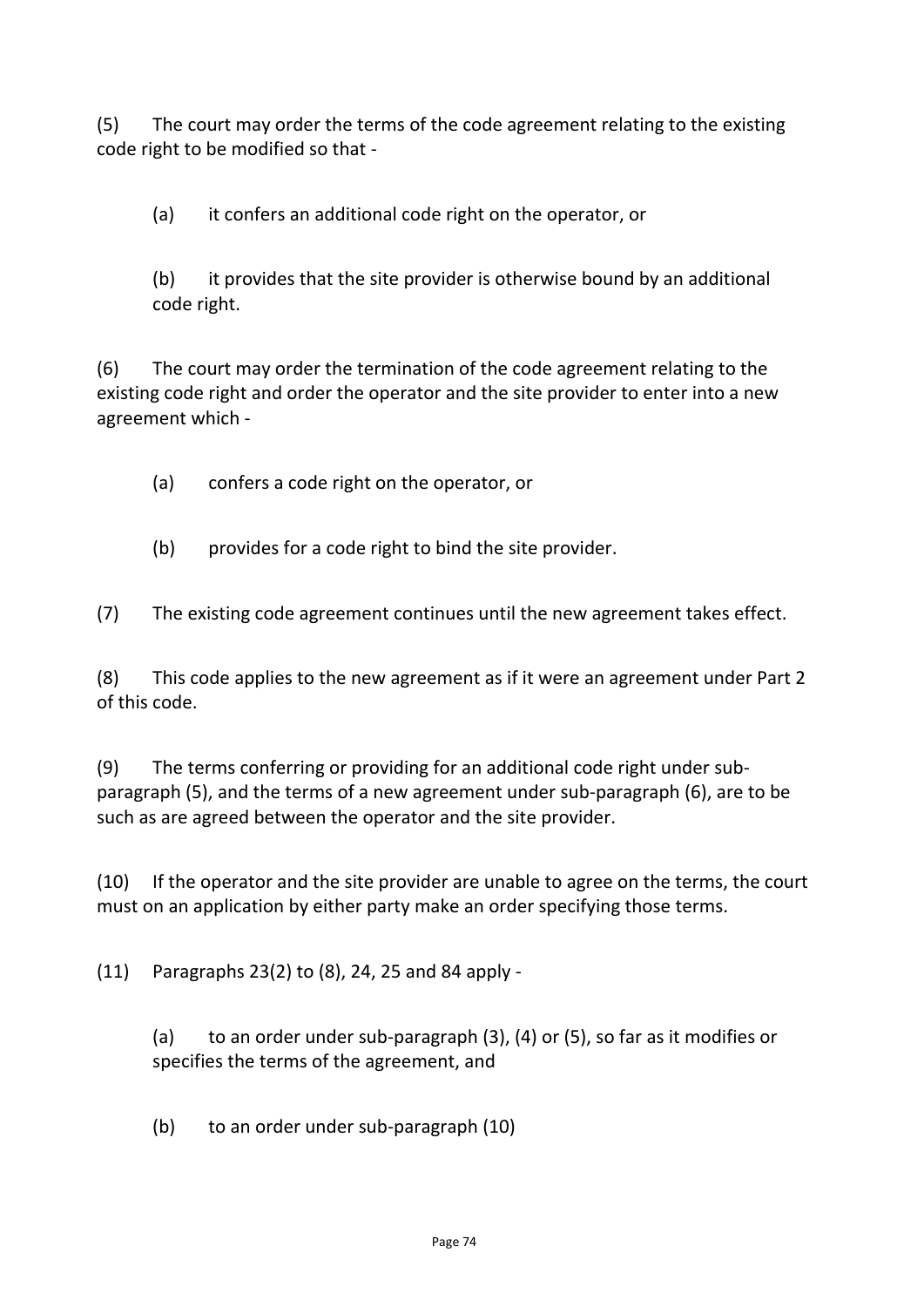(5) The court may order the terms of the code agreement relating to the existing code right to be modified so that -

(a) it confers an additional code right on the operator, or

(b) it provides that the site provider is otherwise bound by an additional code right.

(6) The court may order the termination of the code agreement relating to the existing code right and order the operator and the site provider to enter into a new agreement which -

(a) confers a code right on the operator, or

(b) provides for a code right to bind the site provider.

(7) The existing code agreement continues until the new agreement takes effect.

(8) This code applies to the new agreement as if it were an agreement under Part 2 of this code.

(9) The terms conferring or providing for an additional code right under sub-paragraph (5), and the terms of a new agreement under sub-paragraph (6), are to be such as are agreed between the operator and the site provider.

(10) If the operator and the site provider are unable to agree on the terms, the court must on an application by either party make an order specifying those terms.

(11) Paragraphs 23(2) to (8), 24, 25 and 84 apply -

(a) to an order under sub-paragraph (3), (4) or (5), so far as it modifies or specifies the terms of the agreement, and

(b) to an order under sub-paragraph (10)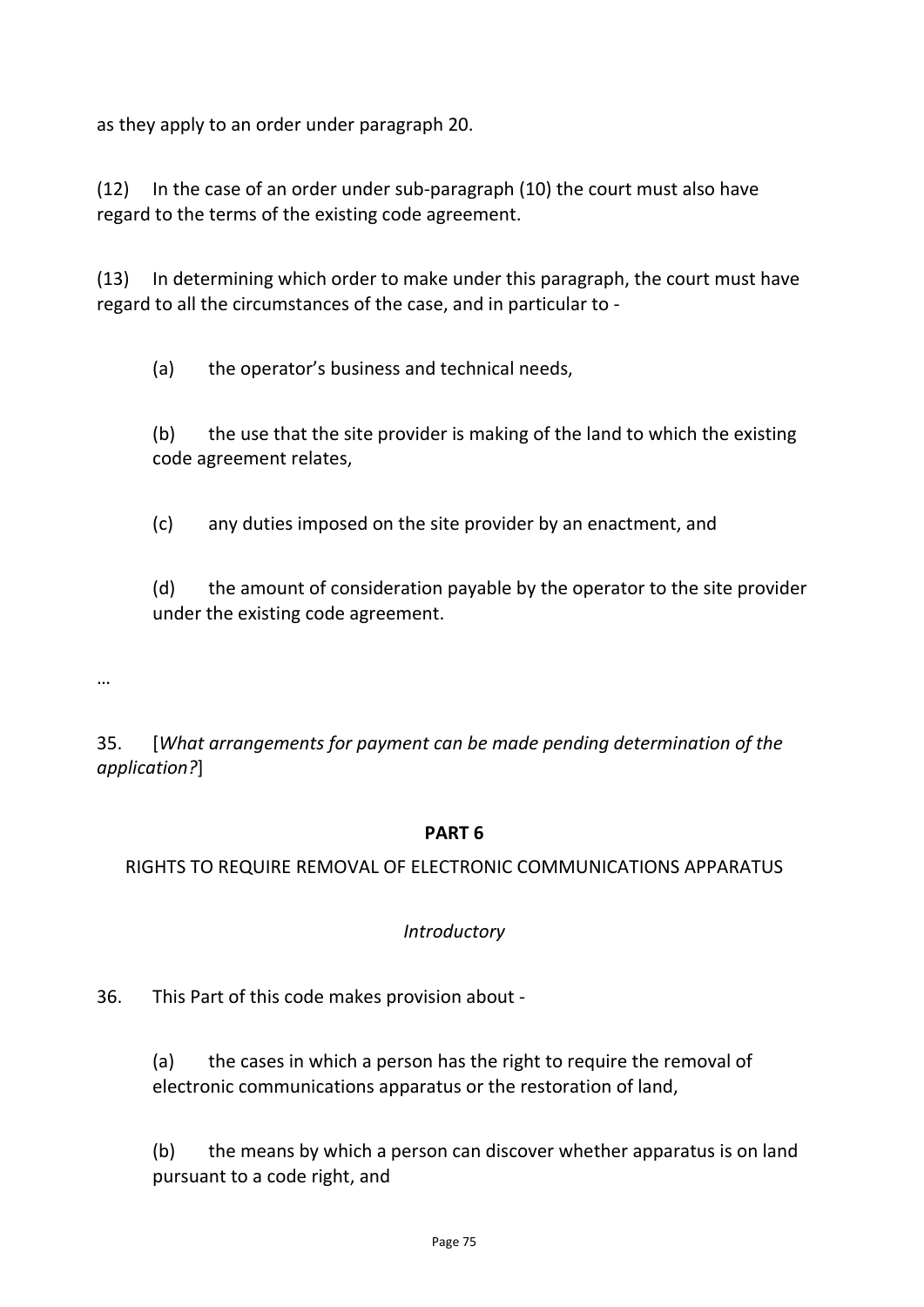as they apply to an order under paragraph 20.

(12) In the case of an order under sub-paragraph (10) the court must also have regard to the terms of the existing code agreement.

(13) In determining which order to make under this paragraph, the court must have regard to all the circumstances of the case, and in particular to -

(a) the operator's business and technical needs,

(b) the use that the site provider is making of the land to which the existing code agreement relates,

(c) any duties imposed on the site provider by an enactment, and

(d) the amount of consideration payable by the operator to the site provider under the existing code agreement.

…

35. [*What arrangements for payment can be made pending determination of the application?*]

**PART 6**

RIGHTS TO REQUIRE REMOVAL OF ELECTRONIC COMMUNICATIONS APPARATUS

*Introductory*

36. This Part of this code makes provision about -

(a) the cases in which a person has the right to require the removal of electronic communications apparatus or the restoration of land,

(b) the means by which a person can discover whether apparatus is on land pursuant to a code right, and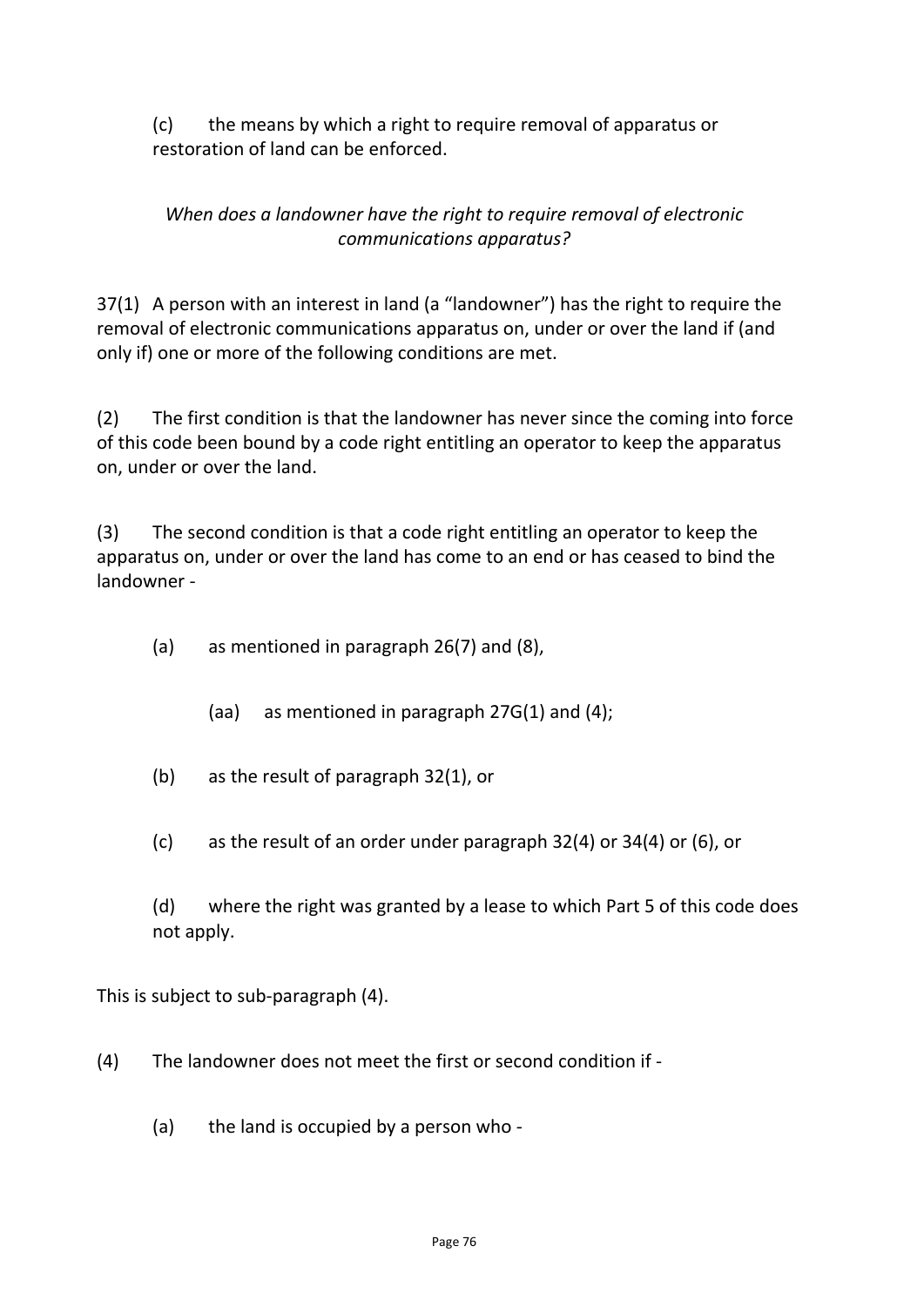(c) the means by which a right to require removal of apparatus or restoration of land can be enforced.

*When does a landowner have the right to require removal of electronic communications apparatus?*

37(1) A person with an interest in land (a "landowner") has the right to require the removal of electronic communications apparatus on, under or over the land if (and only if) one or more of the following conditions are met.

(2) The first condition is that the landowner has never since the coming into force of this code been bound by a code right entitling an operator to keep the apparatus on, under or over the land.

(3) The second condition is that a code right entitling an operator to keep the apparatus on, under or over the land has come to an end or has ceased to bind the landowner -

(a) as mentioned in paragraph 26(7) and (8),

(aa) as mentioned in paragraph 27G(1) and (4);

(b) as the result of paragraph 32(1), or

(c) as the result of an order under paragraph 32(4) or 34(4) or (6), or

(d) where the right was granted by a lease to which Part 5 of this code does not apply.

This is subject to sub-paragraph (4).

(4) The landowner does not meet the first or second condition if -

(a) the land is occupied by a person who -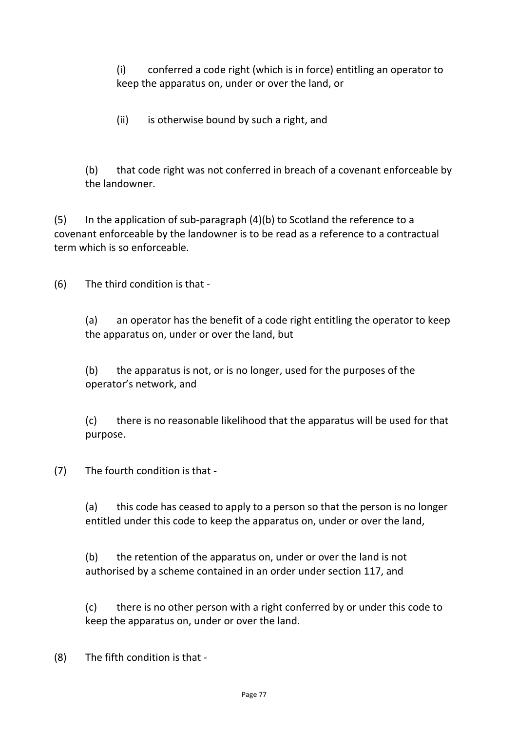(i) conferred a code right (which is in force) entitling an operator to keep the apparatus on, under or over the land, or

(ii) is otherwise bound by such a right, and

(b) that code right was not conferred in breach of a covenant enforceable by the landowner.

(5) In the application of sub-paragraph (4)(b) to Scotland the reference to a covenant enforceable by the landowner is to be read as a reference to a contractual term which is so enforceable.

(6) The third condition is that -

(a) an operator has the benefit of a code right entitling the operator to keep the apparatus on, under or over the land, but

(b) the apparatus is not, or is no longer, used for the purposes of the operator's network, and

(c) there is no reasonable likelihood that the apparatus will be used for that purpose.

(7) The fourth condition is that -

(a) this code has ceased to apply to a person so that the person is no longer entitled under this code to keep the apparatus on, under or over the land,

(b) the retention of the apparatus on, under or over the land is not authorised by a scheme contained in an order under section 117, and

(c) there is no other person with a right conferred by or under this code to keep the apparatus on, under or over the land.

(8) The fifth condition is that -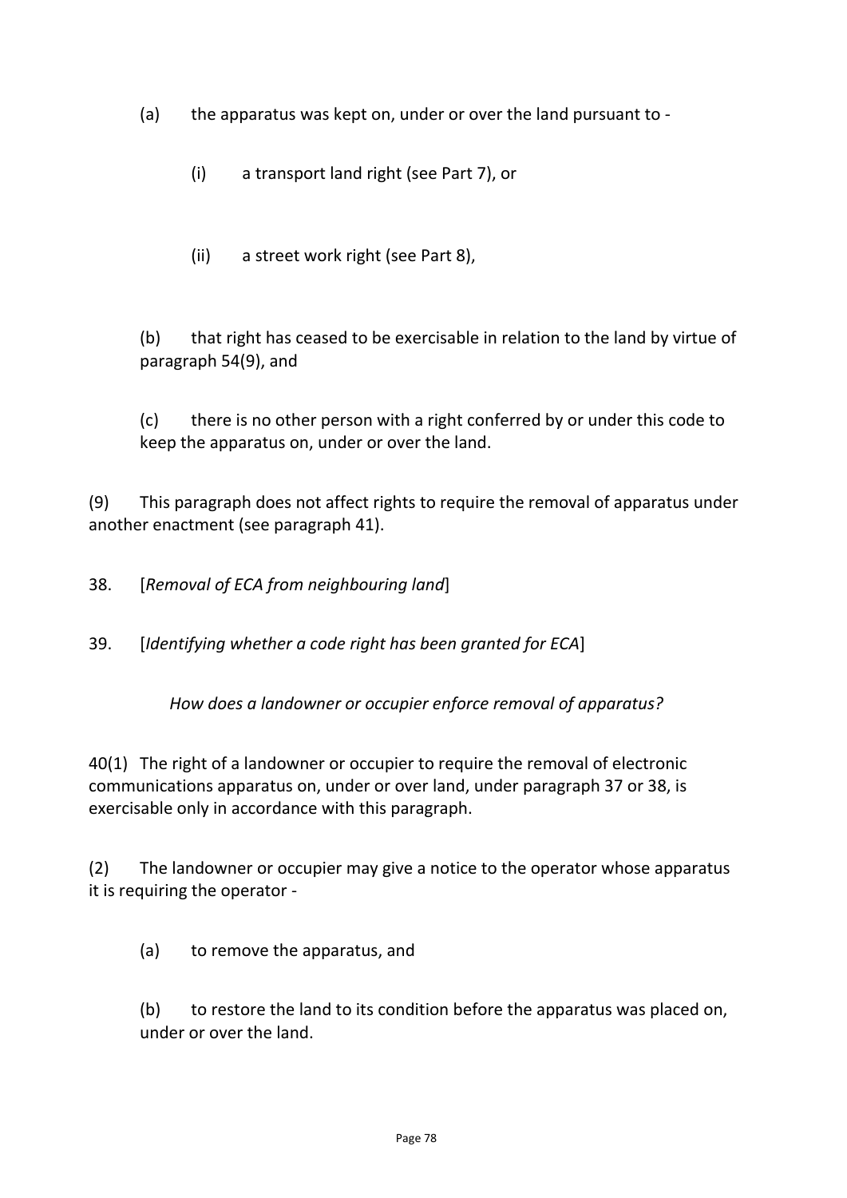(a) the apparatus was kept on, under or over the land pursuant to -

(i) a transport land right (see Part 7), or

(ii) a street work right (see Part 8),

(b) that right has ceased to be exercisable in relation to the land by virtue of paragraph 54(9), and

(c) there is no other person with a right conferred by or under this code to keep the apparatus on, under or over the land.

(9) This paragraph does not affect rights to require the removal of apparatus under another enactment (see paragraph 41).

38. [*Removal of ECA from neighbouring land*]

39. [*Identifying whether a code right has been granted for ECA*]

*How does a landowner or occupier enforce removal of apparatus?*

40(1) The right of a landowner or occupier to require the removal of electronic communications apparatus on, under or over land, under paragraph 37 or 38, is exercisable only in accordance with this paragraph.

(2) The landowner or occupier may give a notice to the operator whose apparatus it is requiring the operator -

(a) to remove the apparatus, and

(b) to restore the land to its condition before the apparatus was placed on, under or over the land.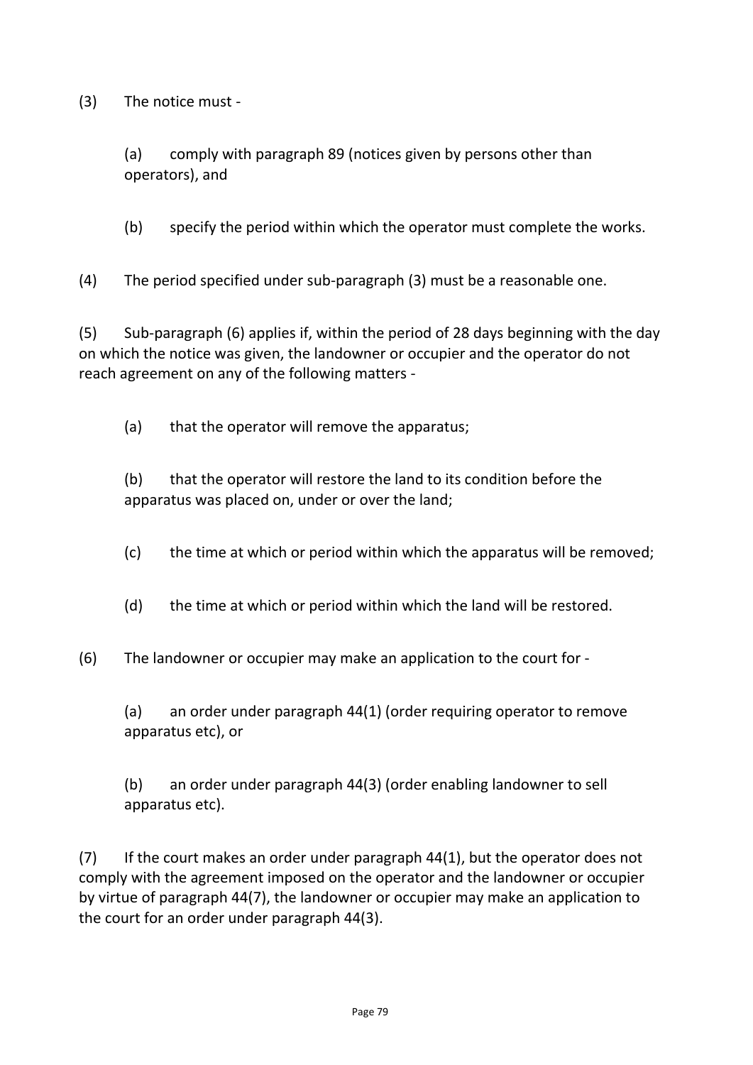(3) The notice must -

(a) comply with paragraph 89 (notices given by persons other than operators), and

(b) specify the period within which the operator must complete the works.

(4) The period specified under sub-paragraph (3) must be a reasonable one.

(5) Sub-paragraph (6) applies if, within the period of 28 days beginning with the day on which the notice was given, the landowner or occupier and the operator do not reach agreement on any of the following matters -

(a) that the operator will remove the apparatus;

(b) that the operator will restore the land to its condition before the apparatus was placed on, under or over the land;

(c) the time at which or period within which the apparatus will be removed;

(d) the time at which or period within which the land will be restored.

(6) The landowner or occupier may make an application to the court for -

(a) an order under paragraph 44(1) (order requiring operator to remove apparatus etc), or

(b) an order under paragraph 44(3) (order enabling landowner to sell apparatus etc).

(7) If the court makes an order under paragraph 44(1), but the operator does not comply with the agreement imposed on the operator and the landowner or occupier by virtue of paragraph 44(7), the landowner or occupier may make an application to the court for an order under paragraph 44(3).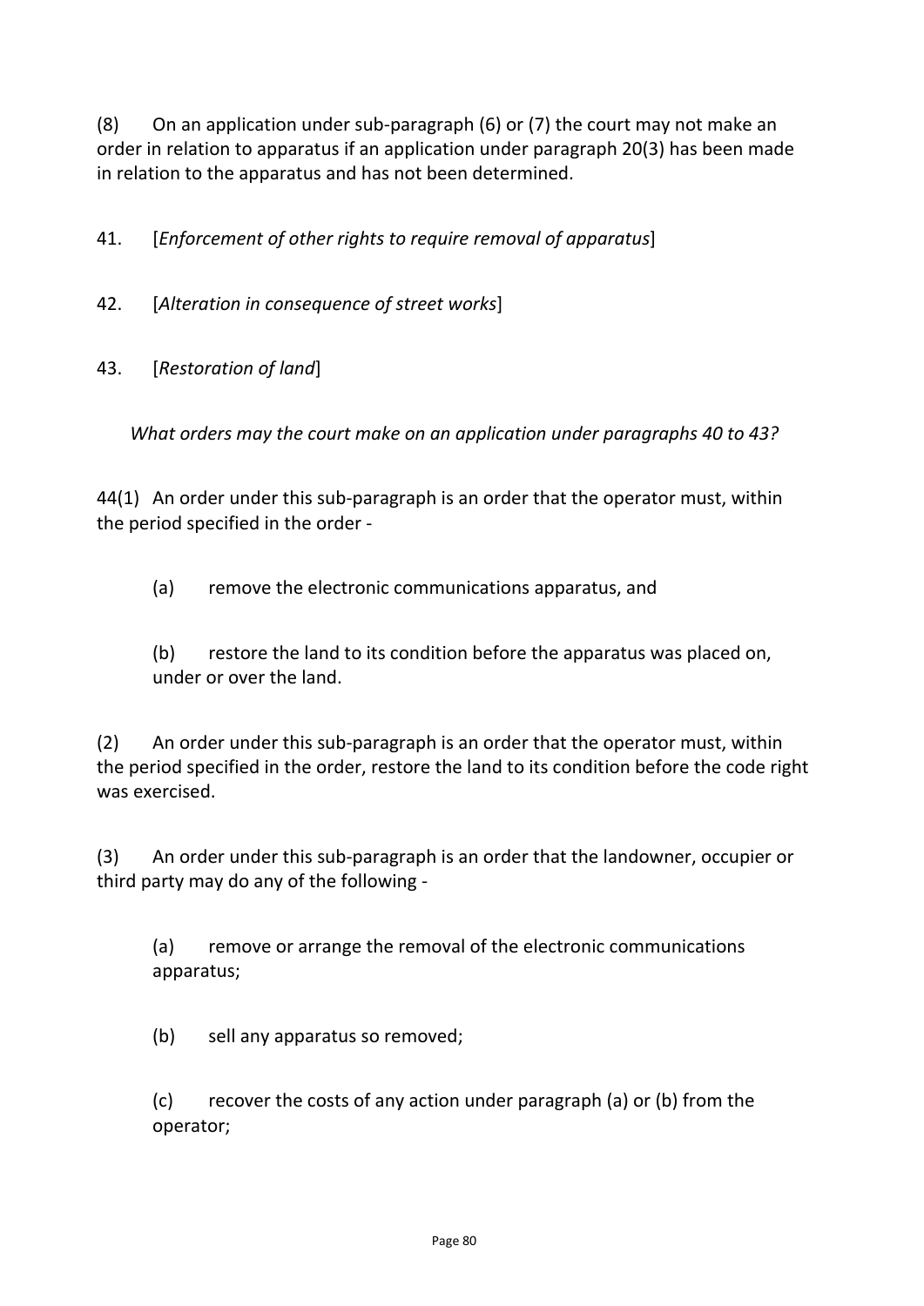(8) On an application under sub-paragraph (6) or (7) the court may not make an order in relation to apparatus if an application under paragraph 20(3) has been made in relation to the apparatus and has not been determined.

41. [*Enforcement of other rights to require removal of apparatus*]

42. [*Alteration in consequence of street works*]

43. [*Restoration of land*]

*What orders may the court make on an application under paragraphs 40 to 43?*

44(1) An order under this sub-paragraph is an order that the operator must, within the period specified in the order -

(a) remove the electronic communications apparatus, and

(b) restore the land to its condition before the apparatus was placed on, under or over the land.

(2) An order under this sub-paragraph is an order that the operator must, within the period specified in the order, restore the land to its condition before the code right was exercised.

(3) An order under this sub-paragraph is an order that the landowner, occupier or third party may do any of the following -

(a) remove or arrange the removal of the electronic communications apparatus;

(b) sell any apparatus so removed;

(c) recover the costs of any action under paragraph (a) or (b) from the operator;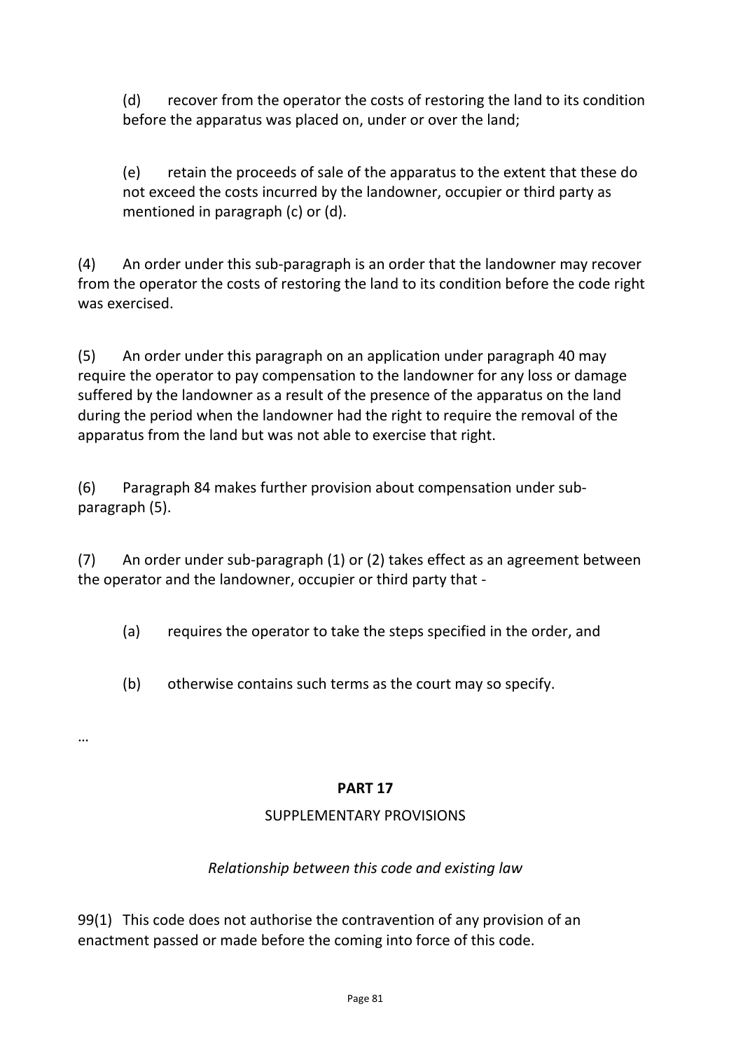(d) recover from the operator the costs of restoring the land to its condition before the apparatus was placed on, under or over the land;

(e) retain the proceeds of sale of the apparatus to the extent that these do not exceed the costs incurred by the landowner, occupier or third party as mentioned in paragraph (c) or (d).

(4) An order under this sub-paragraph is an order that the landowner may recover from the operator the costs of restoring the land to its condition before the code right was exercised.

(5) An order under this paragraph on an application under paragraph 40 may require the operator to pay compensation to the landowner for any loss or damage suffered by the landowner as a result of the presence of the apparatus on the land during the period when the landowner had the right to require the removal of the apparatus from the land but was not able to exercise that right.

(6) Paragraph 84 makes further provision about compensation under sub-paragraph (5).

(7) An order under sub-paragraph (1) or (2) takes effect as an agreement between the operator and the landowner, occupier or third party that -

(a) requires the operator to take the steps specified in the order, and

(b) otherwise contains such terms as the court may so specify.

…

## PART 17

### SUPPLEMENTARY PROVISIONS

*Relationship between this code and existing law*

99(1) This code does not authorise the contravention of any provision of an enactment passed or made before the coming into force of this code.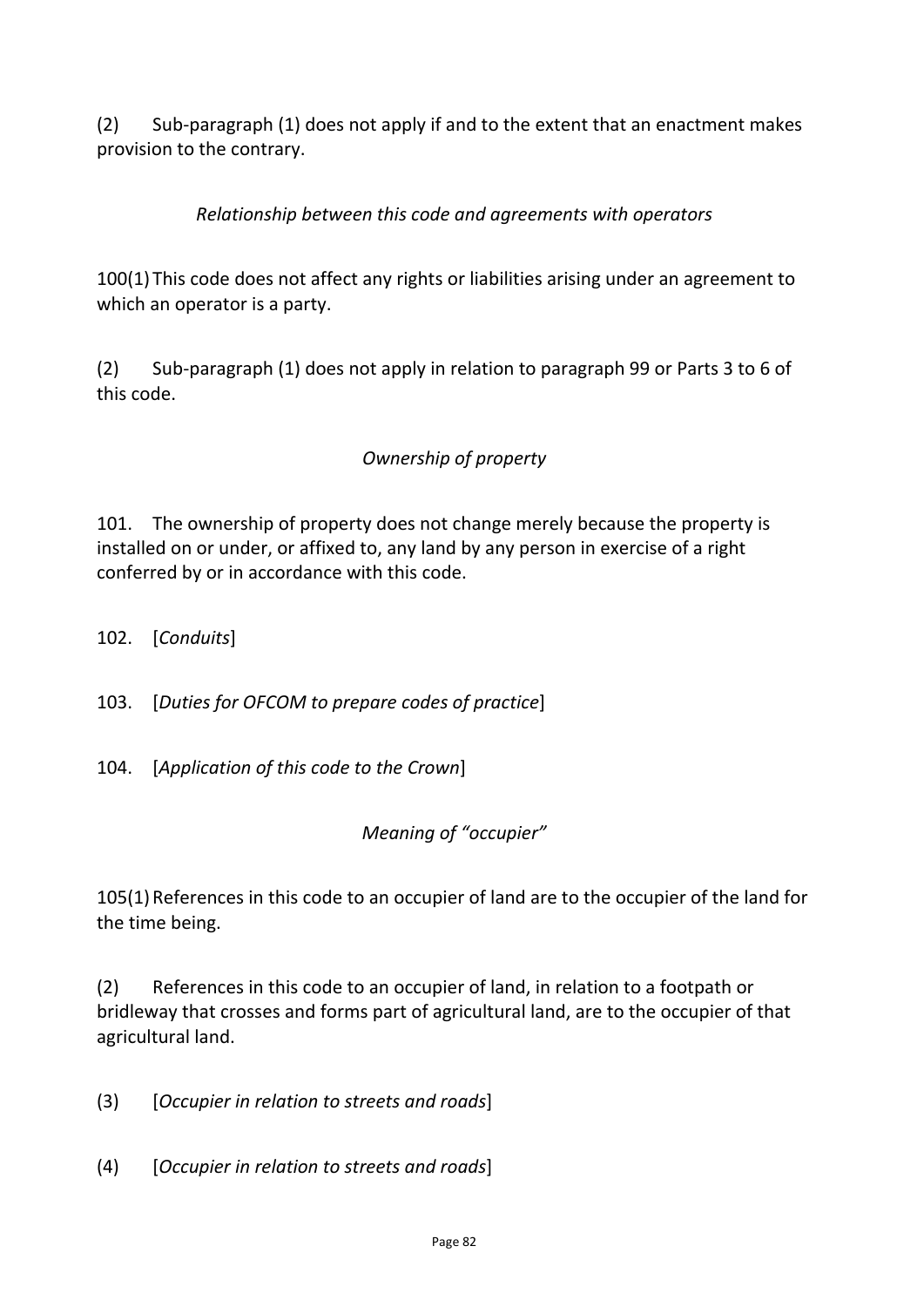(2) Sub-paragraph (1) does not apply if and to the extent that an enactment makes provision to the contrary.

*Relationship between this code and agreements with operators*

100(1) This code does not affect any rights or liabilities arising under an agreement to which an operator is a party.

(2) Sub-paragraph (1) does not apply in relation to paragraph 99 or Parts 3 to 6 of this code.

*Ownership of property*

101. The ownership of property does not change merely because the property is installed on or under, or affixed to, any land by any person in exercise of a right conferred by or in accordance with this code.

102. [*Conduits*]

103. [*Duties for OFCOM to prepare codes of practice*]

104. [*Application of this code to the Crown*]

*Meaning of "occupier"*

105(1) References in this code to an occupier of land are to the occupier of the land for the time being.

(2) References in this code to an occupier of land, in relation to a footpath or bridleway that crosses and forms part of agricultural land, are to the occupier of that agricultural land.

(3) [*Occupier in relation to streets and roads*]

(4) [*Occupier in relation to streets and roads*]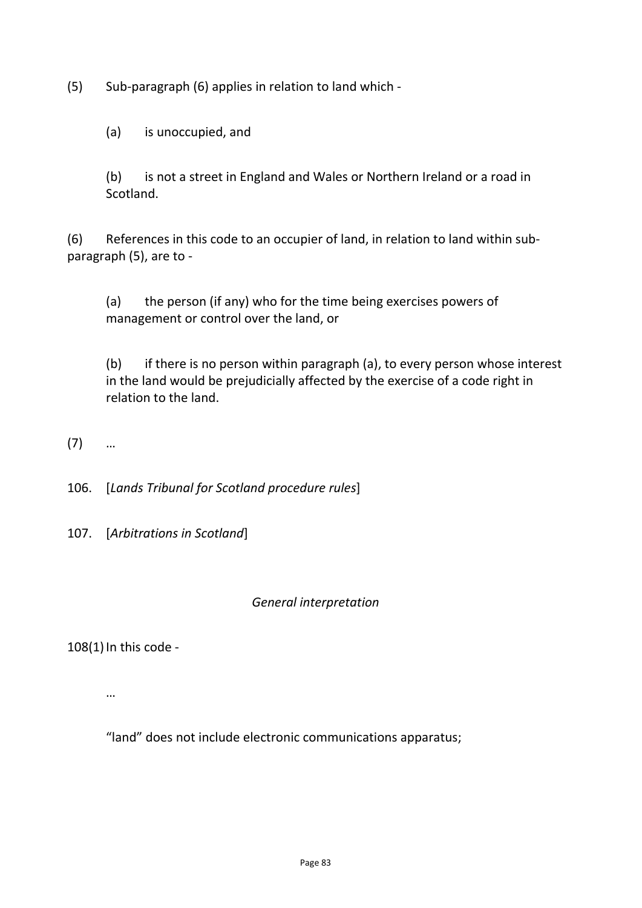(5) Sub-paragraph (6) applies in relation to land which -

(a) is unoccupied, and

(b) is not a street in England and Wales or Northern Ireland or a road in Scotland.

(6) References in this code to an occupier of land, in relation to land within sub-paragraph (5), are to -

(a) the person (if any) who for the time being exercises powers of management or control over the land, or

(b) if there is no person within paragraph (a), to every person whose interest in the land would be prejudicially affected by the exercise of a code right in relation to the land.

(7) …

106. [*Lands Tribunal for Scotland procedure rules*]

107. [*Arbitrations in Scotland*]

*General interpretation*

108(1) In this code -

…

"land" does not include electronic communications apparatus;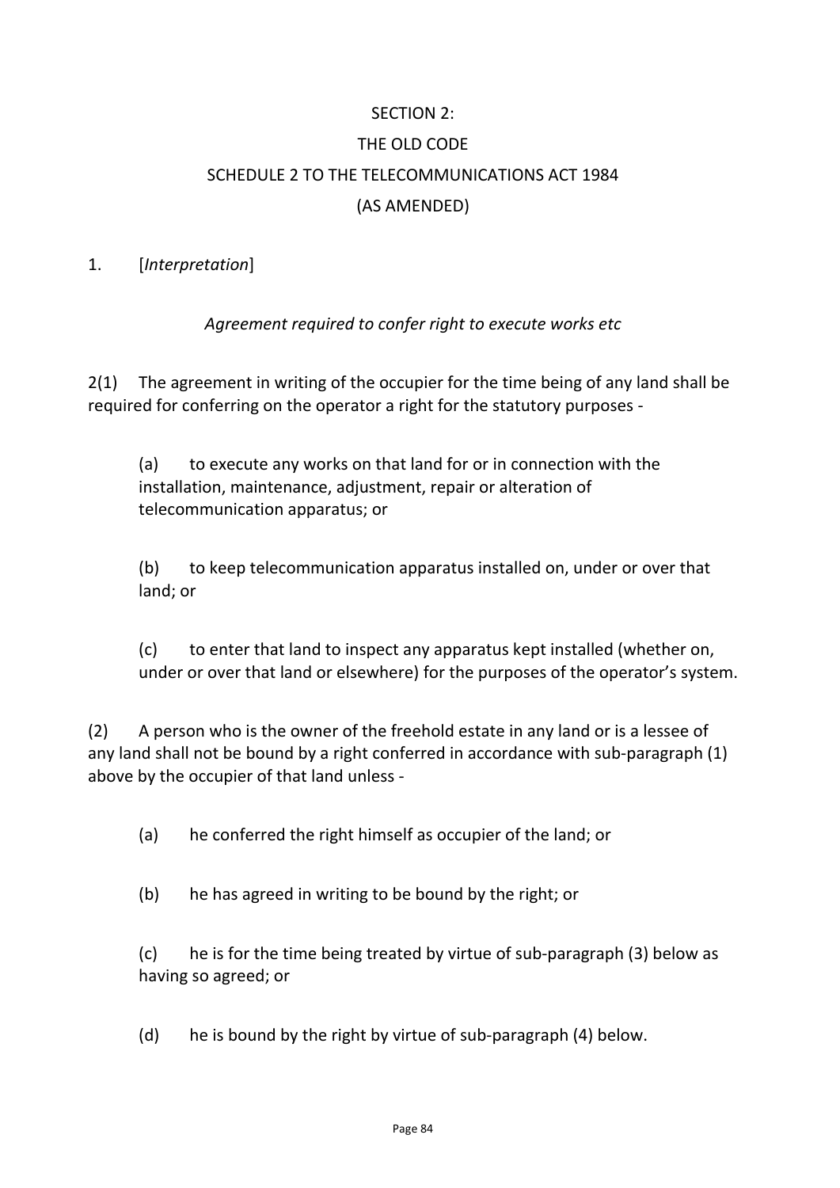# SECTION 2:

# THE OLD CODE

# SCHEDULE 2 TO THE TELECOMMUNICATIONS ACT 1984

# (AS AMENDED)

1. [*Interpretation*]

*Agreement required to confer right to execute works etc*

2(1) The agreement in writing of the occupier for the time being of any land shall be required for conferring on the operator a right for the statutory purposes -

> (a) to execute any works on that land for or in connection with the installation, maintenance, adjustment, repair or alteration of telecommunication apparatus; or
>
> (b) to keep telecommunication apparatus installed on, under or over that land; or
>
> (c) to enter that land to inspect any apparatus kept installed (whether on, under or over that land or elsewhere) for the purposes of the operator's system.

(2) A person who is the owner of the freehold estate in any land or is a lessee of any land shall not be bound by a right conferred in accordance with sub-paragraph (1) above by the occupier of that land unless -

> (a) he conferred the right himself as occupier of the land; or
>
> (b) he has agreed in writing to be bound by the right; or
>
> (c) he is for the time being treated by virtue of sub-paragraph (3) below as having so agreed; or
>
> (d) he is bound by the right by virtue of sub-paragraph (4) below.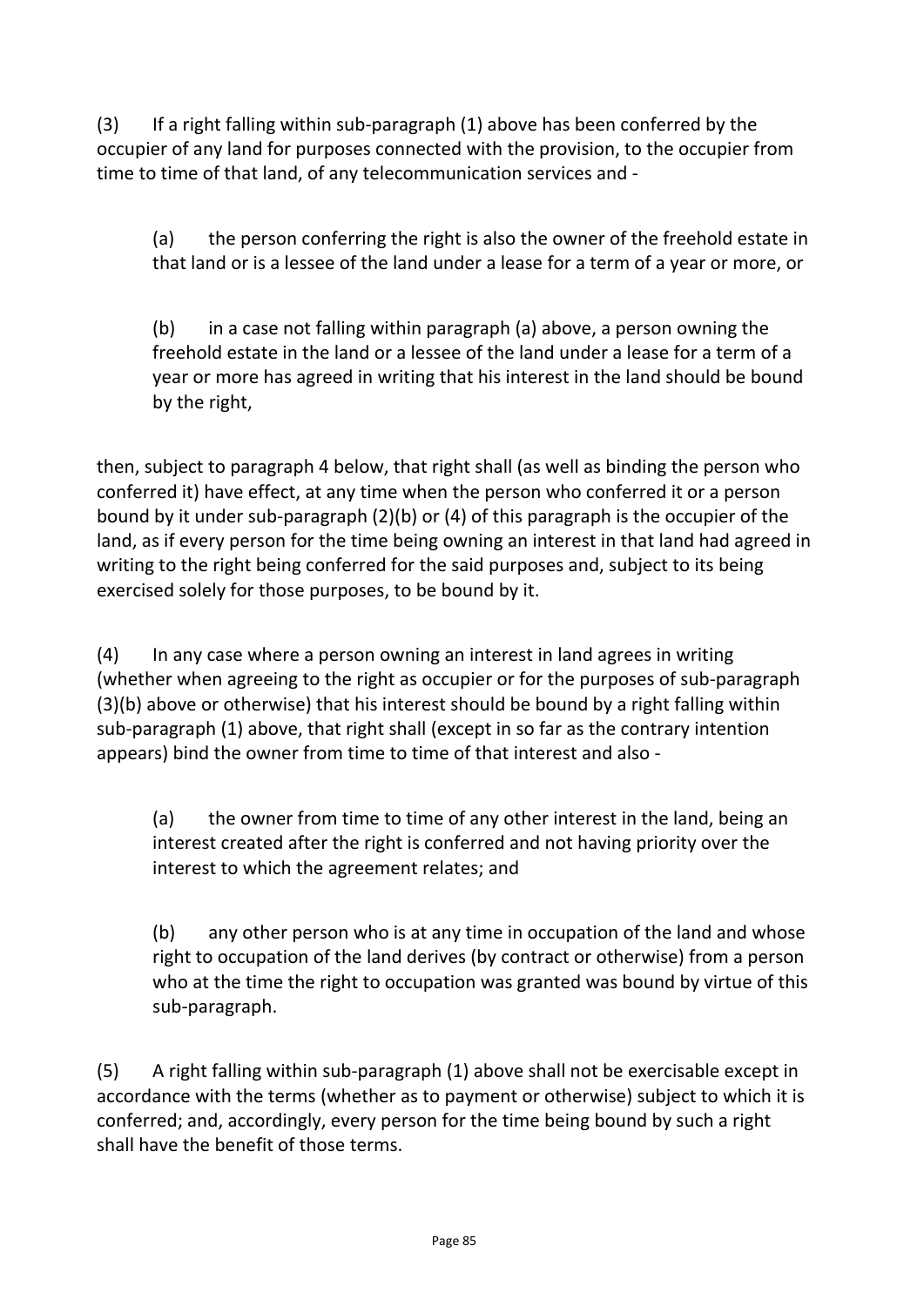(3) If a right falling within sub-paragraph (1) above has been conferred by the occupier of any land for purposes connected with the provision, to the occupier from time to time of that land, of any telecommunication services and -

> (a) the person conferring the right is also the owner of the freehold estate in that land or is a lessee of the land under a lease for a term of a year or more, or
>
> (b) in a case not falling within paragraph (a) above, a person owning the freehold estate in the land or a lessee of the land under a lease for a term of a year or more has agreed in writing that his interest in the land should be bound by the right,

then, subject to paragraph 4 below, that right shall (as well as binding the person who conferred it) have effect, at any time when the person who conferred it or a person bound by it under sub-paragraph (2)(b) or (4) of this paragraph is the occupier of the land, as if every person for the time being owning an interest in that land had agreed in writing to the right being conferred for the said purposes and, subject to its being exercised solely for those purposes, to be bound by it.

(4) In any case where a person owning an interest in land agrees in writing (whether when agreeing to the right as occupier or for the purposes of sub-paragraph (3)(b) above or otherwise) that his interest should be bound by a right falling within sub-paragraph (1) above, that right shall (except in so far as the contrary intention appears) bind the owner from time to time of that interest and also -

> (a) the owner from time to time of any other interest in the land, being an interest created after the right is conferred and not having priority over the interest to which the agreement relates; and
>
> (b) any other person who is at any time in occupation of the land and whose right to occupation of the land derives (by contract or otherwise) from a person who at the time the right to occupation was granted was bound by virtue of this sub-paragraph.

(5) A right falling within sub-paragraph (1) above shall not be exercisable except in accordance with the terms (whether as to payment or otherwise) subject to which it is conferred; and, accordingly, every person for the time being bound by such a right shall have the benefit of those terms.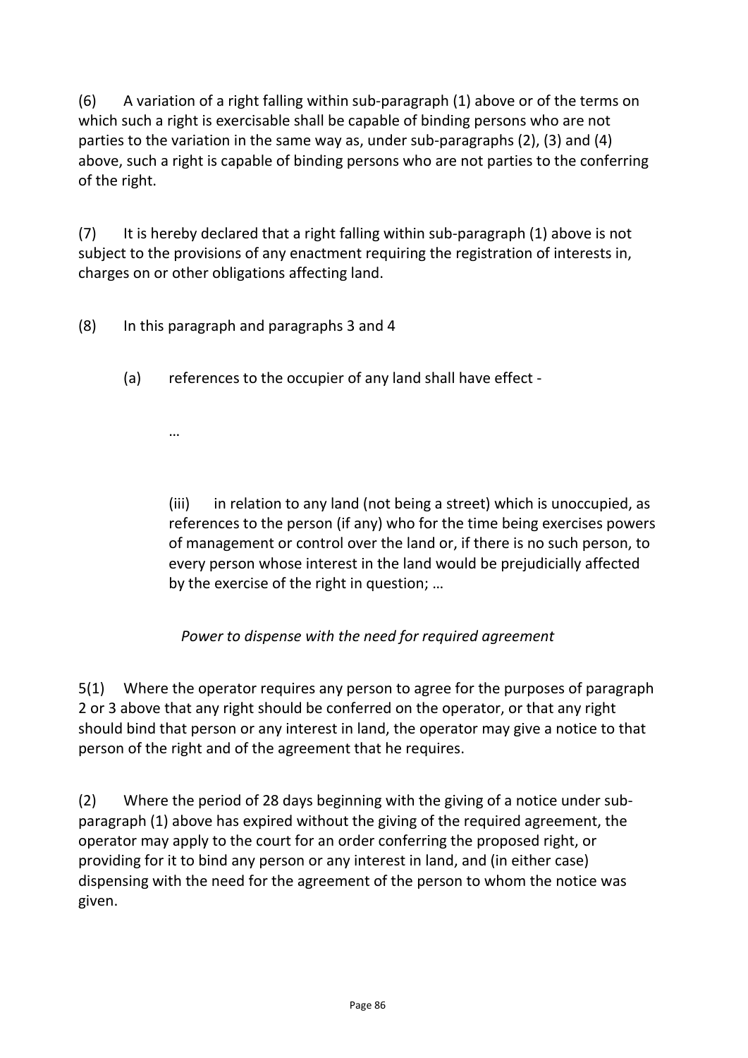(6) A variation of a right falling within sub-paragraph (1) above or of the terms on which such a right is exercisable shall be capable of binding persons who are not parties to the variation in the same way as, under sub-paragraphs (2), (3) and (4) above, such a right is capable of binding persons who are not parties to the conferring of the right.

(7) It is hereby declared that a right falling within sub-paragraph (1) above is not subject to the provisions of any enactment requiring the registration of interests in, charges on or other obligations affecting land.

(8) In this paragraph and paragraphs 3 and 4

(a) references to the occupier of any land shall have effect -

…

(iii) in relation to any land (not being a street) which is unoccupied, as references to the person (if any) who for the time being exercises powers of management or control over the land or, if there is no such person, to every person whose interest in the land would be prejudicially affected by the exercise of the right in question; …

*Power to dispense with the need for required agreement*

5(1) Where the operator requires any person to agree for the purposes of paragraph 2 or 3 above that any right should be conferred on the operator, or that any right should bind that person or any interest in land, the operator may give a notice to that person of the right and of the agreement that he requires.

(2) Where the period of 28 days beginning with the giving of a notice under sub-paragraph (1) above has expired without the giving of the required agreement, the operator may apply to the court for an order conferring the proposed right, or providing for it to bind any person or any interest in land, and (in either case) dispensing with the need for the agreement of the person to whom the notice was given.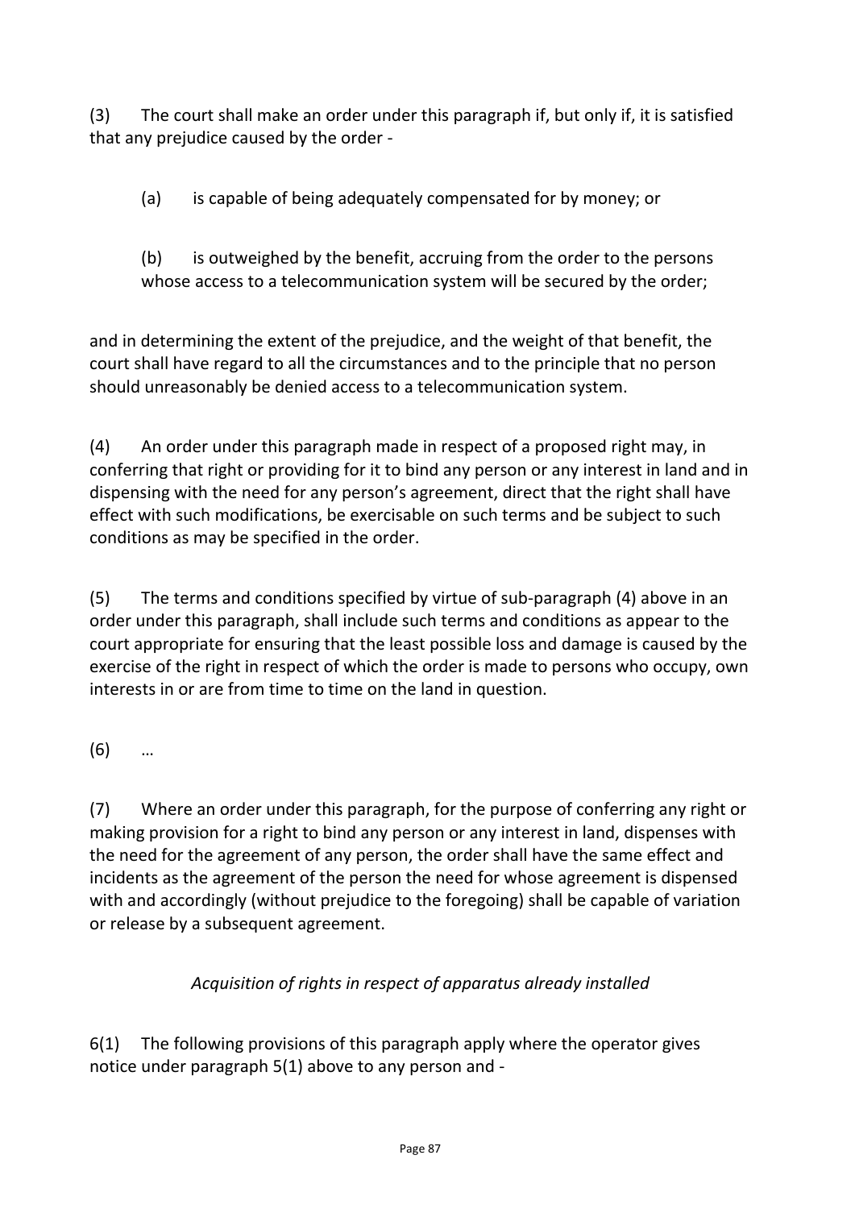(3) The court shall make an order under this paragraph if, but only if, it is satisfied that any prejudice caused by the order -

(a) is capable of being adequately compensated for by money; or

(b) is outweighed by the benefit, accruing from the order to the persons whose access to a telecommunication system will be secured by the order;

and in determining the extent of the prejudice, and the weight of that benefit, the court shall have regard to all the circumstances and to the principle that no person should unreasonably be denied access to a telecommunication system.

(4) An order under this paragraph made in respect of a proposed right may, in conferring that right or providing for it to bind any person or any interest in land and in dispensing with the need for any person's agreement, direct that the right shall have effect with such modifications, be exercisable on such terms and be subject to such conditions as may be specified in the order.

(5) The terms and conditions specified by virtue of sub-paragraph (4) above in an order under this paragraph, shall include such terms and conditions as appear to the court appropriate for ensuring that the least possible loss and damage is caused by the exercise of the right in respect of which the order is made to persons who occupy, own interests in or are from time to time on the land in question.

(6) …

(7) Where an order under this paragraph, for the purpose of conferring any right or making provision for a right to bind any person or any interest in land, dispenses with the need for the agreement of any person, the order shall have the same effect and incidents as the agreement of the person the need for whose agreement is dispensed with and accordingly (without prejudice to the foregoing) shall be capable of variation or release by a subsequent agreement.

*Acquisition of rights in respect of apparatus already installed*

6(1) The following provisions of this paragraph apply where the operator gives notice under paragraph 5(1) above to any person and -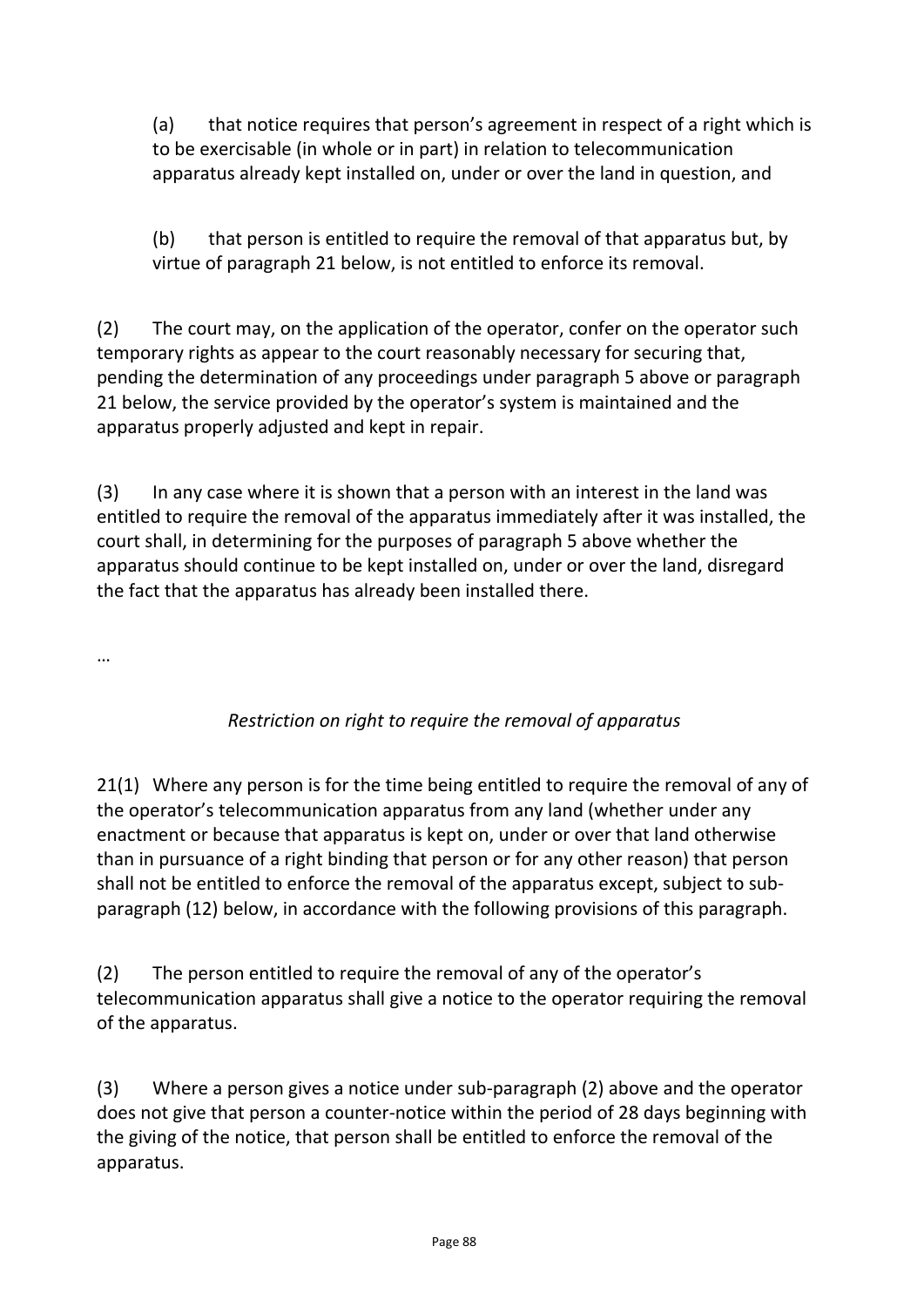(a) that notice requires that person's agreement in respect of a right which is to be exercisable (in whole or in part) in relation to telecommunication apparatus already kept installed on, under or over the land in question, and

(b) that person is entitled to require the removal of that apparatus but, by virtue of paragraph 21 below, is not entitled to enforce its removal.

(2) The court may, on the application of the operator, confer on the operator such temporary rights as appear to the court reasonably necessary for securing that, pending the determination of any proceedings under paragraph 5 above or paragraph 21 below, the service provided by the operator's system is maintained and the apparatus properly adjusted and kept in repair.

(3) In any case where it is shown that a person with an interest in the land was entitled to require the removal of the apparatus immediately after it was installed, the court shall, in determining for the purposes of paragraph 5 above whether the apparatus should continue to be kept installed on, under or over the land, disregard the fact that the apparatus has already been installed there.

…

*Restriction on right to require the removal of apparatus*

21(1) Where any person is for the time being entitled to require the removal of any of the operator's telecommunication apparatus from any land (whether under any enactment or because that apparatus is kept on, under or over that land otherwise than in pursuance of a right binding that person or for any other reason) that person shall not be entitled to enforce the removal of the apparatus except, subject to sub-paragraph (12) below, in accordance with the following provisions of this paragraph.

(2) The person entitled to require the removal of any of the operator's telecommunication apparatus shall give a notice to the operator requiring the removal of the apparatus.

(3) Where a person gives a notice under sub-paragraph (2) above and the operator does not give that person a counter-notice within the period of 28 days beginning with the giving of the notice, that person shall be entitled to enforce the removal of the apparatus.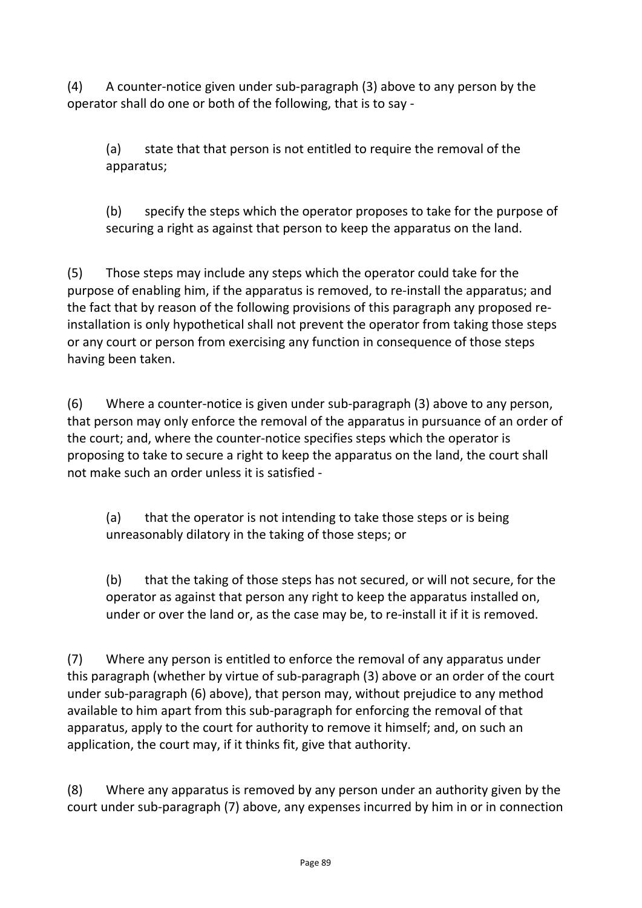(4) A counter-notice given under sub-paragraph (3) above to any person by the operator shall do one or both of the following, that is to say -

(a) state that that person is not entitled to require the removal of the apparatus;

(b) specify the steps which the operator proposes to take for the purpose of securing a right as against that person to keep the apparatus on the land.

(5) Those steps may include any steps which the operator could take for the purpose of enabling him, if the apparatus is removed, to re-install the apparatus; and the fact that by reason of the following provisions of this paragraph any proposed re-installation is only hypothetical shall not prevent the operator from taking those steps or any court or person from exercising any function in consequence of those steps having been taken.

(6) Where a counter-notice is given under sub-paragraph (3) above to any person, that person may only enforce the removal of the apparatus in pursuance of an order of the court; and, where the counter-notice specifies steps which the operator is proposing to take to secure a right to keep the apparatus on the land, the court shall not make such an order unless it is satisfied -

(a) that the operator is not intending to take those steps or is being unreasonably dilatory in the taking of those steps; or

(b) that the taking of those steps has not secured, or will not secure, for the operator as against that person any right to keep the apparatus installed on, under or over the land or, as the case may be, to re-install it if it is removed.

(7) Where any person is entitled to enforce the removal of any apparatus under this paragraph (whether by virtue of sub-paragraph (3) above or an order of the court under sub-paragraph (6) above), that person may, without prejudice to any method available to him apart from this sub-paragraph for enforcing the removal of that apparatus, apply to the court for authority to remove it himself; and, on such an application, the court may, if it thinks fit, give that authority.

(8) Where any apparatus is removed by any person under an authority given by the court under sub-paragraph (7) above, any expenses incurred by him in or in connection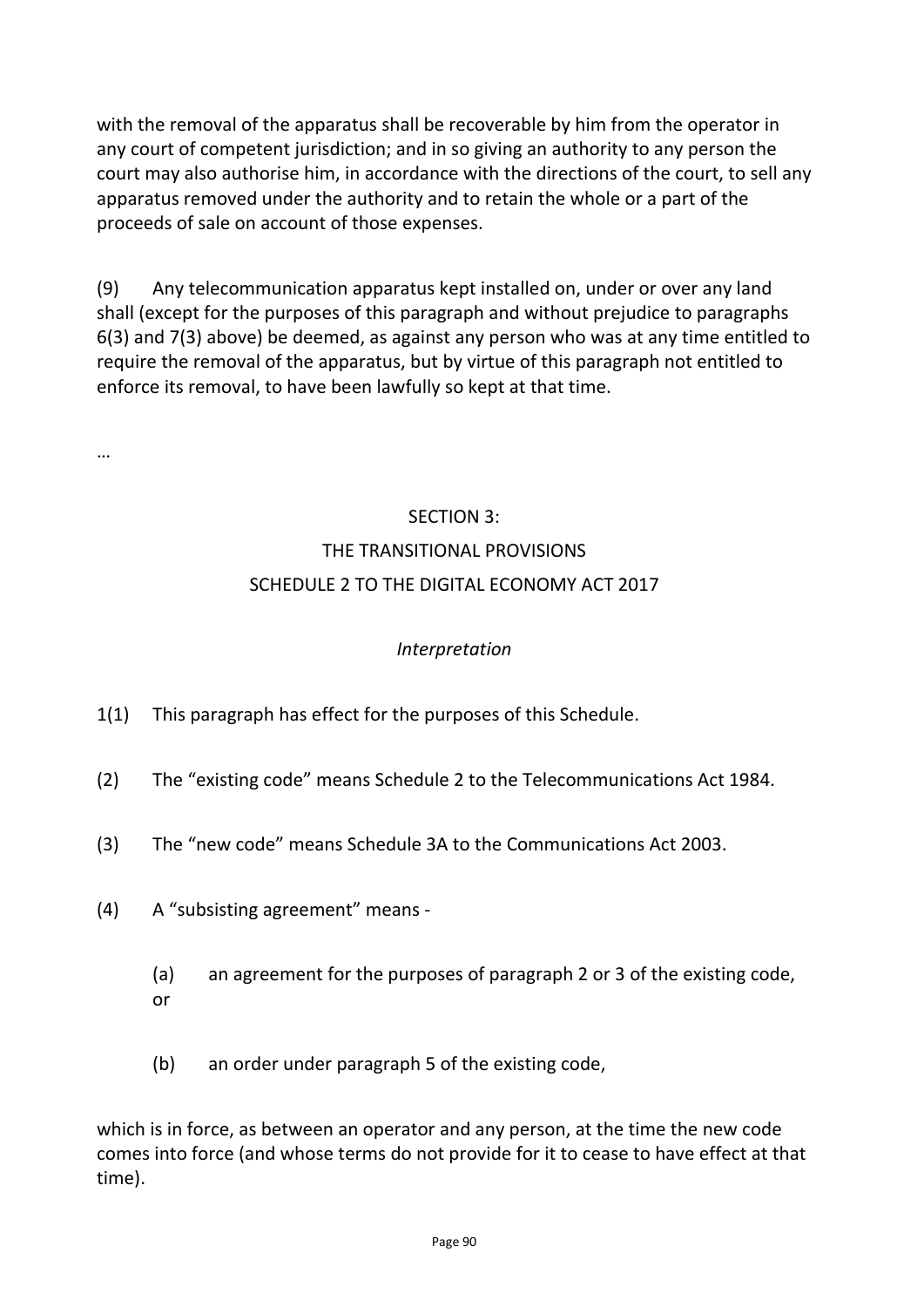with the removal of the apparatus shall be recoverable by him from the operator in any court of competent jurisdiction; and in so giving an authority to any person the court may also authorise him, in accordance with the directions of the court, to sell any apparatus removed under the authority and to retain the whole or a part of the proceeds of sale on account of those expenses.

(9) Any telecommunication apparatus kept installed on, under or over any land shall (except for the purposes of this paragraph and without prejudice to paragraphs 6(3) and 7(3) above) be deemed, as against any person who was at any time entitled to require the removal of the apparatus, but by virtue of this paragraph not entitled to enforce its removal, to have been lawfully so kept at that time.

…

## SECTION 3:
## THE TRANSITIONAL PROVISIONS
## SCHEDULE 2 TO THE DIGITAL ECONOMY ACT 2017

*Interpretation*

1(1) This paragraph has effect for the purposes of this Schedule.

(2) The "existing code" means Schedule 2 to the Telecommunications Act 1984.

(3) The "new code" means Schedule 3A to the Communications Act 2003.

(4) A "subsisting agreement" means -

(a) an agreement for the purposes of paragraph 2 or 3 of the existing code, or

(b) an order under paragraph 5 of the existing code,

which is in force, as between an operator and any person, at the time the new code comes into force (and whose terms do not provide for it to cease to have effect at that time).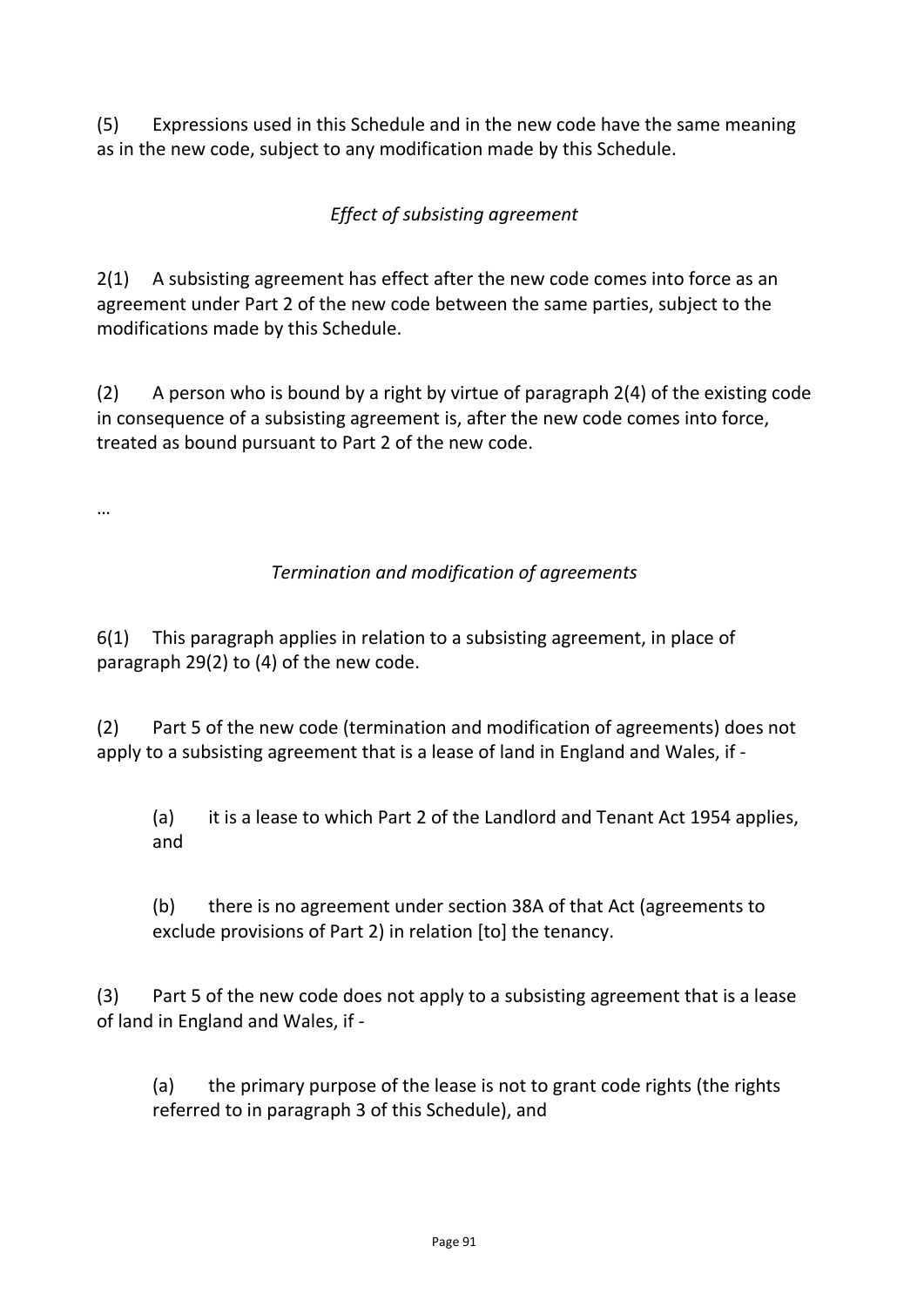(5) Expressions used in this Schedule and in the new code have the same meaning as in the new code, subject to any modification made by this Schedule.

*Effect of subsisting agreement*

2(1) A subsisting agreement has effect after the new code comes into force as an agreement under Part 2 of the new code between the same parties, subject to the modifications made by this Schedule.

(2) A person who is bound by a right by virtue of paragraph 2(4) of the existing code in consequence of a subsisting agreement is, after the new code comes into force, treated as bound pursuant to Part 2 of the new code.

…

*Termination and modification of agreements*

6(1) This paragraph applies in relation to a subsisting agreement, in place of paragraph 29(2) to (4) of the new code.

(2) Part 5 of the new code (termination and modification of agreements) does not apply to a subsisting agreement that is a lease of land in England and Wales, if -

> (a) it is a lease to which Part 2 of the Landlord and Tenant Act 1954 applies, and
>
> (b) there is no agreement under section 38A of that Act (agreements to exclude provisions of Part 2) in relation [to] the tenancy.

(3) Part 5 of the new code does not apply to a subsisting agreement that is a lease of land in England and Wales, if -

> (a) the primary purpose of the lease is not to grant code rights (the rights referred to in paragraph 3 of this Schedule), and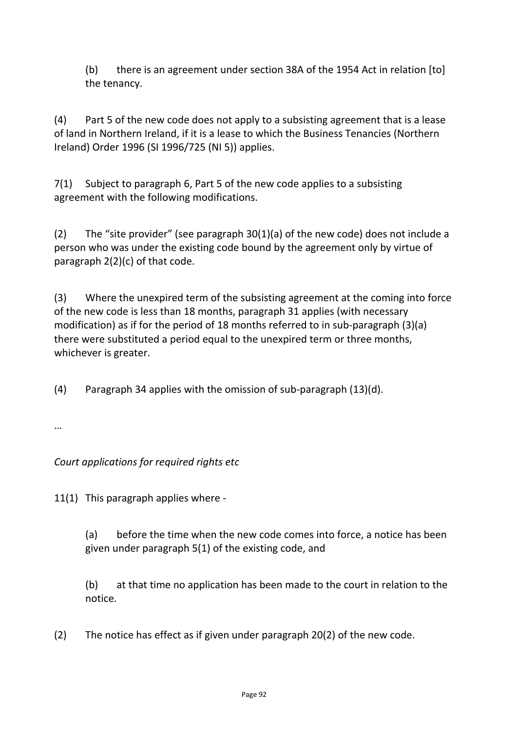(b) there is an agreement under section 38A of the 1954 Act in relation [to] the tenancy.

(4) Part 5 of the new code does not apply to a subsisting agreement that is a lease of land in Northern Ireland, if it is a lease to which the Business Tenancies (Northern Ireland) Order 1996 (SI 1996/725 (NI 5)) applies.

7(1) Subject to paragraph 6, Part 5 of the new code applies to a subsisting agreement with the following modifications.

(2) The "site provider" (see paragraph 30(1)(a) of the new code) does not include a person who was under the existing code bound by the agreement only by virtue of paragraph 2(2)(c) of that code.

(3) Where the unexpired term of the subsisting agreement at the coming into force of the new code is less than 18 months, paragraph 31 applies (with necessary modification) as if for the period of 18 months referred to in sub-paragraph (3)(a) there were substituted a period equal to the unexpired term or three months, whichever is greater.

(4) Paragraph 34 applies with the omission of sub-paragraph (13)(d).

…

*Court applications for required rights etc*

11(1) This paragraph applies where -

(a) before the time when the new code comes into force, a notice has been given under paragraph 5(1) of the existing code, and

(b) at that time no application has been made to the court in relation to the notice.

(2) The notice has effect as if given under paragraph 20(2) of the new code.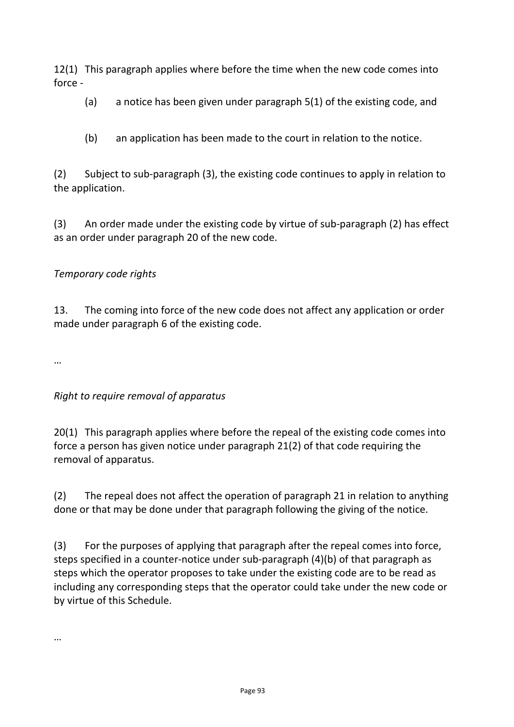12(1) This paragraph applies where before the time when the new code comes into force -

(a) a notice has been given under paragraph 5(1) of the existing code, and

(b) an application has been made to the court in relation to the notice.

(2) Subject to sub-paragraph (3), the existing code continues to apply in relation to the application.

(3) An order made under the existing code by virtue of sub-paragraph (2) has effect as an order under paragraph 20 of the new code.

*Temporary code rights*

13. The coming into force of the new code does not affect any application or order made under paragraph 6 of the existing code.

…

*Right to require removal of apparatus*

20(1) This paragraph applies where before the repeal of the existing code comes into force a person has given notice under paragraph 21(2) of that code requiring the removal of apparatus.

(2) The repeal does not affect the operation of paragraph 21 in relation to anything done or that may be done under that paragraph following the giving of the notice.

(3) For the purposes of applying that paragraph after the repeal comes into force, steps specified in a counter-notice under sub-paragraph (4)(b) of that paragraph as steps which the operator proposes to take under the existing code are to be read as including any corresponding steps that the operator could take under the new code or by virtue of this Schedule.

…